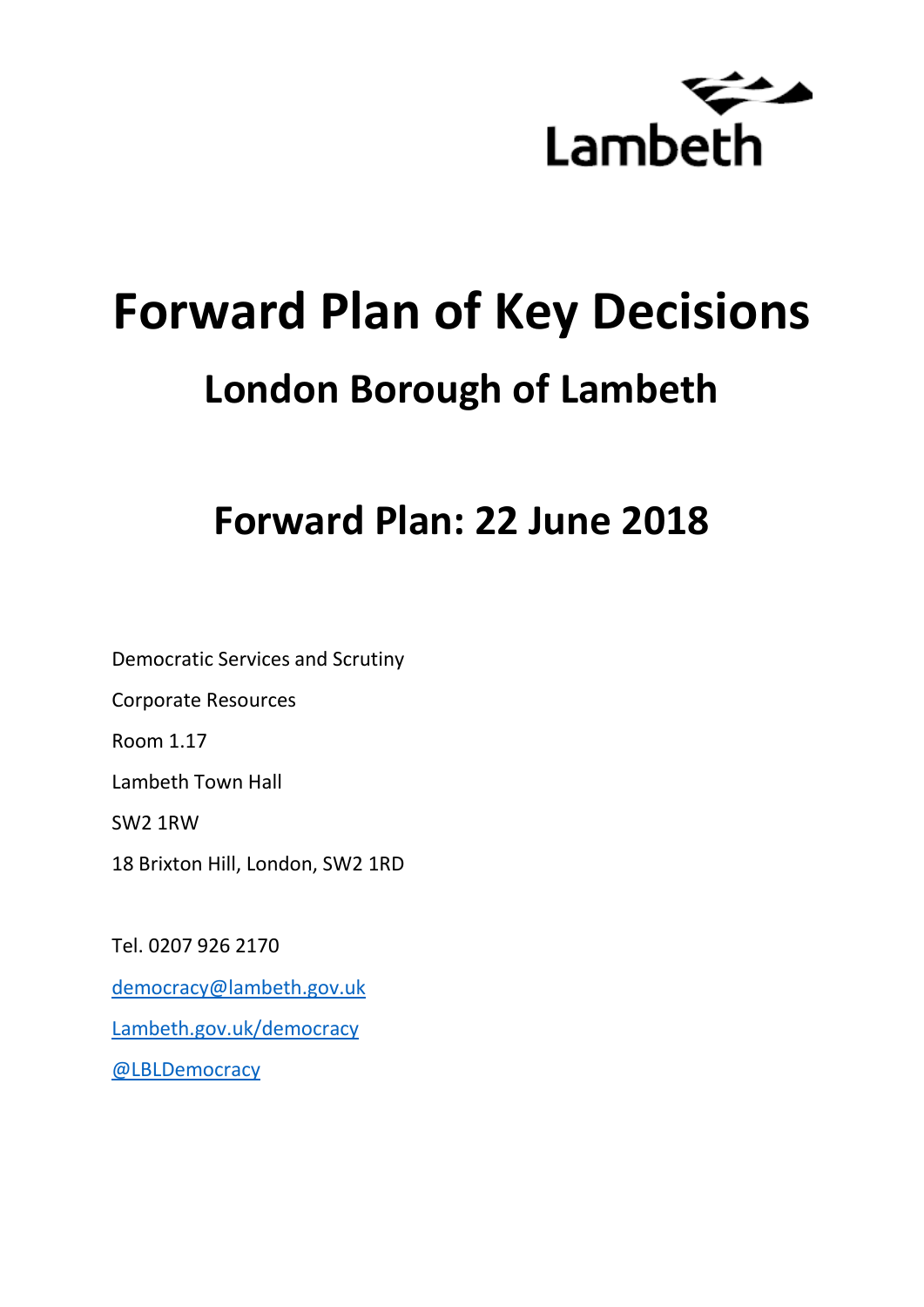Lambeth

# Forward Plan of Key Decisions

## London Borough of Lambeth

## Forward Plan: 22 June 2018

Democratic Services and Scrutiny

Corporate Resources

Room 1.17

Lambeth Town Hall

SW2 1RW

18 Brixton Hill, London, SW2 1RD

Tel. 0207 926 2170

democracy@lambeth.gov.uk

Lambeth.gov.uk/democracy

@LBLDemocracy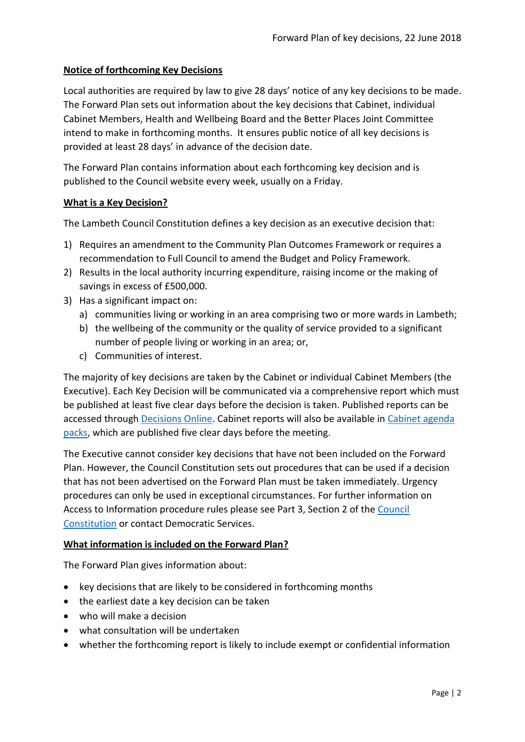**Notice of forthcoming Key Decisions**

Local authorities are required by law to give 28 days' notice of any key decisions to be made. The Forward Plan sets out information about the key decisions that Cabinet, individual Cabinet Members, Health and Wellbeing Board and the Better Places Joint Committee intend to make in forthcoming months. It ensures public notice of all key decisions is provided at least 28 days' in advance of the decision date.

The Forward Plan contains information about each forthcoming key decision and is published to the Council website every week, usually on a Friday.

**What is a Key Decision?**

The Lambeth Council Constitution defines a key decision as an executive decision that:

1) Requires an amendment to the Community Plan Outcomes Framework or requires a recommendation to Full Council to amend the Budget and Policy Framework.
2) Results in the local authority incurring expenditure, raising income or the making of savings in excess of £500,000.
3) Has a significant impact on:
   a) communities living or working in an area comprising two or more wards in Lambeth;
   b) the wellbeing of the community or the quality of service provided to a significant number of people living or working in an area; or,
   c) Communities of interest.

The majority of key decisions are taken by the Cabinet or individual Cabinet Members (the Executive). Each Key Decision will be communicated via a comprehensive report which must be published at least five clear days before the decision is taken. Published reports can be accessed through Decisions Online. Cabinet reports will also be available in Cabinet agenda packs, which are published five clear days before the meeting.

The Executive cannot consider key decisions that have not been included on the Forward Plan. However, the Council Constitution sets out procedures that can be used if a decision that has not been advertised on the Forward Plan must be taken immediately. Urgency procedures can only be used in exceptional circumstances. For further information on Access to Information procedure rules please see Part 3, Section 2 of the Council Constitution or contact Democratic Services.

**What information is included on the Forward Plan?**

The Forward Plan gives information about:

- key decisions that are likely to be considered in forthcoming months
- the earliest date a key decision can be taken
- who will make a decision
- what consultation will be undertaken
- whether the forthcoming report is likely to include exempt or confidential information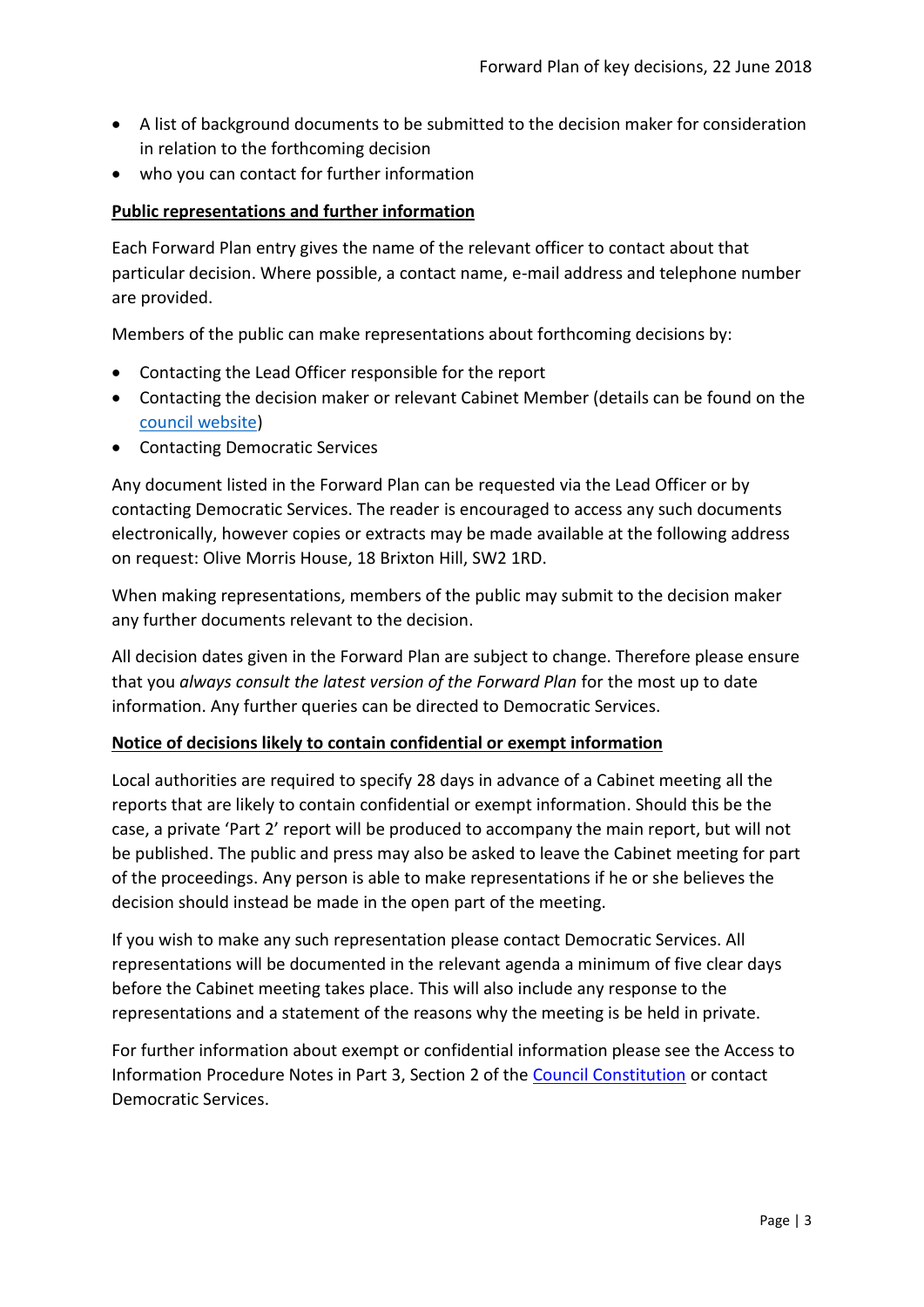- A list of background documents to be submitted to the decision maker for consideration in relation to the forthcoming decision
- who you can contact for further information

**Public representations and further information**

Each Forward Plan entry gives the name of the relevant officer to contact about that particular decision. Where possible, a contact name, e-mail address and telephone number are provided.

Members of the public can make representations about forthcoming decisions by:

- Contacting the Lead Officer responsible for the report
- Contacting the decision maker or relevant Cabinet Member (details can be found on the council website)
- Contacting Democratic Services

Any document listed in the Forward Plan can be requested via the Lead Officer or by contacting Democratic Services. The reader is encouraged to access any such documents electronically, however copies or extracts may be made available at the following address on request: Olive Morris House, 18 Brixton Hill, SW2 1RD.

When making representations, members of the public may submit to the decision maker any further documents relevant to the decision.

All decision dates given in the Forward Plan are subject to change. Therefore please ensure that you *always consult the latest version of the Forward Plan* for the most up to date information. Any further queries can be directed to Democratic Services.

**Notice of decisions likely to contain confidential or exempt information**

Local authorities are required to specify 28 days in advance of a Cabinet meeting all the reports that are likely to contain confidential or exempt information. Should this be the case, a private 'Part 2' report will be produced to accompany the main report, but will not be published. The public and press may also be asked to leave the Cabinet meeting for part of the proceedings. Any person is able to make representations if he or she believes the decision should instead be made in the open part of the meeting.

If you wish to make any such representation please contact Democratic Services. All representations will be documented in the relevant agenda a minimum of five clear days before the Cabinet meeting takes place. This will also include any response to the representations and a statement of the reasons why the meeting is be held in private.

For further information about exempt or confidential information please see the Access to Information Procedure Notes in Part 3, Section 2 of the Council Constitution or contact Democratic Services.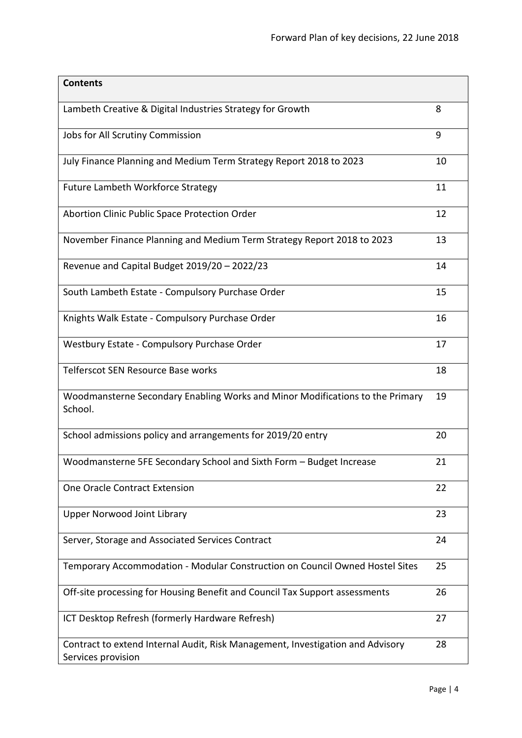| Contents | |
|---|---|
| Lambeth Creative & Digital Industries Strategy for Growth | 8 |
| Jobs for All Scrutiny Commission | 9 |
| July Finance Planning and Medium Term Strategy Report 2018 to 2023 | 10 |
| Future Lambeth Workforce Strategy | 11 |
| Abortion Clinic Public Space Protection Order | 12 |
| November Finance Planning and Medium Term Strategy Report 2018 to 2023 | 13 |
| Revenue and Capital Budget 2019/20 – 2022/23 | 14 |
| South Lambeth Estate - Compulsory Purchase Order | 15 |
| Knights Walk Estate - Compulsory Purchase Order | 16 |
| Westbury Estate - Compulsory Purchase Order | 17 |
| Telferscot SEN Resource Base works | 18 |
| Woodmansterne Secondary Enabling Works and Minor Modifications to the Primary School. | 19 |
| School admissions policy and arrangements for 2019/20 entry | 20 |
| Woodmansterne 5FE Secondary School and Sixth Form – Budget Increase | 21 |
| One Oracle Contract Extension | 22 |
| Upper Norwood Joint Library | 23 |
| Server, Storage and Associated Services Contract | 24 |
| Temporary Accommodation - Modular Construction on Council Owned Hostel Sites | 25 |
| Off-site processing for Housing Benefit and Council Tax Support assessments | 26 |
| ICT Desktop Refresh (formerly Hardware Refresh) | 27 |
| Contract to extend Internal Audit, Risk Management, Investigation and Advisory Services provision | 28 |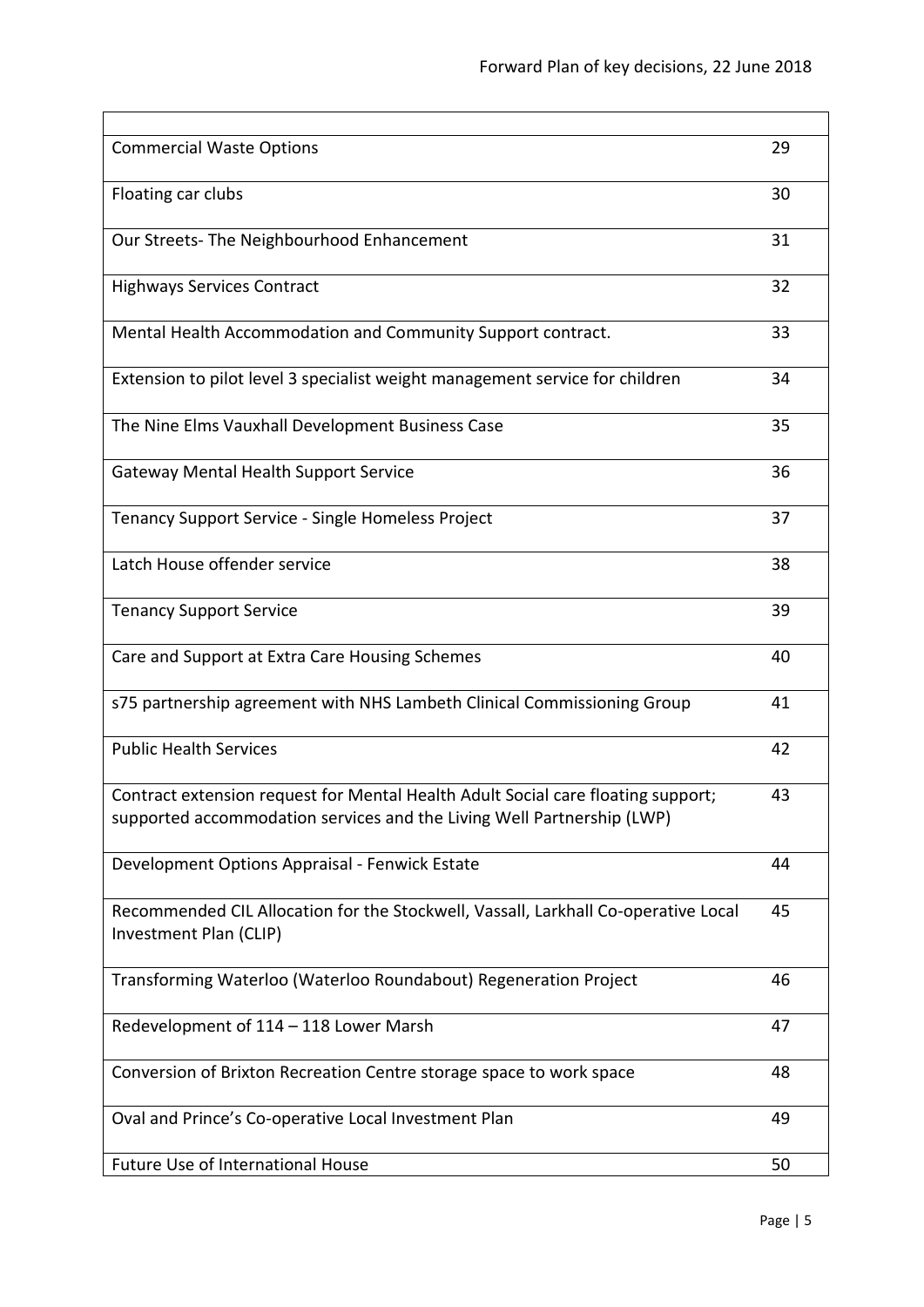| | |
|---|---|
| Commercial Waste Options | 29 |
| Floating car clubs | 30 |
| Our Streets- The Neighbourhood Enhancement | 31 |
| Highways Services Contract | 32 |
| Mental Health Accommodation and Community Support contract. | 33 |
| Extension to pilot level 3 specialist weight management service for children | 34 |
| The Nine Elms Vauxhall Development Business Case | 35 |
| Gateway Mental Health Support Service | 36 |
| Tenancy Support Service - Single Homeless Project | 37 |
| Latch House offender service | 38 |
| Tenancy Support Service | 39 |
| Care and Support at Extra Care Housing Schemes | 40 |
| s75 partnership agreement with NHS Lambeth Clinical Commissioning Group | 41 |
| Public Health Services | 42 |
| Contract extension request for Mental Health Adult Social care floating support; supported accommodation services and the Living Well Partnership (LWP) | 43 |
| Development Options Appraisal - Fenwick Estate | 44 |
| Recommended CIL Allocation for the Stockwell, Vassall, Larkhall Co-operative Local Investment Plan (CLIP) | 45 |
| Transforming Waterloo (Waterloo Roundabout) Regeneration Project | 46 |
| Redevelopment of 114 – 118 Lower Marsh | 47 |
| Conversion of Brixton Recreation Centre storage space to work space | 48 |
| Oval and Prince's Co-operative Local Investment Plan | 49 |
| Future Use of International House | 50 |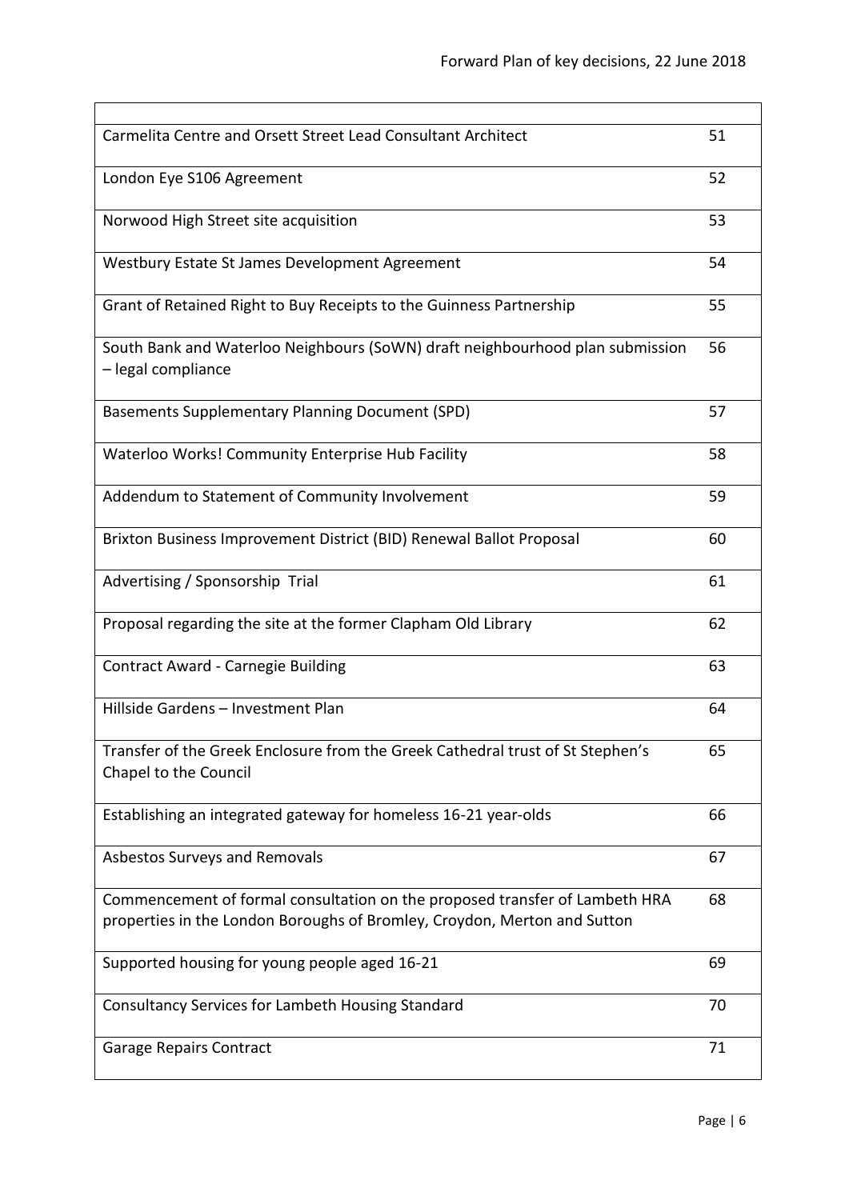| | |
|---|---|
| Carmelita Centre and Orsett Street Lead Consultant Architect | 51 |
| London Eye S106 Agreement | 52 |
| Norwood High Street site acquisition | 53 |
| Westbury Estate St James Development Agreement | 54 |
| Grant of Retained Right to Buy Receipts to the Guinness Partnership | 55 |
| South Bank and Waterloo Neighbours (SoWN) draft neighbourhood plan submission – legal compliance | 56 |
| Basements Supplementary Planning Document (SPD) | 57 |
| Waterloo Works! Community Enterprise Hub Facility | 58 |
| Addendum to Statement of Community Involvement | 59 |
| Brixton Business Improvement District (BID) Renewal Ballot Proposal | 60 |
| Advertising / Sponsorship Trial | 61 |
| Proposal regarding the site at the former Clapham Old Library | 62 |
| Contract Award - Carnegie Building | 63 |
| Hillside Gardens – Investment Plan | 64 |
| Transfer of the Greek Enclosure from the Greek Cathedral trust of St Stephen's Chapel to the Council | 65 |
| Establishing an integrated gateway for homeless 16-21 year-olds | 66 |
| Asbestos Surveys and Removals | 67 |
| Commencement of formal consultation on the proposed transfer of Lambeth HRA properties in the London Boroughs of Bromley, Croydon, Merton and Sutton | 68 |
| Supported housing for young people aged 16-21 | 69 |
| Consultancy Services for Lambeth Housing Standard | 70 |
| Garage Repairs Contract | 71 |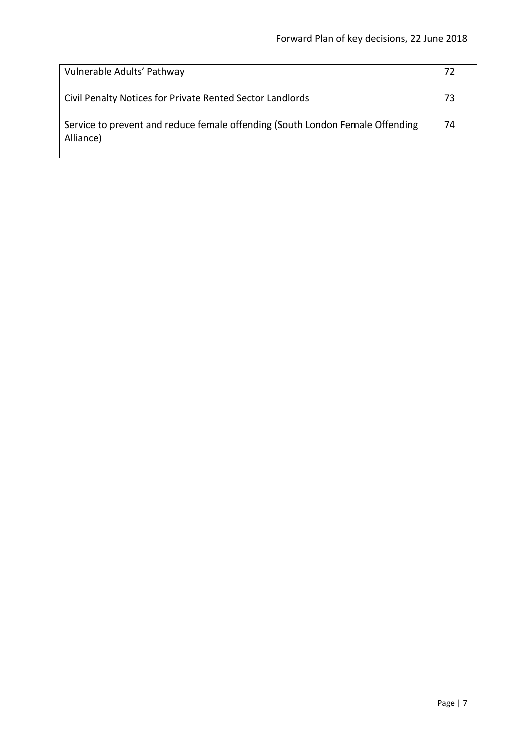| | |
|---|---|
| Vulnerable Adults' Pathway | 72 |
| Civil Penalty Notices for Private Rented Sector Landlords | 73 |
| Service to prevent and reduce female offending (South London Female Offending Alliance) | 74 |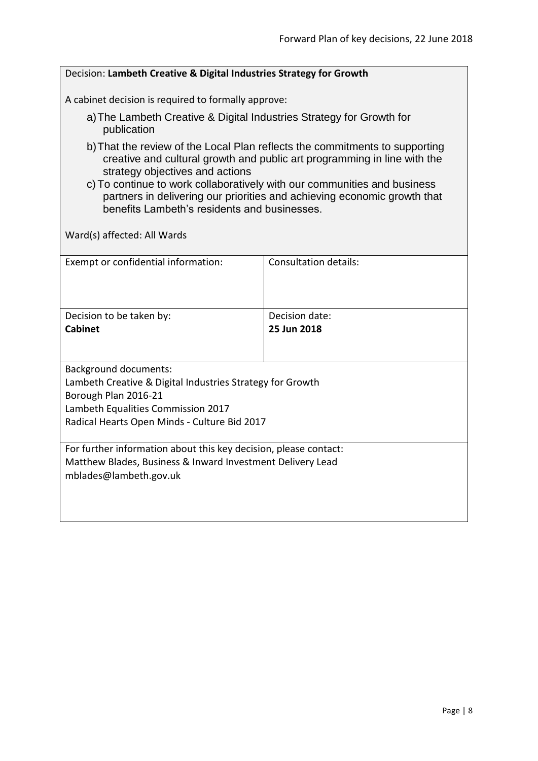Decision: **Lambeth Creative & Digital Industries Strategy for Growth**

A cabinet decision is required to formally approve:

a) The Lambeth Creative & Digital Industries Strategy for Growth for publication

b) That the review of the Local Plan reflects the commitments to supporting creative and cultural growth and public art programming in line with the strategy objectives and actions

c) To continue to work collaboratively with our communities and business partners in delivering our priorities and achieving economic growth that benefits Lambeth's residents and businesses.

Ward(s) affected: All Wards

| Exempt or confidential information: | Consultation details: |
|---|---|
| | |

| Decision to be taken by: | Decision date: |
|---|---|
| **Cabinet** | **25 Jun 2018** |

Background documents:
Lambeth Creative & Digital Industries Strategy for Growth
Borough Plan 2016-21
Lambeth Equalities Commission 2017
Radical Hearts Open Minds - Culture Bid 2017

For further information about this key decision, please contact:
Matthew Blades, Business & Inward Investment Delivery Lead
mblades@lambeth.gov.uk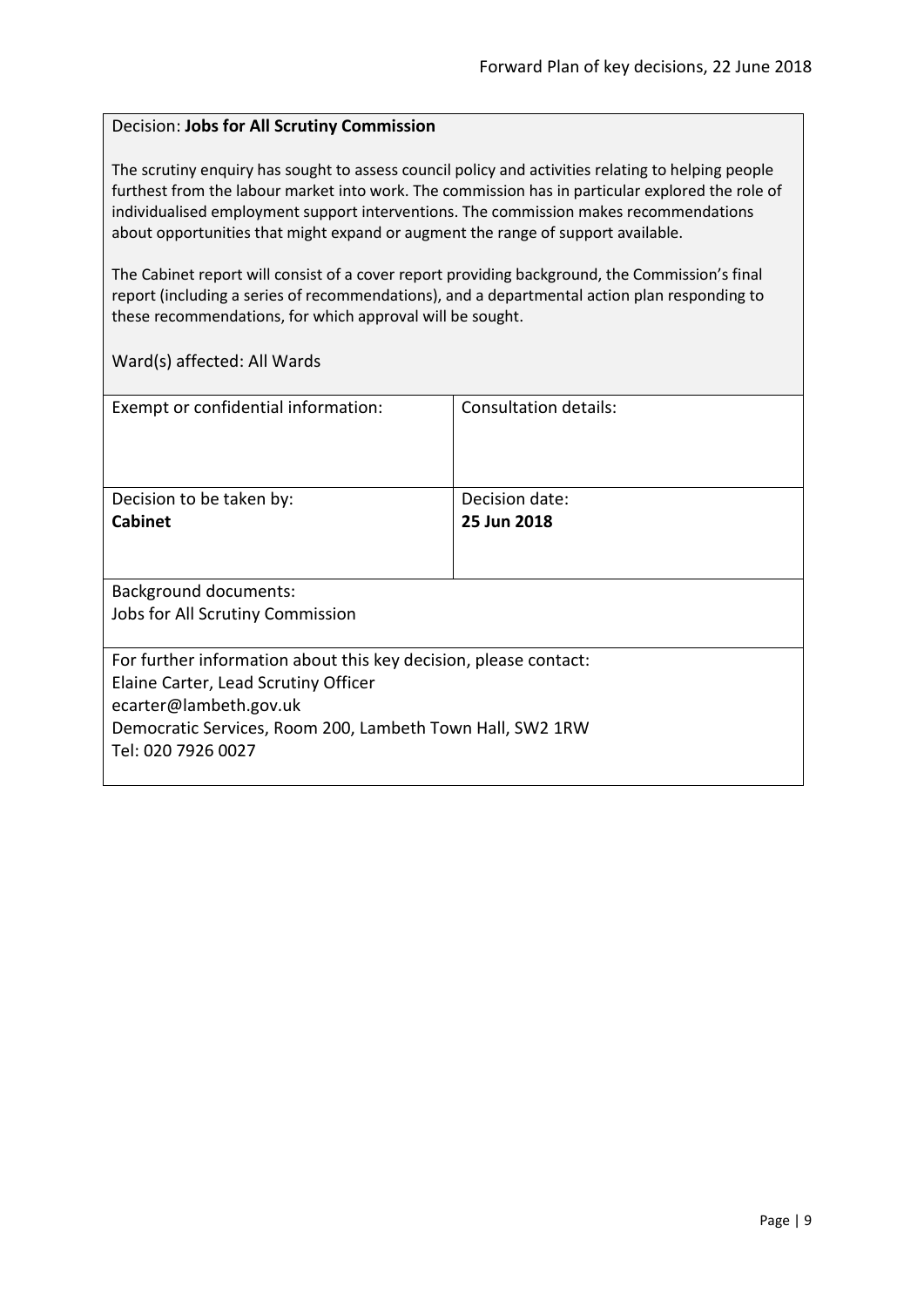Decision: **Jobs for All Scrutiny Commission**

The scrutiny enquiry has sought to assess council policy and activities relating to helping people furthest from the labour market into work. The commission has in particular explored the role of individualised employment support interventions. The commission makes recommendations about opportunities that might expand or augment the range of support available.

The Cabinet report will consist of a cover report providing background, the Commission's final report (including a series of recommendations), and a departmental action plan responding to these recommendations, for which approval will be sought.

Ward(s) affected: All Wards

| | |
|---|---|
| Exempt or confidential information: | Consultation details: |
| Decision to be taken by:<br>**Cabinet** | Decision date:<br>**25 Jun 2018** |

Background documents:
Jobs for All Scrutiny Commission

For further information about this key decision, please contact:
Elaine Carter, Lead Scrutiny Officer
ecarter@lambeth.gov.uk
Democratic Services, Room 200, Lambeth Town Hall, SW2 1RW
Tel: 020 7926 0027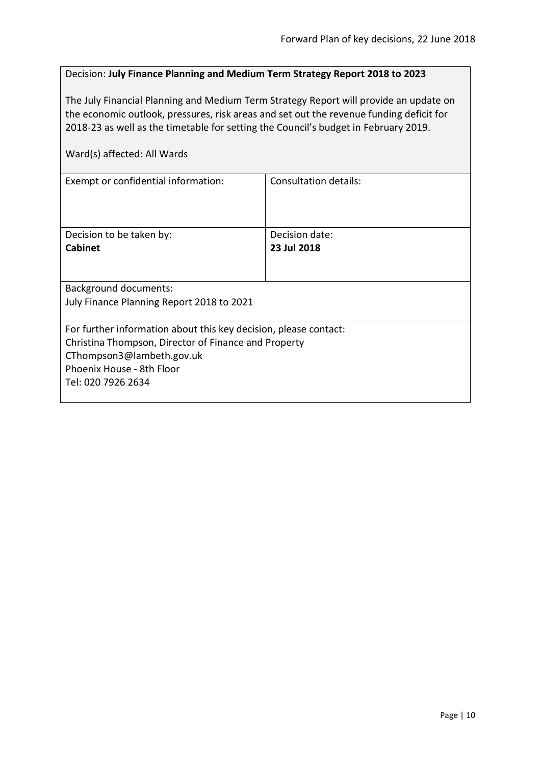Decision: **July Finance Planning and Medium Term Strategy Report 2018 to 2023**

The July Financial Planning and Medium Term Strategy Report will provide an update on the economic outlook, pressures, risk areas and set out the revenue funding deficit for 2018-23 as well as the timetable for setting the Council's budget in February 2019.

Ward(s) affected: All Wards

| Exempt or confidential information: | Consultation details: |
|---|---|
| Decision to be taken by:<br>**Cabinet** | Decision date:<br>**23 Jul 2018** |

Background documents:
July Finance Planning Report 2018 to 2021

For further information about this key decision, please contact:
Christina Thompson, Director of Finance and Property
CThompson3@lambeth.gov.uk
Phoenix House - 8th Floor
Tel: 020 7926 2634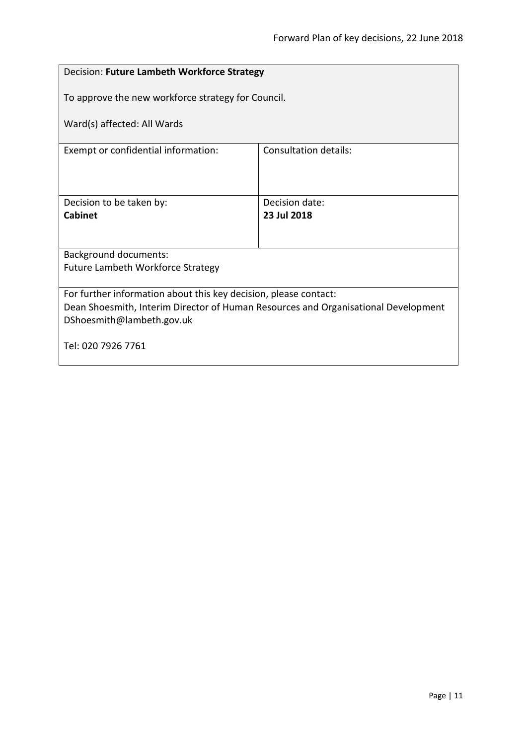| Decision: **Future Lambeth Workforce Strategy**<br><br>To approve the new workforce strategy for Council.<br><br>Ward(s) affected: All Wards | |
|---|---|
| Exempt or confidential information: | Consultation details: |
| Decision to be taken by:<br>**Cabinet** | Decision date:<br>**23 Jul 2018** |
| Background documents:<br>Future Lambeth Workforce Strategy | |
| For further information about this key decision, please contact:<br>Dean Shoesmith, Interim Director of Human Resources and Organisational Development<br>DShoesmith@lambeth.gov.uk<br><br>Tel: 020 7926 7761 | |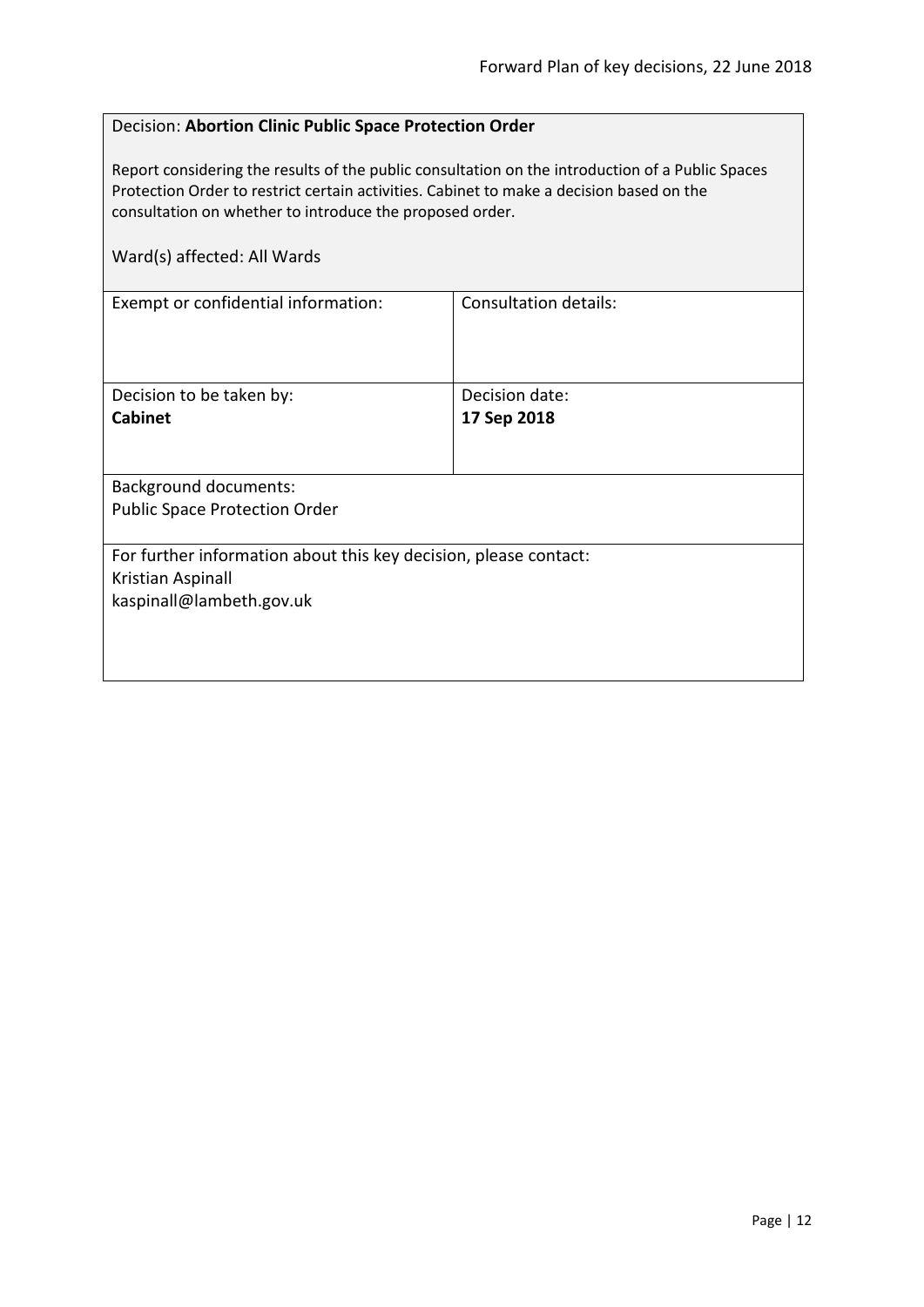Decision: **Abortion Clinic Public Space Protection Order**

Report considering the results of the public consultation on the introduction of a Public Spaces Protection Order to restrict certain activities. Cabinet to make a decision based on the consultation on whether to introduce the proposed order.

Ward(s) affected: All Wards

| | |
|---|---|
| Exempt or confidential information: | Consultation details: |
| Decision to be taken by:<br>**Cabinet** | Decision date:<br>**17 Sep 2018** |

Background documents:
Public Space Protection Order

For further information about this key decision, please contact:
Kristian Aspinall
kaspinall@lambeth.gov.uk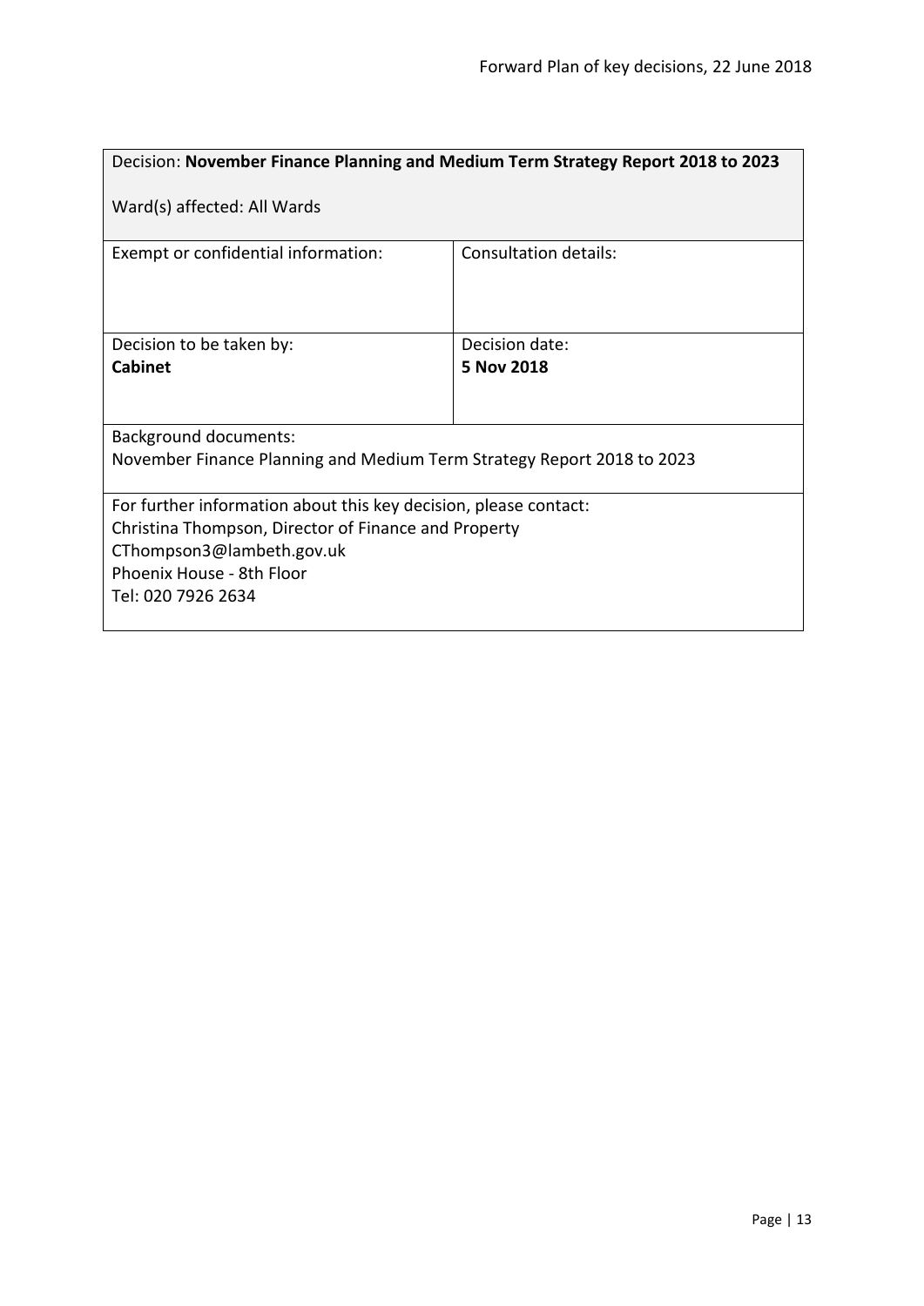| Decision: **November Finance Planning and Medium Term Strategy Report 2018 to 2023**<br><br>Ward(s) affected: All Wards | |
|---|---|
| Exempt or confidential information: | Consultation details: |
| Decision to be taken by:<br>**Cabinet** | Decision date:<br>**5 Nov 2018** |
| Background documents:<br>November Finance Planning and Medium Term Strategy Report 2018 to 2023 | |
| For further information about this key decision, please contact:<br>Christina Thompson, Director of Finance and Property<br>CThompson3@lambeth.gov.uk<br>Phoenix House - 8th Floor<br>Tel: 020 7926 2634 | |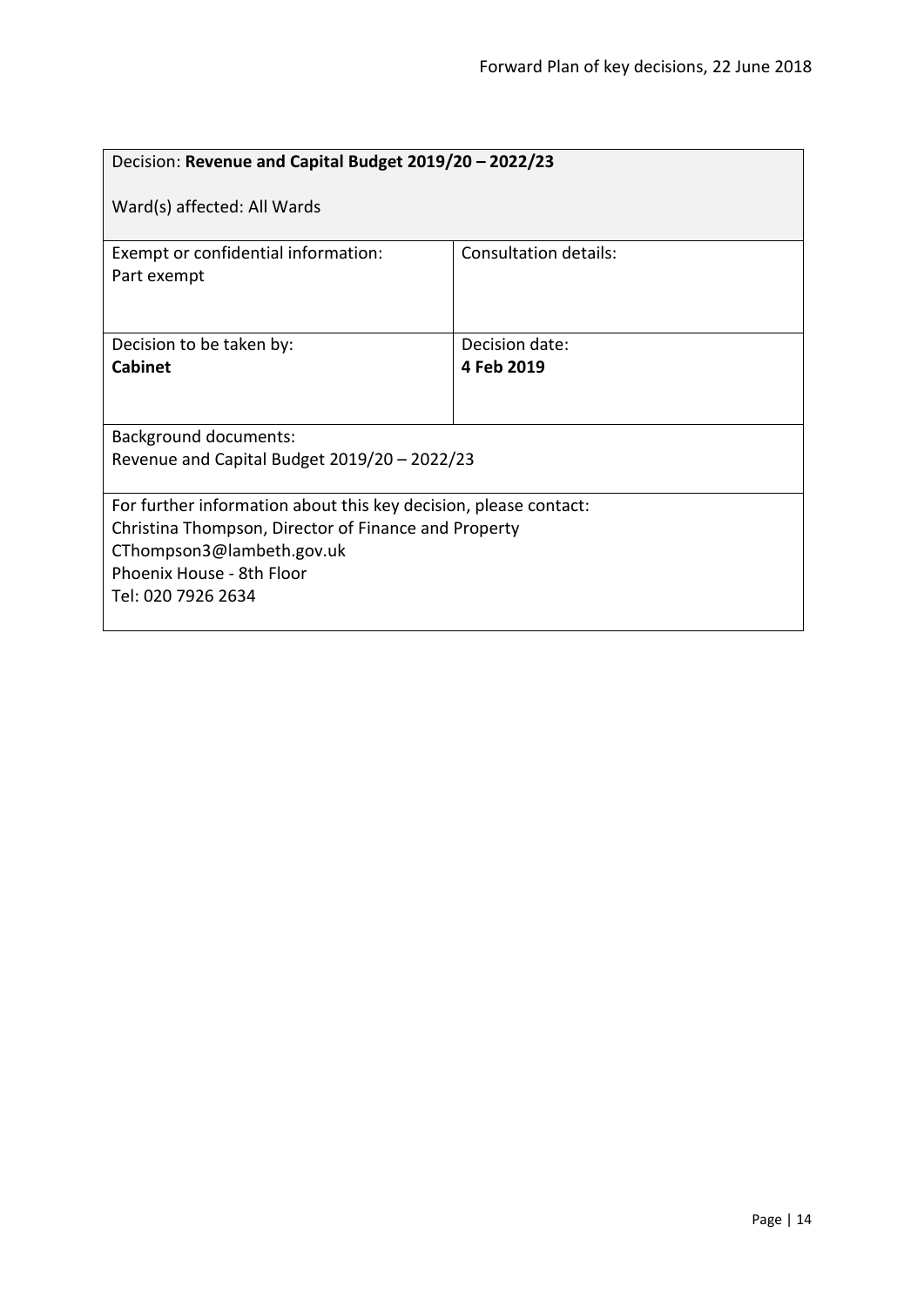| Decision: **Revenue and Capital Budget 2019/20 – 2022/23**<br><br>Ward(s) affected: All Wards | |
|---|---|
| Exempt or confidential information:<br>Part exempt | Consultation details: |
| Decision to be taken by:<br>**Cabinet** | Decision date:<br>**4 Feb 2019** |
| Background documents:<br>Revenue and Capital Budget 2019/20 – 2022/23 | |
| For further information about this key decision, please contact:<br>Christina Thompson, Director of Finance and Property<br>CThompson3@lambeth.gov.uk<br>Phoenix House - 8th Floor<br>Tel: 020 7926 2634 | |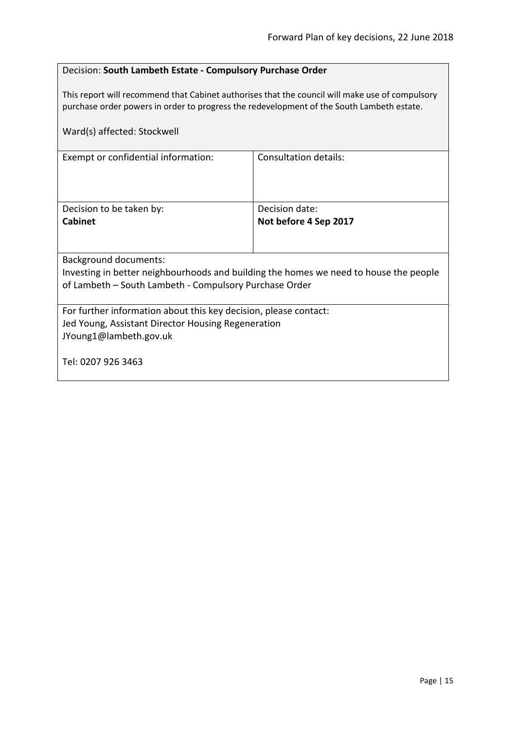Decision: **South Lambeth Estate - Compulsory Purchase Order**

This report will recommend that Cabinet authorises that the council will make use of compulsory purchase order powers in order to progress the redevelopment of the South Lambeth estate.

Ward(s) affected: Stockwell

| | |
|---|---|
| Exempt or confidential information: | Consultation details: |
| Decision to be taken by:<br>**Cabinet** | Decision date:<br>**Not before 4 Sep 2017** |

Background documents:
Investing in better neighbourhoods and building the homes we need to house the people of Lambeth – South Lambeth - Compulsory Purchase Order

For further information about this key decision, please contact:
Jed Young, Assistant Director Housing Regeneration
JYoung1@lambeth.gov.uk

Tel: 0207 926 3463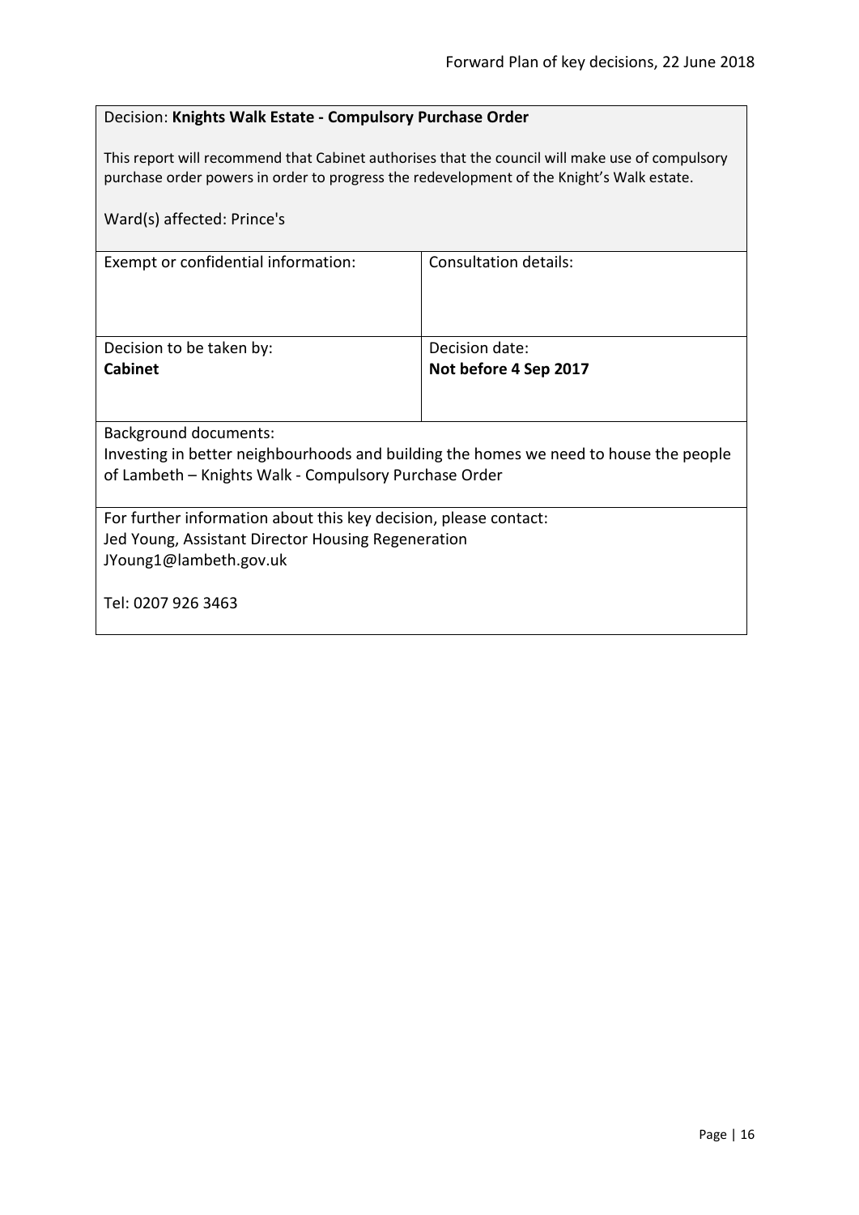Decision: **Knights Walk Estate - Compulsory Purchase Order**

This report will recommend that Cabinet authorises that the council will make use of compulsory purchase order powers in order to progress the redevelopment of the Knight's Walk estate.

Ward(s) affected: Prince's

| | |
|---|---|
| Exempt or confidential information: | Consultation details: |
| Decision to be taken by:<br>**Cabinet** | Decision date:<br>**Not before 4 Sep 2017** |

Background documents:
Investing in better neighbourhoods and building the homes we need to house the people of Lambeth – Knights Walk - Compulsory Purchase Order

For further information about this key decision, please contact:
Jed Young, Assistant Director Housing Regeneration
JYoung1@lambeth.gov.uk

Tel: 0207 926 3463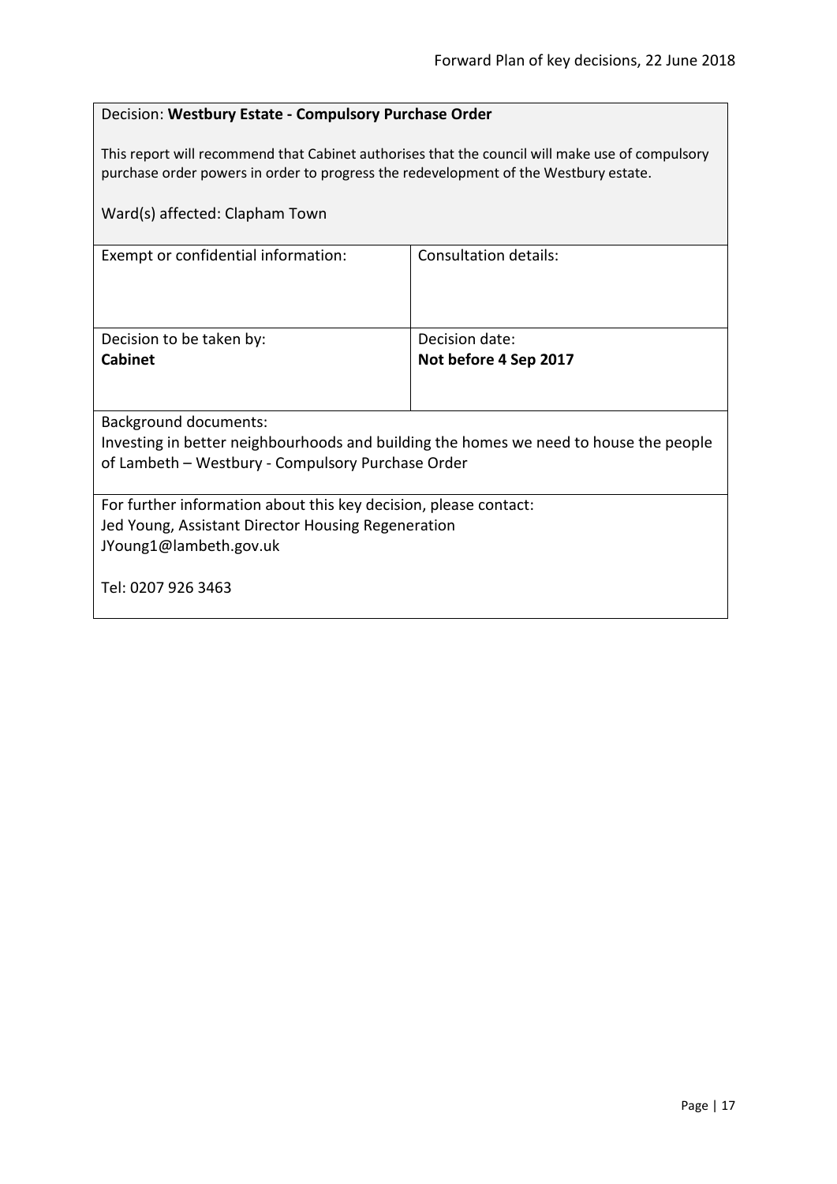Decision: **Westbury Estate - Compulsory Purchase Order**

This report will recommend that Cabinet authorises that the council will make use of compulsory purchase order powers in order to progress the redevelopment of the Westbury estate.

Ward(s) affected: Clapham Town

| Exempt or confidential information: | Consultation details: |
|---|---|
| | |

| Decision to be taken by: | Decision date: |
|---|---|
| **Cabinet** | **Not before 4 Sep 2017** |

Background documents:
Investing in better neighbourhoods and building the homes we need to house the people of Lambeth – Westbury - Compulsory Purchase Order

For further information about this key decision, please contact:
Jed Young, Assistant Director Housing Regeneration
JYoung1@lambeth.gov.uk

Tel: 0207 926 3463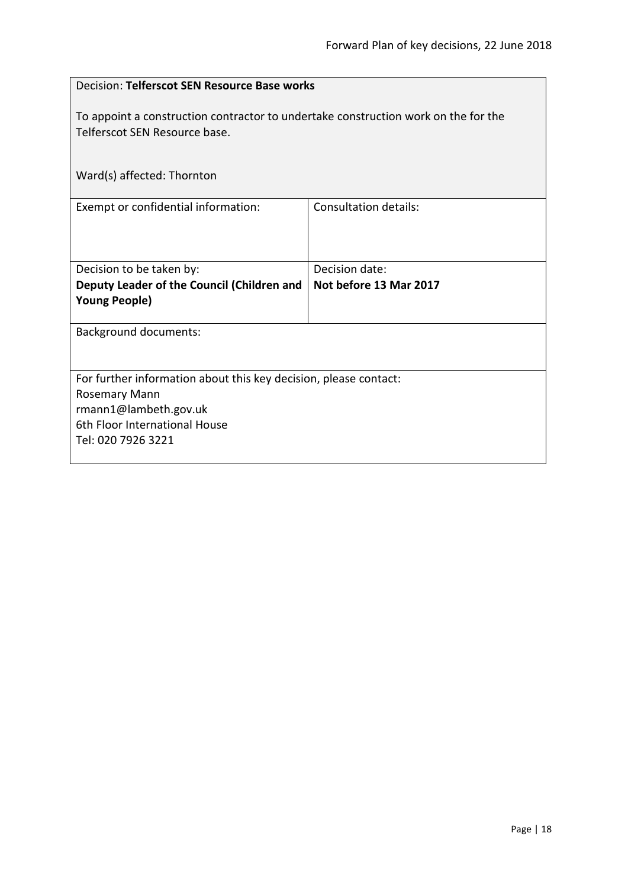| Decision: **Telferscot SEN Resource Base works**<br><br>To appoint a construction contractor to undertake construction work on the for the Telferscot SEN Resource base.<br><br>Ward(s) affected: Thornton | |
| --- | --- |
| Exempt or confidential information: | Consultation details: |
| Decision to be taken by:<br>**Deputy Leader of the Council (Children and Young People)** | Decision date:<br>**Not before 13 Mar 2017** |
| Background documents: | |
| For further information about this key decision, please contact:<br>Rosemary Mann<br>rmann1@lambeth.gov.uk<br>6th Floor International House<br>Tel: 020 7926 3221 | |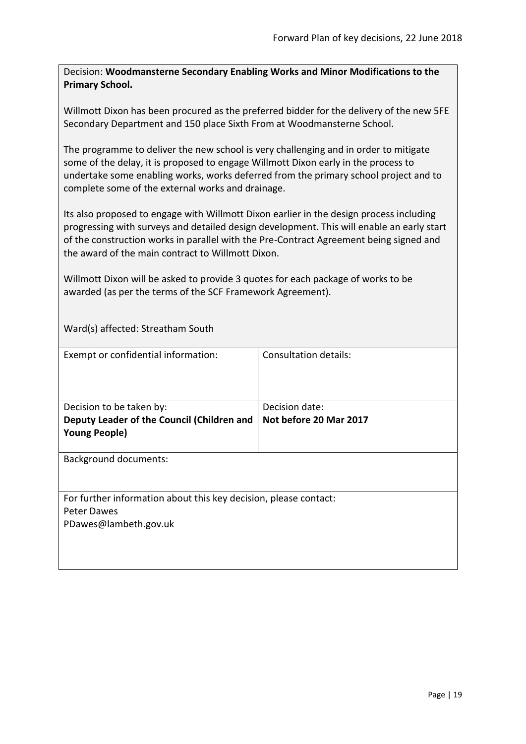Decision: **Woodmansterne Secondary Enabling Works and Minor Modifications to the Primary School.**

Willmott Dixon has been procured as the preferred bidder for the delivery of the new 5FE Secondary Department and 150 place Sixth From at Woodmansterne School.

The programme to deliver the new school is very challenging and in order to mitigate some of the delay, it is proposed to engage Willmott Dixon early in the process to undertake some enabling works, works deferred from the primary school project and to complete some of the external works and drainage.

Its also proposed to engage with Willmott Dixon earlier in the design process including progressing with surveys and detailed design development. This will enable an early start of the construction works in parallel with the Pre-Contract Agreement being signed and the award of the main contract to Willmott Dixon.

Willmott Dixon will be asked to provide 3 quotes for each package of works to be awarded (as per the terms of the SCF Framework Agreement).

Ward(s) affected: Streatham South

| | |
|---|---|
| Exempt or confidential information: | Consultation details: |
| Decision to be taken by: **Deputy Leader of the Council (Children and Young People)** | Decision date: **Not before 20 Mar 2017** |

Background documents:

For further information about this key decision, please contact:
Peter Dawes
PDawes@lambeth.gov.uk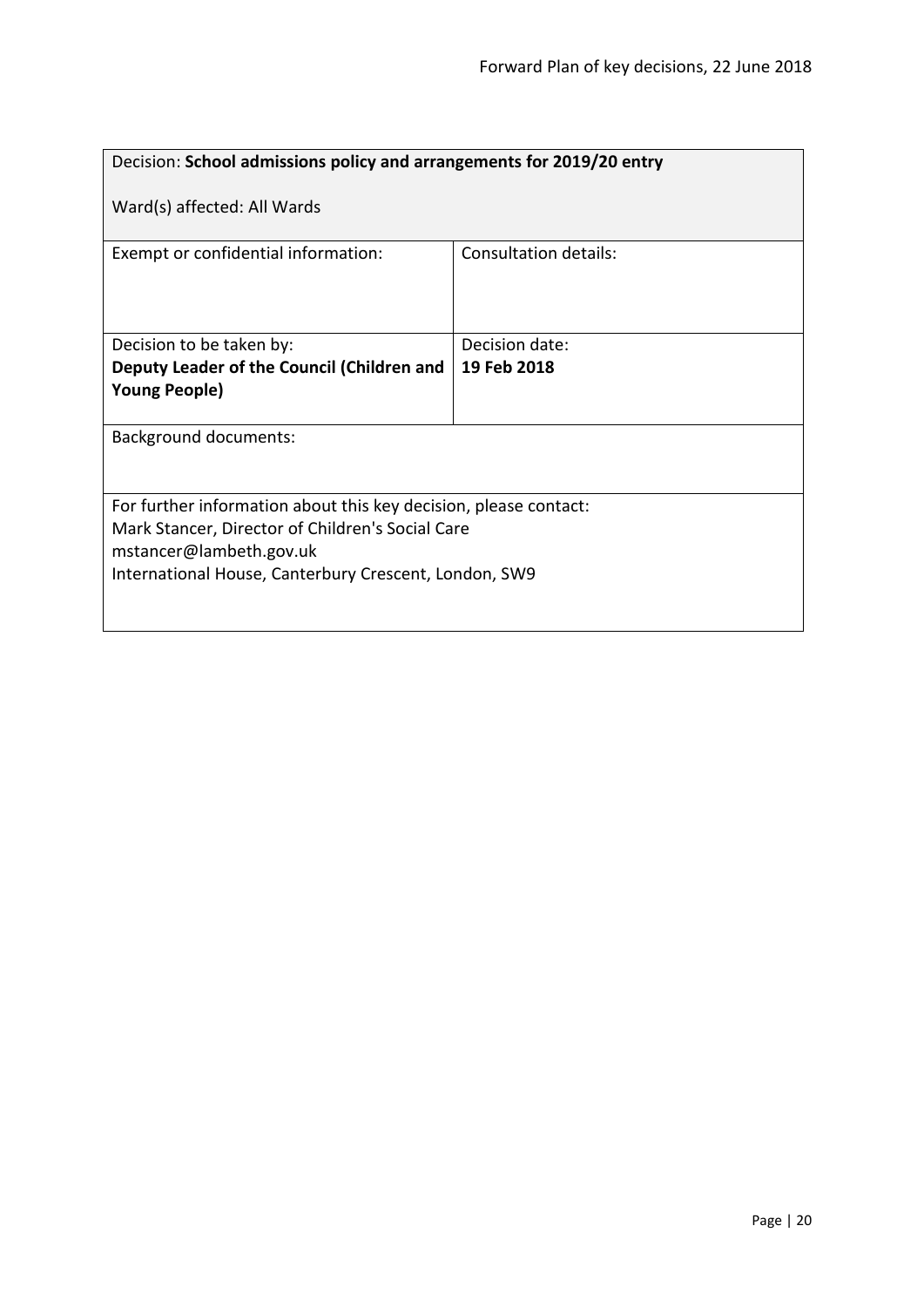| Decision: **School admissions policy and arrangements for 2019/20 entry**<br><br>Ward(s) affected: All Wards | |
|---|---|
| Exempt or confidential information: | Consultation details: |
| Decision to be taken by:<br>**Deputy Leader of the Council (Children and Young People)** | Decision date:<br>**19 Feb 2018** |
| Background documents: | |
| For further information about this key decision, please contact:<br>Mark Stancer, Director of Children's Social Care<br>mstancer@lambeth.gov.uk<br>International House, Canterbury Crescent, London, SW9 | |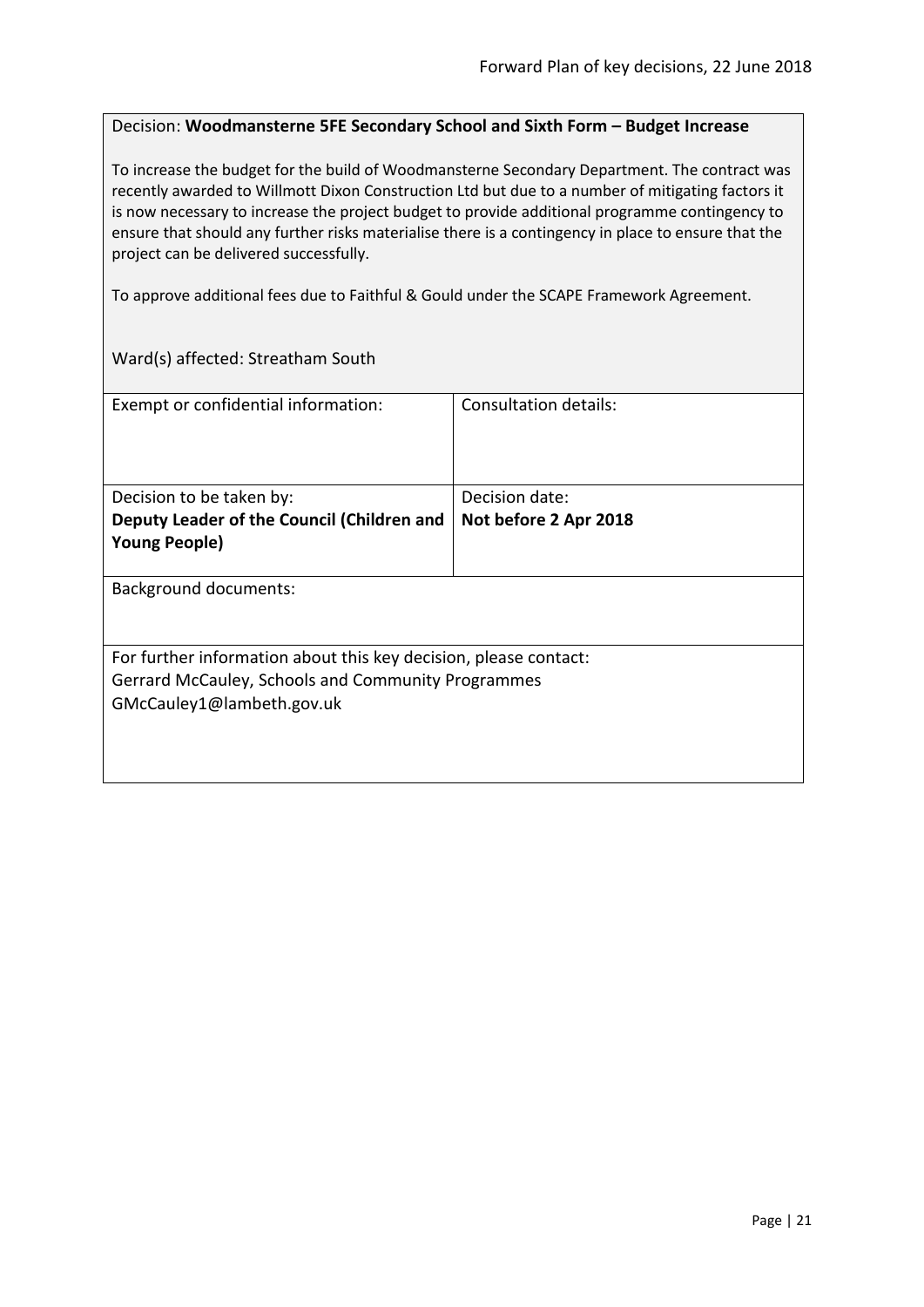Decision: **Woodmansterne 5FE Secondary School and Sixth Form – Budget Increase**

To increase the budget for the build of Woodmansterne Secondary Department. The contract was recently awarded to Willmott Dixon Construction Ltd but due to a number of mitigating factors it is now necessary to increase the project budget to provide additional programme contingency to ensure that should any further risks materialise there is a contingency in place to ensure that the project can be delivered successfully.

To approve additional fees due to Faithful & Gould under the SCAPE Framework Agreement.

Ward(s) affected: Streatham South

| | |
|---|---|
| Exempt or confidential information: | Consultation details: |
| Decision to be taken by:<br>**Deputy Leader of the Council (Children and Young People)** | Decision date:<br>**Not before 2 Apr 2018** |

Background documents:

For further information about this key decision, please contact:
Gerrard McCauley, Schools and Community Programmes
GMcCauley1@lambeth.gov.uk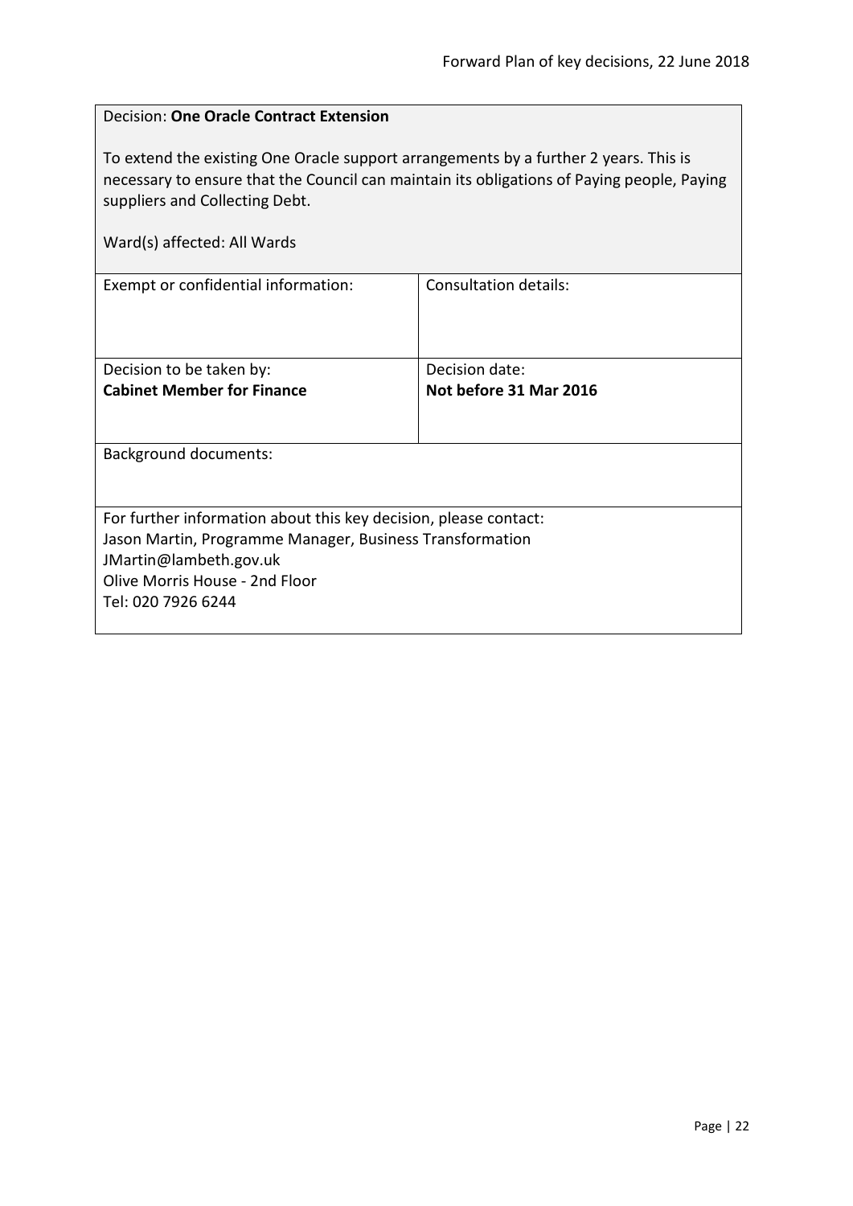Decision: **One Oracle Contract Extension**

To extend the existing One Oracle support arrangements by a further 2 years. This is necessary to ensure that the Council can maintain its obligations of Paying people, Paying suppliers and Collecting Debt.

Ward(s) affected: All Wards

| | |
|---|---|
| Exempt or confidential information: | Consultation details: |
| Decision to be taken by:<br>**Cabinet Member for Finance** | Decision date:<br>**Not before 31 Mar 2016** |

Background documents:

For further information about this key decision, please contact:
Jason Martin, Programme Manager, Business Transformation
JMartin@lambeth.gov.uk
Olive Morris House - 2nd Floor
Tel: 020 7926 6244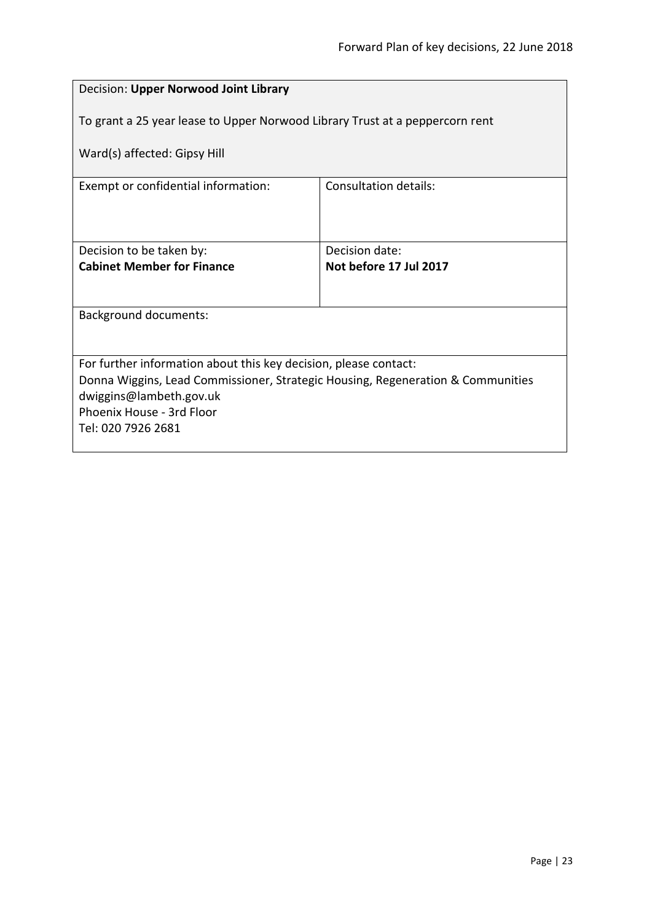Decision: **Upper Norwood Joint Library**

To grant a 25 year lease to Upper Norwood Library Trust at a peppercorn rent

Ward(s) affected: Gipsy Hill

| Exempt or confidential information: | Consultation details: |
|---|---|
| Decision to be taken by:<br>**Cabinet Member for Finance** | Decision date:<br>**Not before 17 Jul 2017** |

Background documents:

For further information about this key decision, please contact:
Donna Wiggins, Lead Commissioner, Strategic Housing, Regeneration & Communities
dwiggins@lambeth.gov.uk
Phoenix House - 3rd Floor
Tel: 020 7926 2681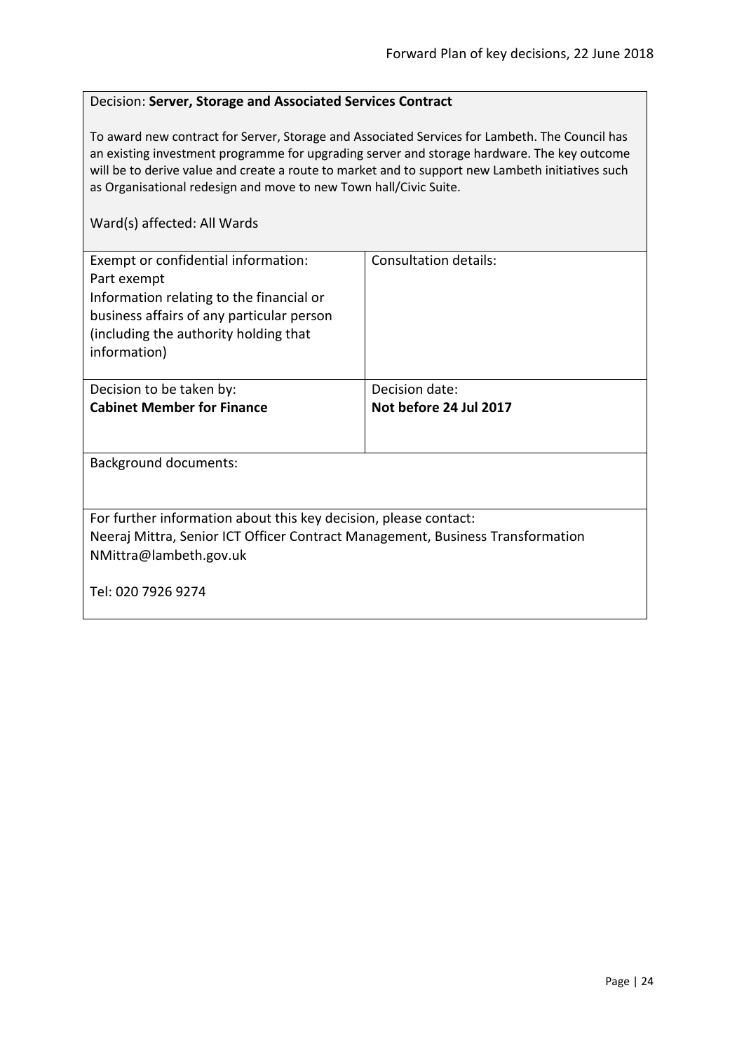Decision: **Server, Storage and Associated Services Contract**

To award new contract for Server, Storage and Associated Services for Lambeth. The Council has an existing investment programme for upgrading server and storage hardware. The key outcome will be to derive value and create a route to market and to support new Lambeth initiatives such as Organisational redesign and move to new Town hall/Civic Suite.

Ward(s) affected: All Wards

| | |
|---|---|
| Exempt or confidential information:<br>Part exempt<br>Information relating to the financial or business affairs of any particular person (including the authority holding that information) | Consultation details: |
| Decision to be taken by:<br>**Cabinet Member for Finance** | Decision date:<br>**Not before 24 Jul 2017** |

Background documents:

For further information about this key decision, please contact:
Neeraj Mittra, Senior ICT Officer Contract Management, Business Transformation
NMittra@lambeth.gov.uk

Tel: 020 7926 9274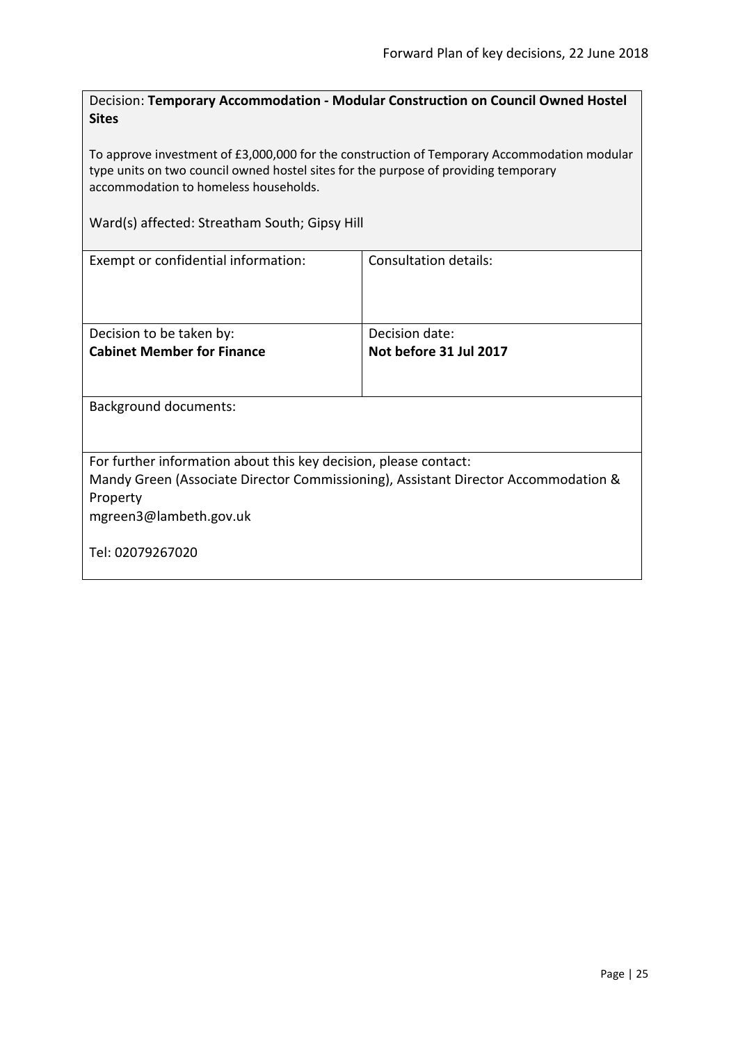Decision: **Temporary Accommodation - Modular Construction on Council Owned Hostel Sites**

To approve investment of £3,000,000 for the construction of Temporary Accommodation modular type units on two council owned hostel sites for the purpose of providing temporary accommodation to homeless households.

Ward(s) affected: Streatham South; Gipsy Hill

| | |
|---|---|
| Exempt or confidential information: | Consultation details: |
| Decision to be taken by:<br>**Cabinet Member for Finance** | Decision date:<br>**Not before 31 Jul 2017** |

Background documents:

For further information about this key decision, please contact:
Mandy Green (Associate Director Commissioning), Assistant Director Accommodation & Property
mgreen3@lambeth.gov.uk

Tel: 02079267020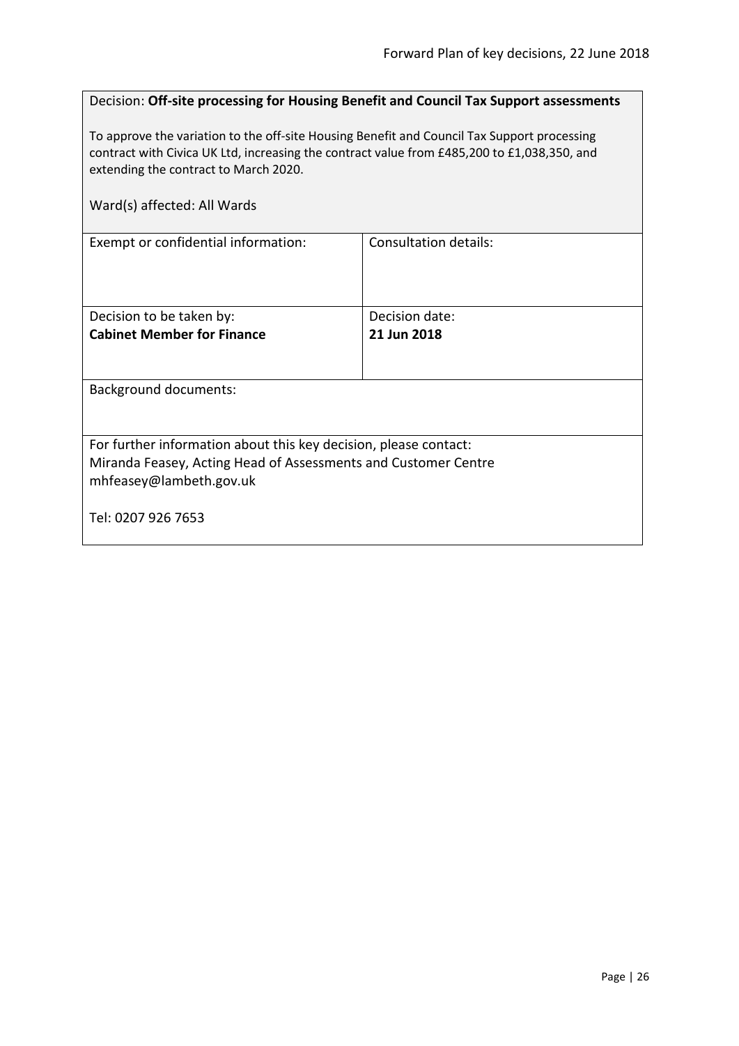Decision: **Off-site processing for Housing Benefit and Council Tax Support assessments**

To approve the variation to the off-site Housing Benefit and Council Tax Support processing contract with Civica UK Ltd, increasing the contract value from £485,200 to £1,038,350, and extending the contract to March 2020.

Ward(s) affected: All Wards

| | |
|---|---|
| Exempt or confidential information: | Consultation details: |
| Decision to be taken by:<br>**Cabinet Member for Finance** | Decision date:<br>**21 Jun 2018** |

Background documents:

For further information about this key decision, please contact:
Miranda Feasey, Acting Head of Assessments and Customer Centre
mhfeasey@lambeth.gov.uk

Tel: 0207 926 7653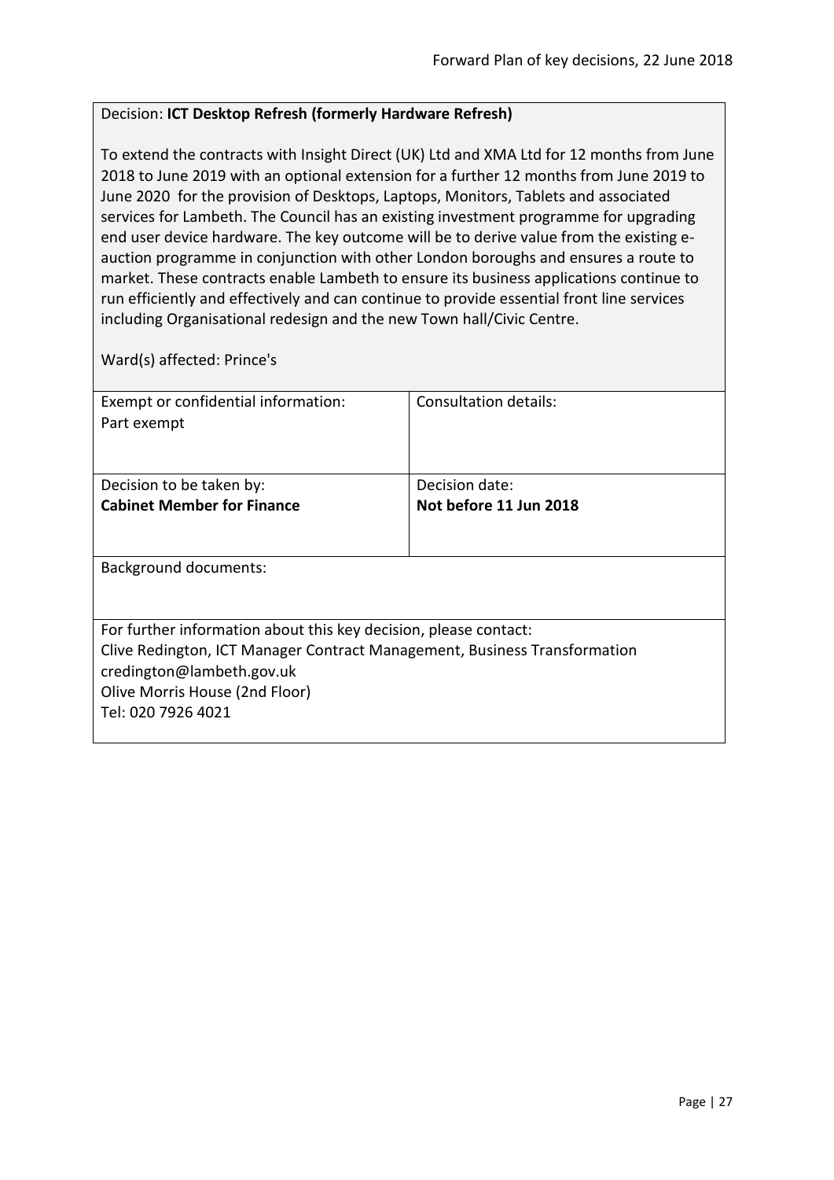Decision: **ICT Desktop Refresh (formerly Hardware Refresh)**

To extend the contracts with Insight Direct (UK) Ltd and XMA Ltd for 12 months from June 2018 to June 2019 with an optional extension for a further 12 months from June 2019 to June 2020 for the provision of Desktops, Laptops, Monitors, Tablets and associated services for Lambeth. The Council has an existing investment programme for upgrading end user device hardware. The key outcome will be to derive value from the existing e-auction programme in conjunction with other London boroughs and ensures a route to market. These contracts enable Lambeth to ensure its business applications continue to run efficiently and effectively and can continue to provide essential front line services including Organisational redesign and the new Town hall/Civic Centre.

Ward(s) affected: Prince's

| | |
|---|---|
| Exempt or confidential information:<br>Part exempt | Consultation details: |
| Decision to be taken by:<br>**Cabinet Member for Finance** | Decision date:<br>**Not before 11 Jun 2018** |

Background documents:

For further information about this key decision, please contact:
Clive Redington, ICT Manager Contract Management, Business Transformation
credington@lambeth.gov.uk
Olive Morris House (2nd Floor)
Tel: 020 7926 4021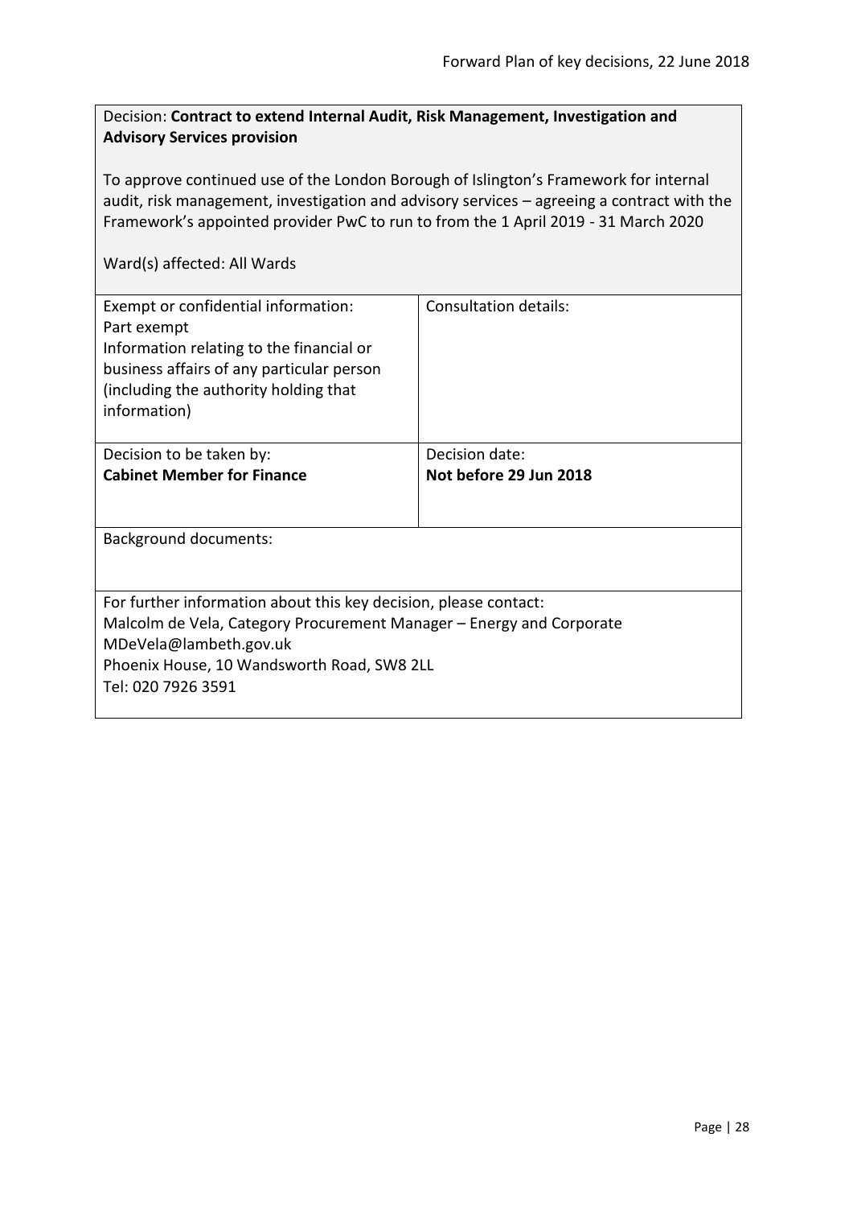Decision: **Contract to extend Internal Audit, Risk Management, Investigation and Advisory Services provision**

To approve continued use of the London Borough of Islington's Framework for internal audit, risk management, investigation and advisory services – agreeing a contract with the Framework's appointed provider PwC to run to from the 1 April 2019 - 31 March 2020

Ward(s) affected: All Wards

| Exempt or confidential information:<br>Part exempt<br>Information relating to the financial or business affairs of any particular person (including the authority holding that information) | Consultation details: |
|---|---|
| Decision to be taken by:<br>**Cabinet Member for Finance** | Decision date:<br>**Not before 29 Jun 2018** |

Background documents:

For further information about this key decision, please contact:
Malcolm de Vela, Category Procurement Manager – Energy and Corporate
MDeVela@lambeth.gov.uk
Phoenix House, 10 Wandsworth Road, SW8 2LL
Tel: 020 7926 3591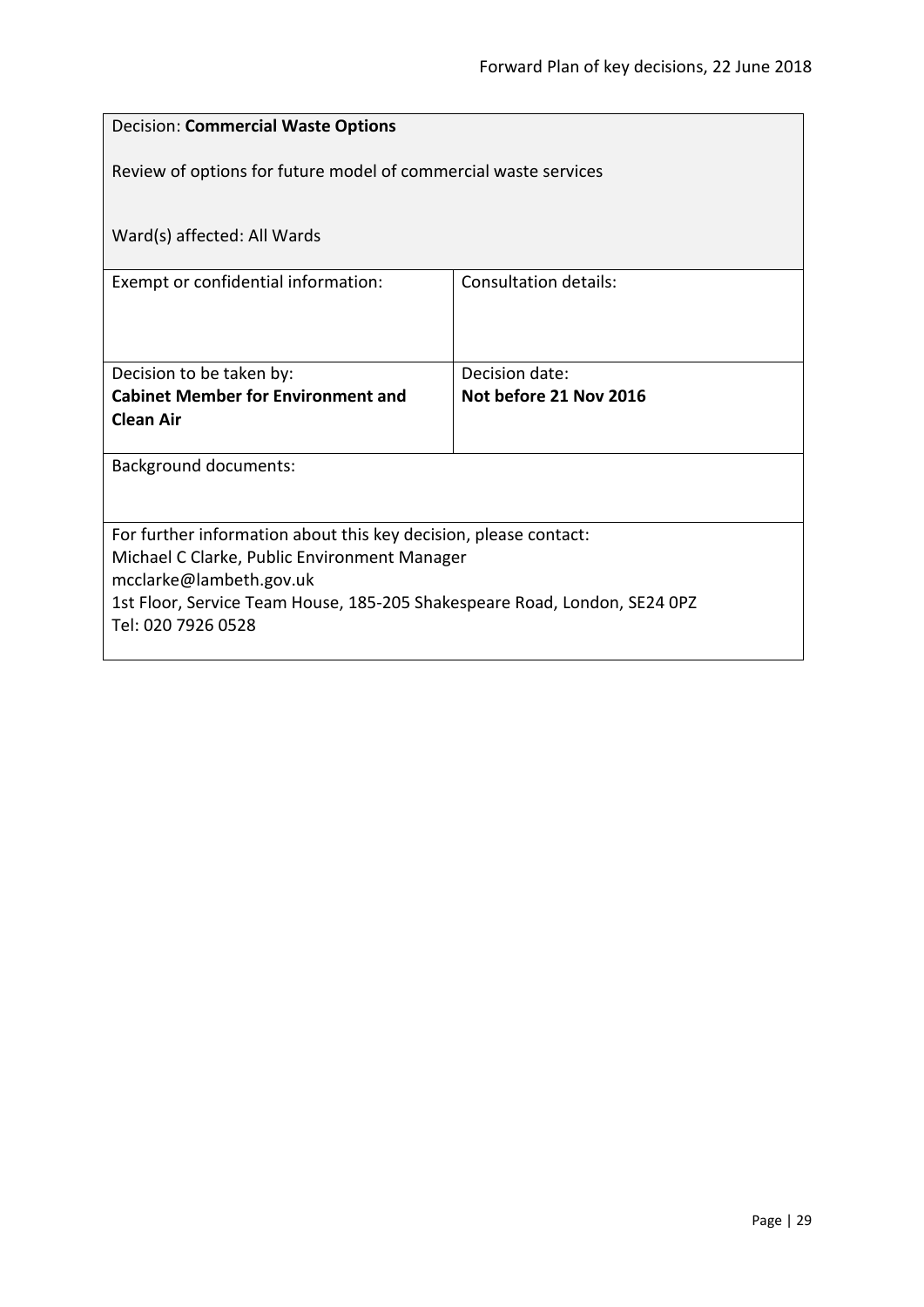| | |
|---|---|
| Decision: **Commercial Waste Options**<br><br>Review of options for future model of commercial waste services<br><br>Ward(s) affected: All Wards | |
| Exempt or confidential information: | Consultation details: |
| Decision to be taken by:<br>**Cabinet Member for Environment and Clean Air** | Decision date:<br>**Not before 21 Nov 2016** |
| Background documents: | |
| For further information about this key decision, please contact:<br>Michael C Clarke, Public Environment Manager<br>mcclarke@lambeth.gov.uk<br>1st Floor, Service Team House, 185-205 Shakespeare Road, London, SE24 0PZ<br>Tel: 020 7926 0528 | |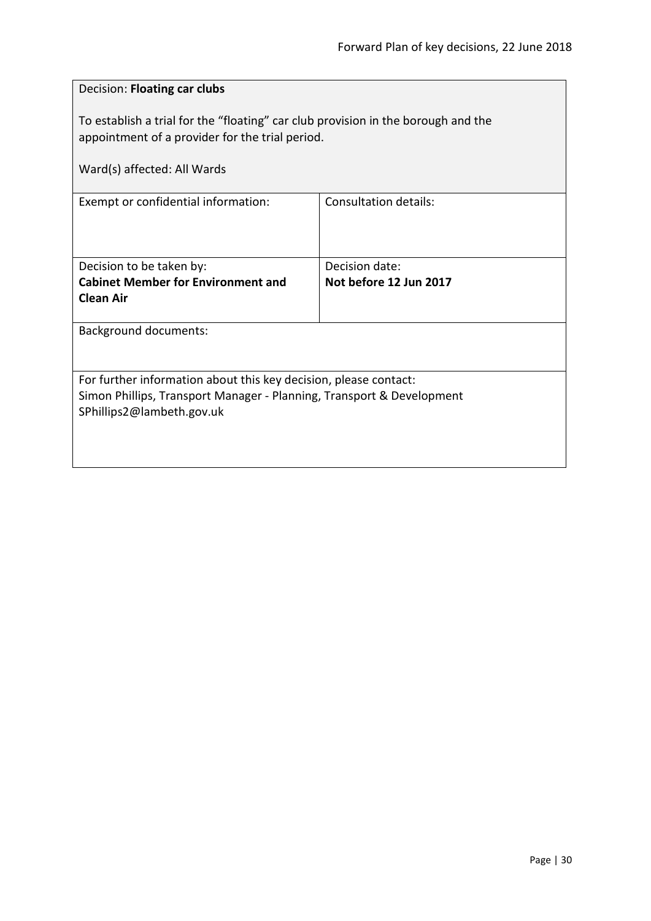Decision: **Floating car clubs**

To establish a trial for the "floating" car club provision in the borough and the appointment of a provider for the trial period.

Ward(s) affected: All Wards

| | |
|---|---|
| Exempt or confidential information: | Consultation details: |
| Decision to be taken by:<br>**Cabinet Member for Environment and Clean Air** | Decision date:<br>**Not before 12 Jun 2017** |

Background documents:

For further information about this key decision, please contact:
Simon Phillips, Transport Manager - Planning, Transport & Development
SPhillips2@lambeth.gov.uk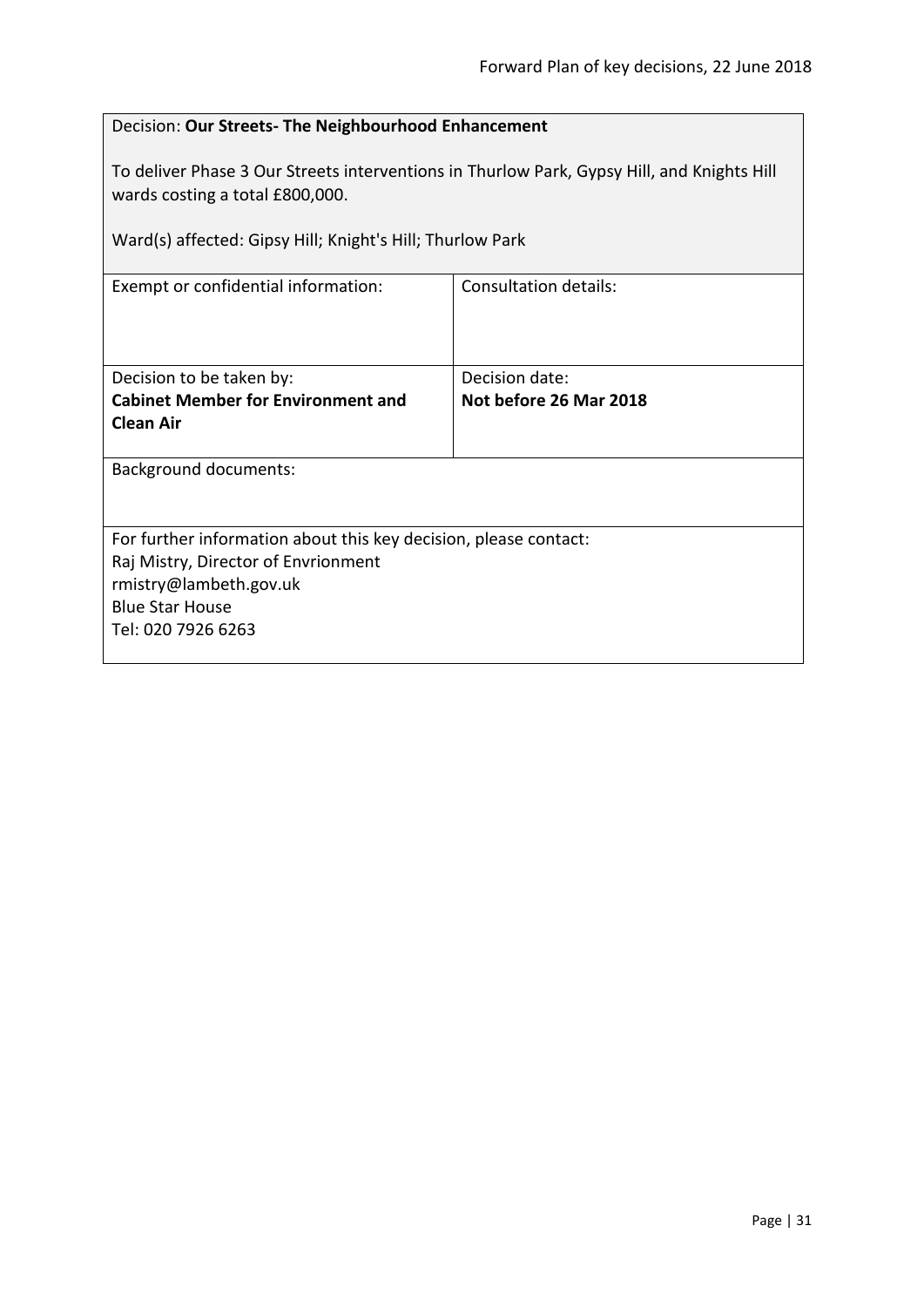| Decision: **Our Streets- The Neighbourhood Enhancement**<br><br>To deliver Phase 3 Our Streets interventions in Thurlow Park, Gypsy Hill, and Knights Hill wards costing a total £800,000.<br><br>Ward(s) affected: Gipsy Hill; Knight's Hill; Thurlow Park | |
|---|---|
| Exempt or confidential information: | Consultation details: |
| Decision to be taken by:<br>**Cabinet Member for Environment and Clean Air** | Decision date:<br>**Not before 26 Mar 2018** |
| Background documents: | |
| For further information about this key decision, please contact:<br>Raj Mistry, Director of Envrionment<br>rmistry@lambeth.gov.uk<br>Blue Star House<br>Tel: 020 7926 6263 | |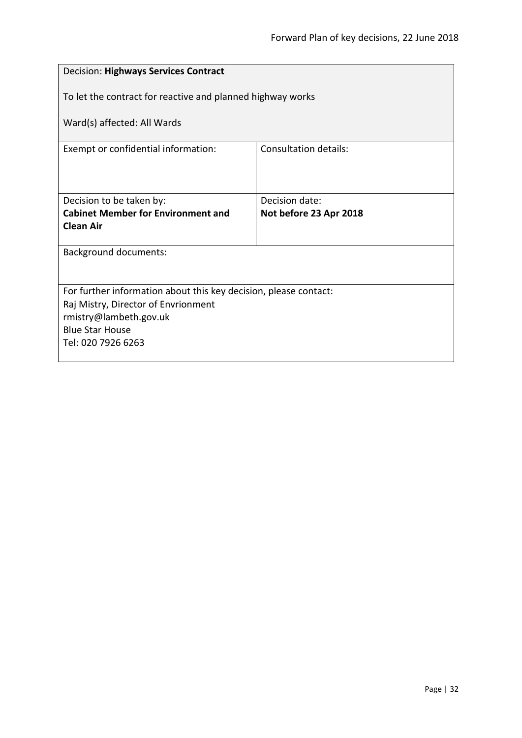| Decision: **Highways Services Contract**<br><br>To let the contract for reactive and planned highway works<br><br>Ward(s) affected: All Wards | |
|---|---|
| Exempt or confidential information: | Consultation details: |
| Decision to be taken by:<br>**Cabinet Member for Environment and Clean Air** | Decision date:<br>**Not before 23 Apr 2018** |
| Background documents: | |
| For further information about this key decision, please contact:<br>Raj Mistry, Director of Envrionment<br>rmistry@lambeth.gov.uk<br>Blue Star House<br>Tel: 020 7926 6263 | |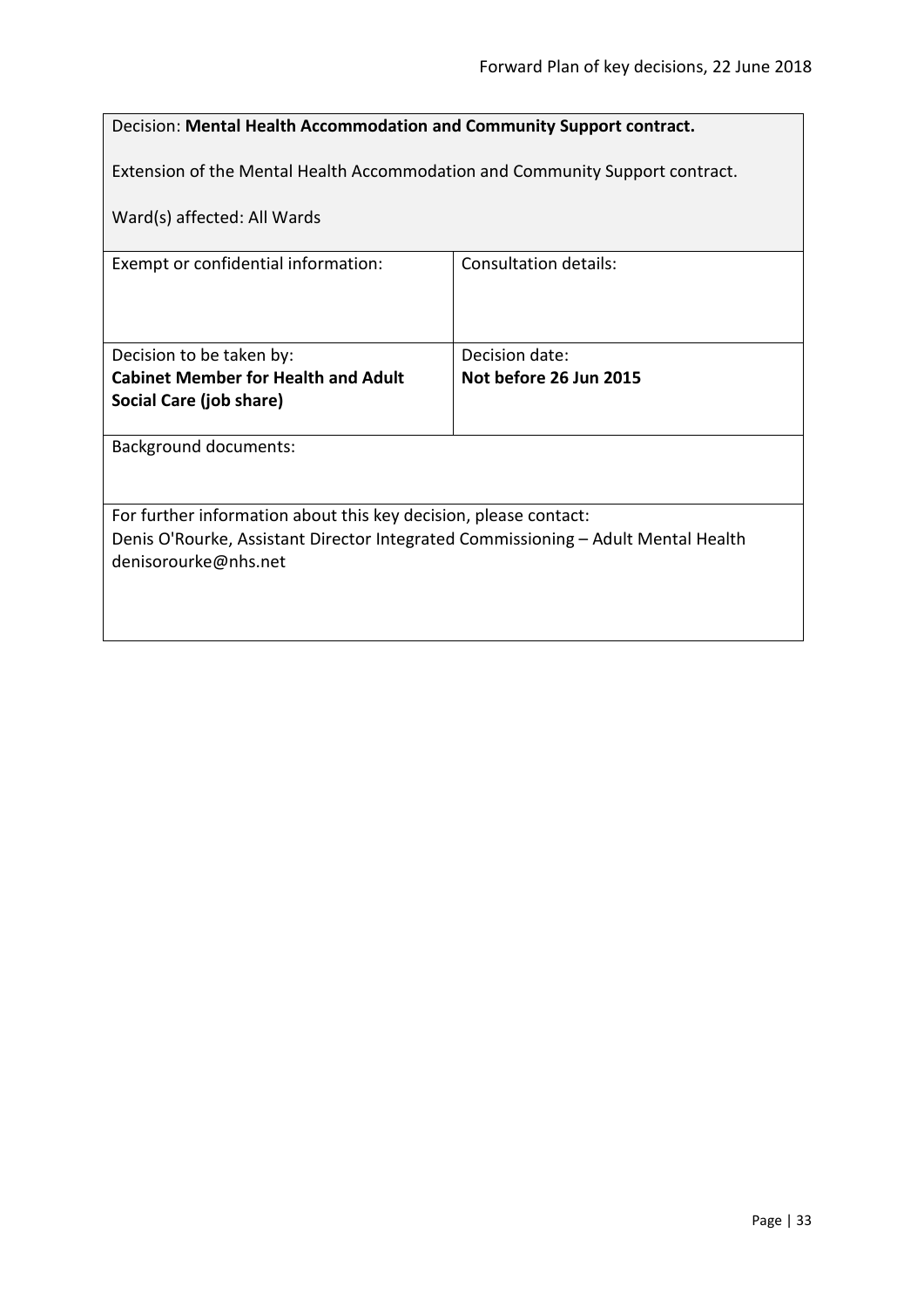Decision: **Mental Health Accommodation and Community Support contract.**

Extension of the Mental Health Accommodation and Community Support contract.

Ward(s) affected: All Wards

| | |
|---|---|
| Exempt or confidential information: | Consultation details: |
| Decision to be taken by:<br>**Cabinet Member for Health and Adult Social Care (job share)** | Decision date:<br>**Not before 26 Jun 2015** |

Background documents:

For further information about this key decision, please contact:
Denis O'Rourke, Assistant Director Integrated Commissioning – Adult Mental Health
denisorourke@nhs.net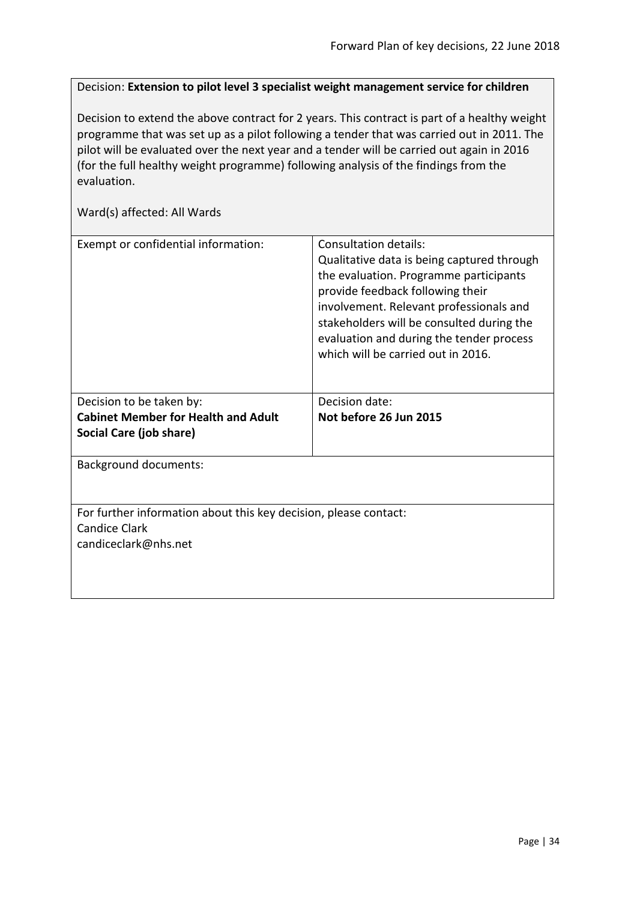Decision: **Extension to pilot level 3 specialist weight management service for children**

Decision to extend the above contract for 2 years. This contract is part of a healthy weight programme that was set up as a pilot following a tender that was carried out in 2011. The pilot will be evaluated over the next year and a tender will be carried out again in 2016 (for the full healthy weight programme) following analysis of the findings from the evaluation.

Ward(s) affected: All Wards

| | |
|---|---|
| Exempt or confidential information: | Consultation details:<br>Qualitative data is being captured through the evaluation. Programme participants provide feedback following their involvement. Relevant professionals and stakeholders will be consulted during the evaluation and during the tender process which will be carried out in 2016. |
| Decision to be taken by:<br>**Cabinet Member for Health and Adult Social Care (job share)** | Decision date:<br>**Not before 26 Jun 2015** |

Background documents:

For further information about this key decision, please contact:
Candice Clark
candiceclark@nhs.net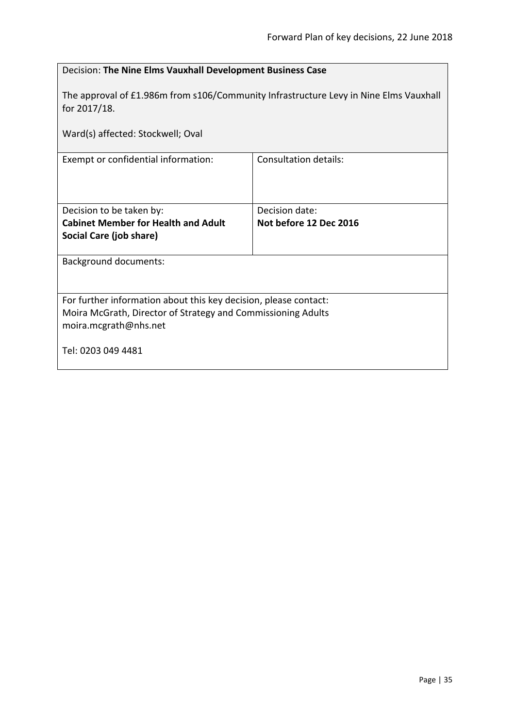Decision: **The Nine Elms Vauxhall Development Business Case**

The approval of £1.986m from s106/Community Infrastructure Levy in Nine Elms Vauxhall for 2017/18.

Ward(s) affected: Stockwell; Oval

| | |
|---|---|
| Exempt or confidential information: | Consultation details: |
| Decision to be taken by:<br>**Cabinet Member for Health and Adult Social Care (job share)** | Decision date:<br>**Not before 12 Dec 2016** |

Background documents:

For further information about this key decision, please contact:
Moira McGrath, Director of Strategy and Commissioning Adults
moira.mcgrath@nhs.net

Tel: 0203 049 4481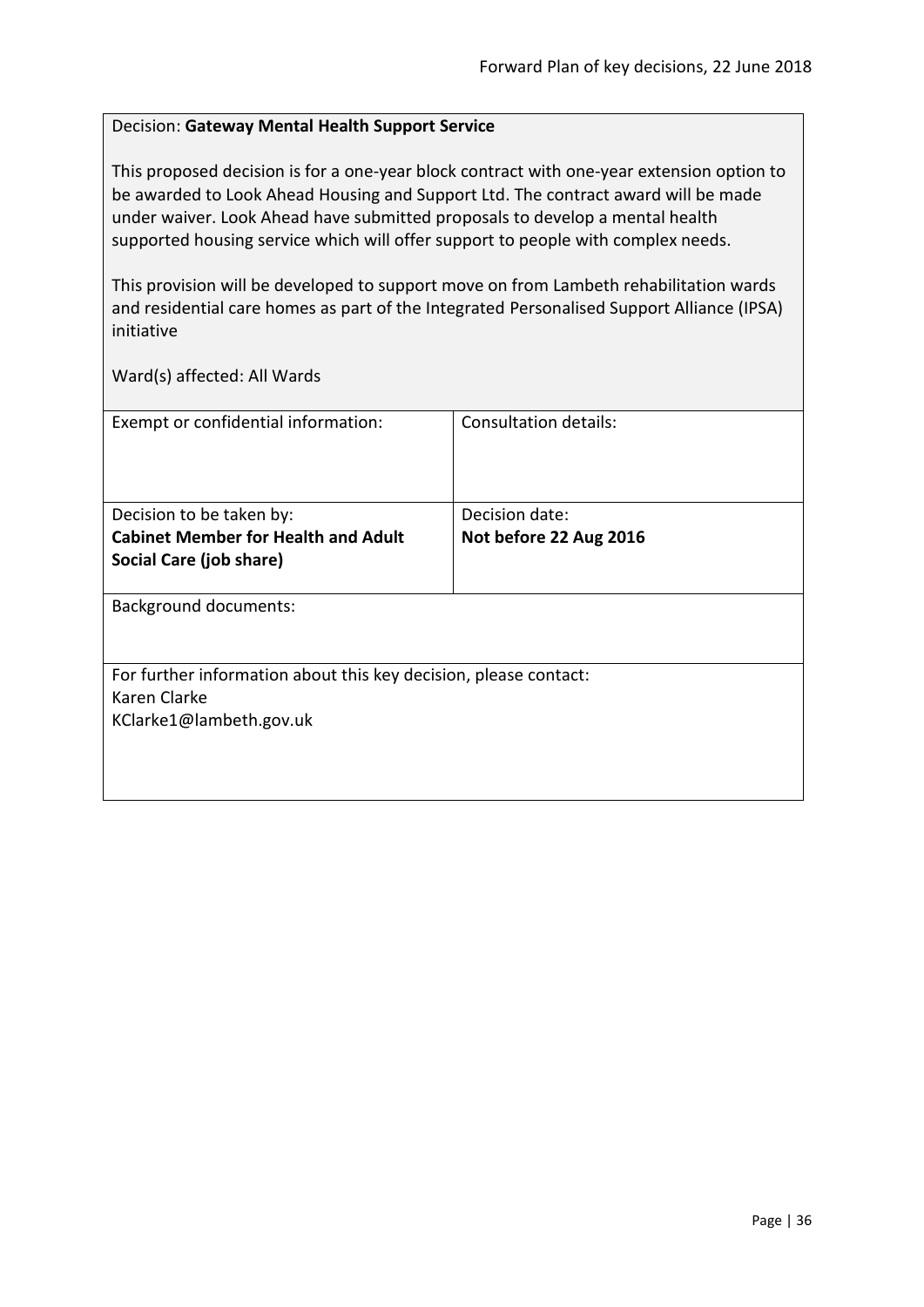Decision: **Gateway Mental Health Support Service**

This proposed decision is for a one-year block contract with one-year extension option to be awarded to Look Ahead Housing and Support Ltd. The contract award will be made under waiver. Look Ahead have submitted proposals to develop a mental health supported housing service which will offer support to people with complex needs.

This provision will be developed to support move on from Lambeth rehabilitation wards and residential care homes as part of the Integrated Personalised Support Alliance (IPSA) initiative

Ward(s) affected: All Wards

| | |
|---|---|
| Exempt or confidential information: | Consultation details: |
| Decision to be taken by:<br>**Cabinet Member for Health and Adult Social Care (job share)** | Decision date:<br>**Not before 22 Aug 2016** |

Background documents:

For further information about this key decision, please contact:
Karen Clarke
KClarke1@lambeth.gov.uk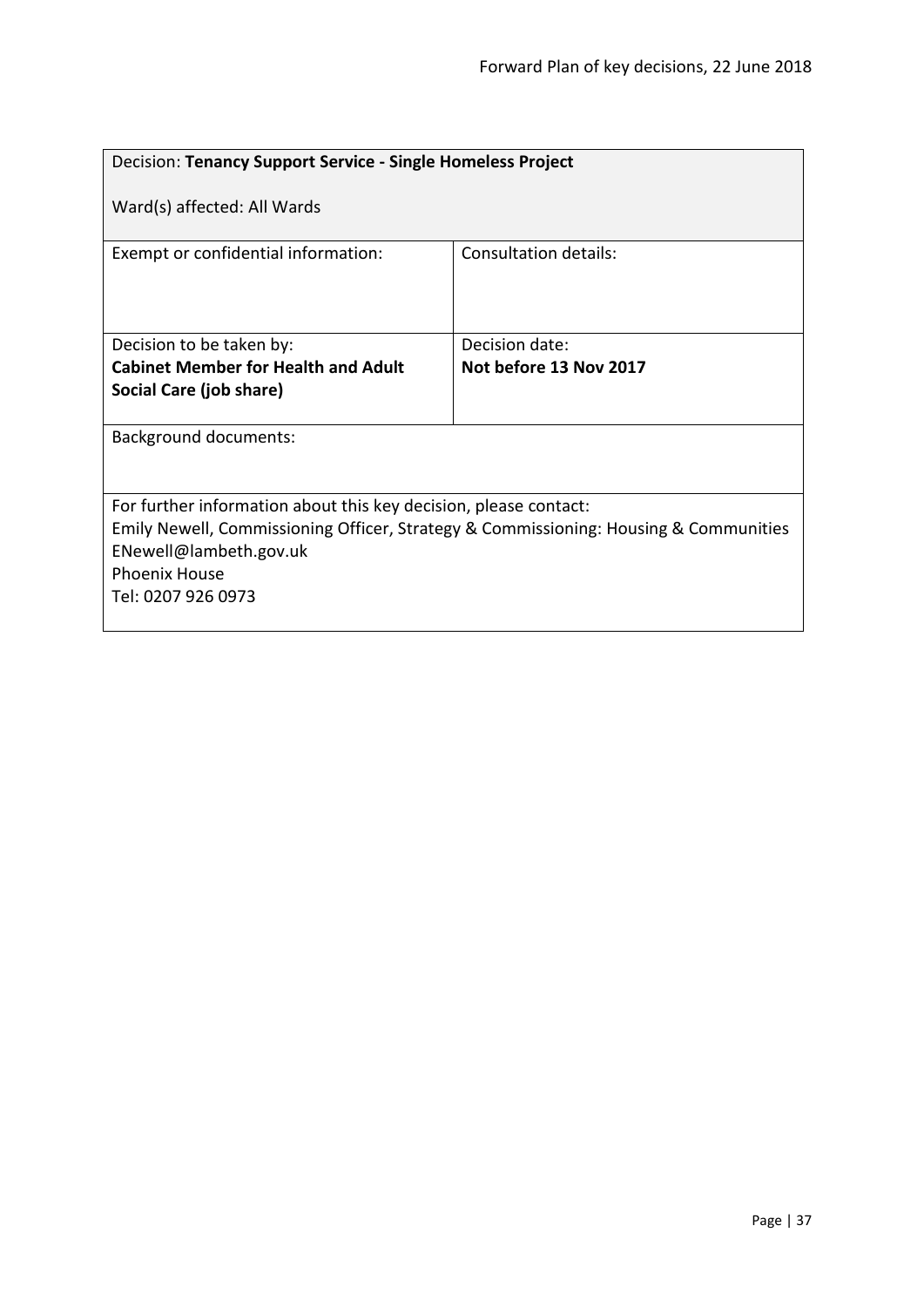| Decision: **Tenancy Support Service - Single Homeless Project**<br><br>Ward(s) affected: All Wards | |
|---|---|
| Exempt or confidential information: | Consultation details: |
| Decision to be taken by:<br>**Cabinet Member for Health and Adult Social Care (job share)** | Decision date:<br>**Not before 13 Nov 2017** |
| Background documents: | |
| For further information about this key decision, please contact:<br>Emily Newell, Commissioning Officer, Strategy & Commissioning: Housing & Communities<br>ENewell@lambeth.gov.uk<br>Phoenix House<br>Tel: 0207 926 0973 | |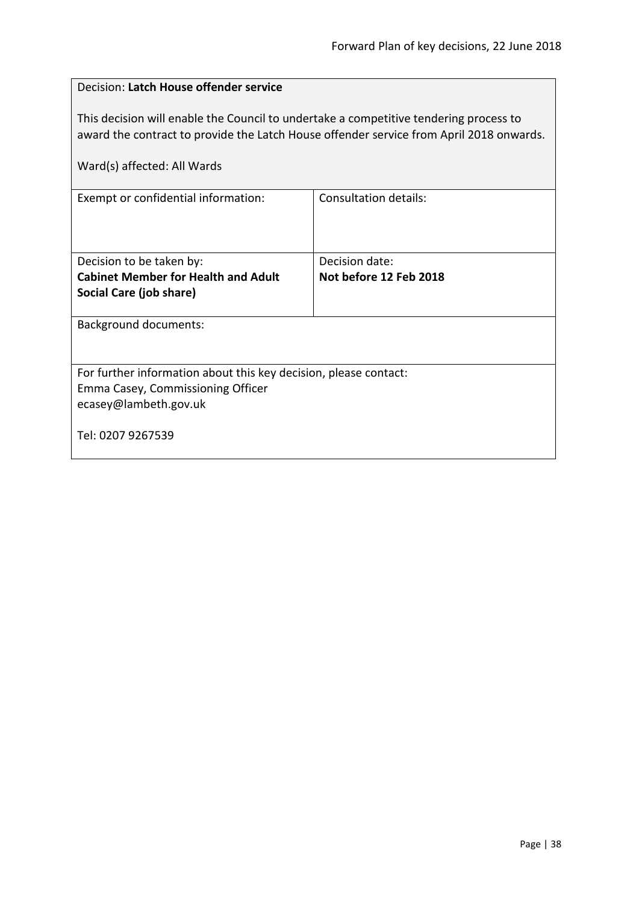Decision: **Latch House offender service**

This decision will enable the Council to undertake a competitive tendering process to award the contract to provide the Latch House offender service from April 2018 onwards.

Ward(s) affected: All Wards

| | |
|---|---|
| Exempt or confidential information: | Consultation details: |
| Decision to be taken by:<br>**Cabinet Member for Health and Adult Social Care (job share)** | Decision date:<br>**Not before 12 Feb 2018** |

Background documents:

For further information about this key decision, please contact:
Emma Casey, Commissioning Officer
ecasey@lambeth.gov.uk

Tel: 0207 9267539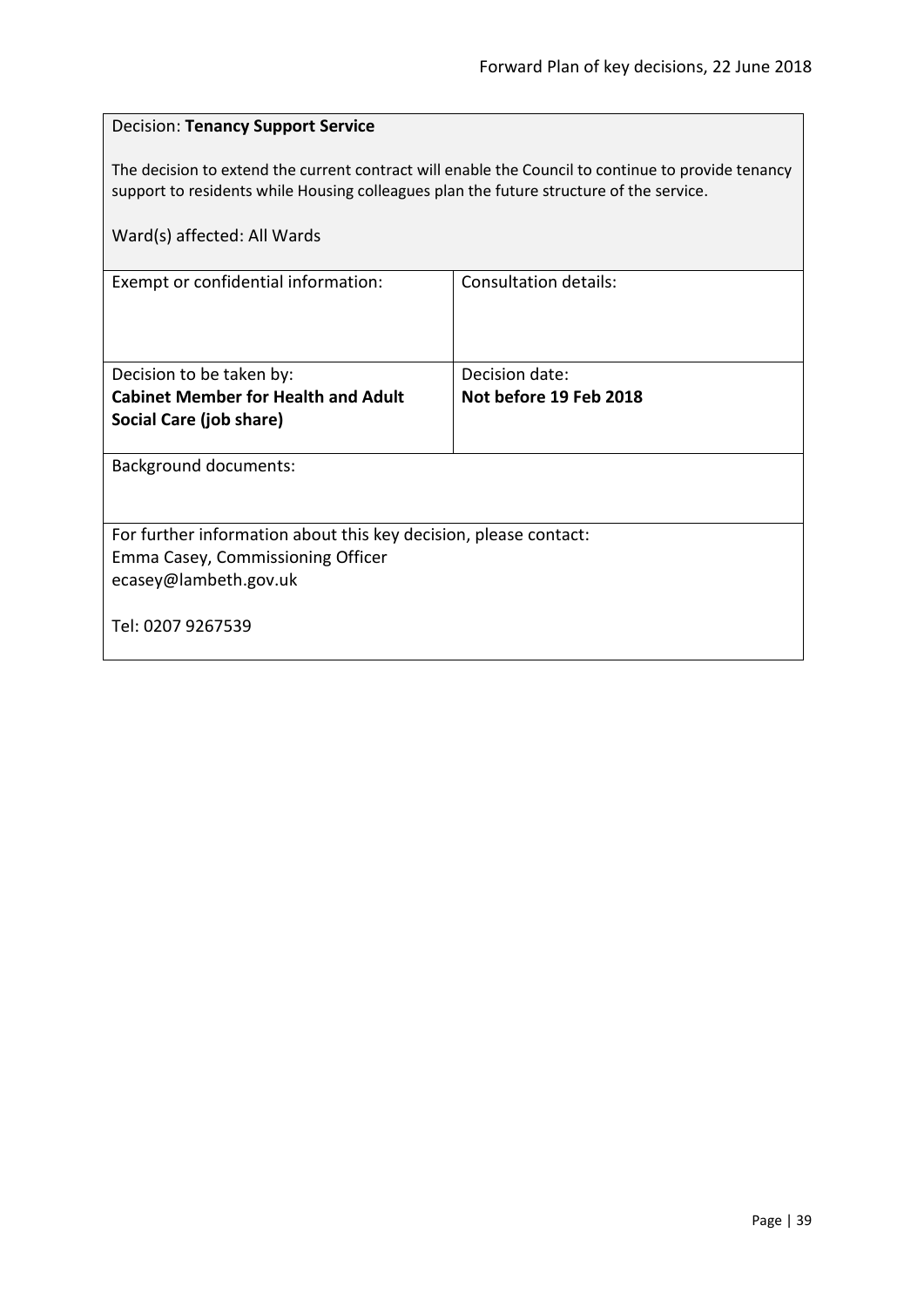Decision: **Tenancy Support Service**

The decision to extend the current contract will enable the Council to continue to provide tenancy support to residents while Housing colleagues plan the future structure of the service.

Ward(s) affected: All Wards

| | |
|---|---|
| Exempt or confidential information: | Consultation details: |
| Decision to be taken by:<br>**Cabinet Member for Health and Adult Social Care (job share)** | Decision date:<br>**Not before 19 Feb 2018** |

Background documents:

For further information about this key decision, please contact:
Emma Casey, Commissioning Officer
ecasey@lambeth.gov.uk

Tel: 0207 9267539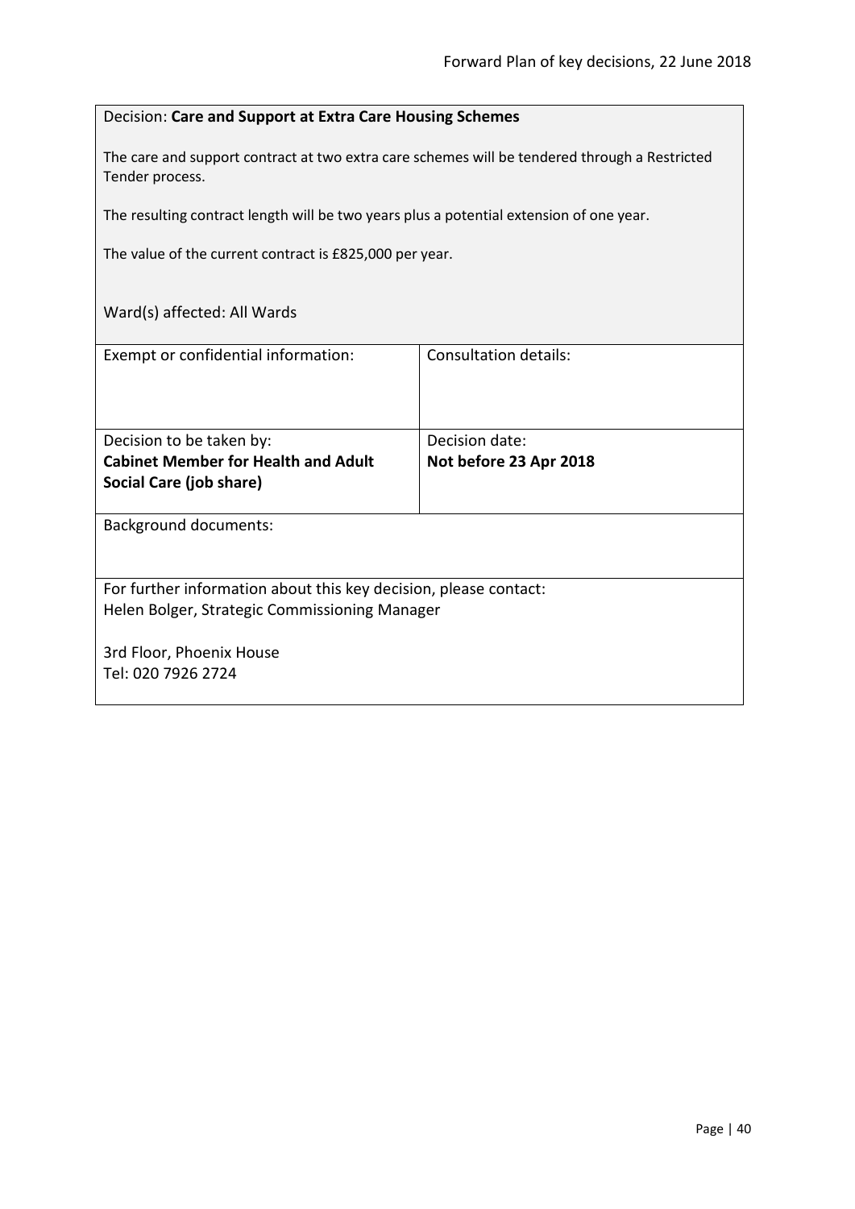Decision: **Care and Support at Extra Care Housing Schemes**

The care and support contract at two extra care schemes will be tendered through a Restricted Tender process.

The resulting contract length will be two years plus a potential extension of one year.

The value of the current contract is £825,000 per year.

Ward(s) affected: All Wards

| | |
|---|---|
| Exempt or confidential information: | Consultation details: |
| Decision to be taken by:<br>**Cabinet Member for Health and Adult Social Care (job share)** | Decision date:<br>**Not before 23 Apr 2018** |

Background documents:

For further information about this key decision, please contact:
Helen Bolger, Strategic Commissioning Manager

3rd Floor, Phoenix House
Tel: 020 7926 2724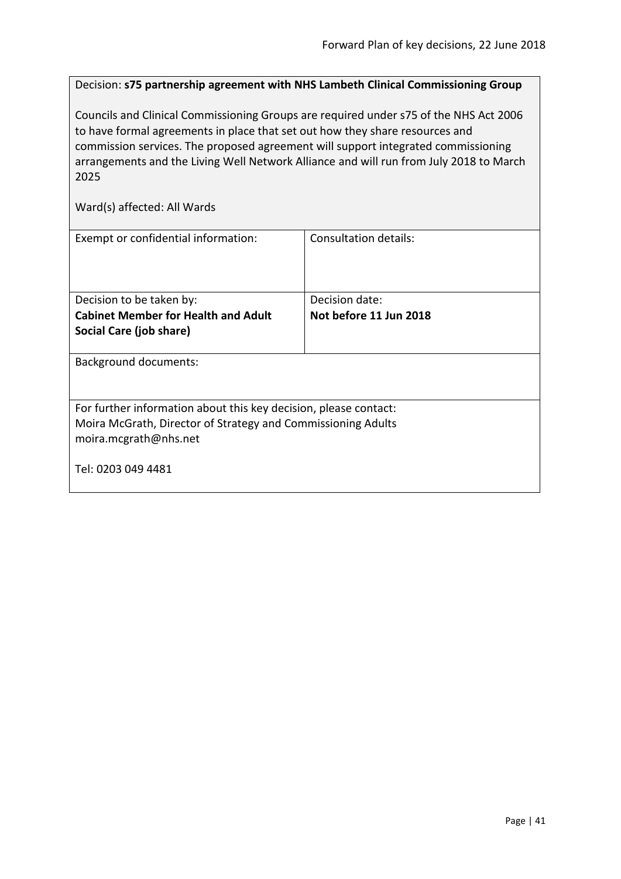Decision: **s75 partnership agreement with NHS Lambeth Clinical Commissioning Group**

Councils and Clinical Commissioning Groups are required under s75 of the NHS Act 2006 to have formal agreements in place that set out how they share resources and commission services. The proposed agreement will support integrated commissioning arrangements and the Living Well Network Alliance and will run from July 2018 to March 2025

Ward(s) affected: All Wards

| Exempt or confidential information: | Consultation details: |
|---|---|
| Decision to be taken by:<br>**Cabinet Member for Health and Adult Social Care (job share)** | Decision date:<br>**Not before 11 Jun 2018** |

Background documents:

For further information about this key decision, please contact:
Moira McGrath, Director of Strategy and Commissioning Adults
moira.mcgrath@nhs.net

Tel: 0203 049 4481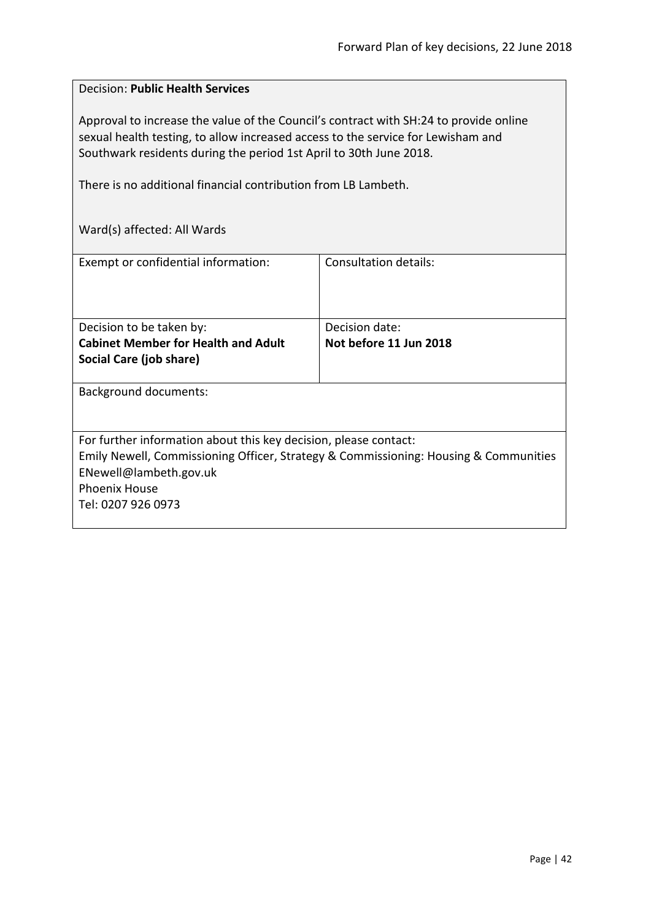Decision: **Public Health Services**

Approval to increase the value of the Council's contract with SH:24 to provide online sexual health testing, to allow increased access to the service for Lewisham and Southwark residents during the period 1st April to 30th June 2018.

There is no additional financial contribution from LB Lambeth.

Ward(s) affected: All Wards

| | |
|---|---|
| Exempt or confidential information: | Consultation details: |
| Decision to be taken by:<br>**Cabinet Member for Health and Adult Social Care (job share)** | Decision date:<br>**Not before 11 Jun 2018** |

Background documents:

For further information about this key decision, please contact:
Emily Newell, Commissioning Officer, Strategy & Commissioning: Housing & Communities
ENewell@lambeth.gov.uk
Phoenix House
Tel: 0207 926 0973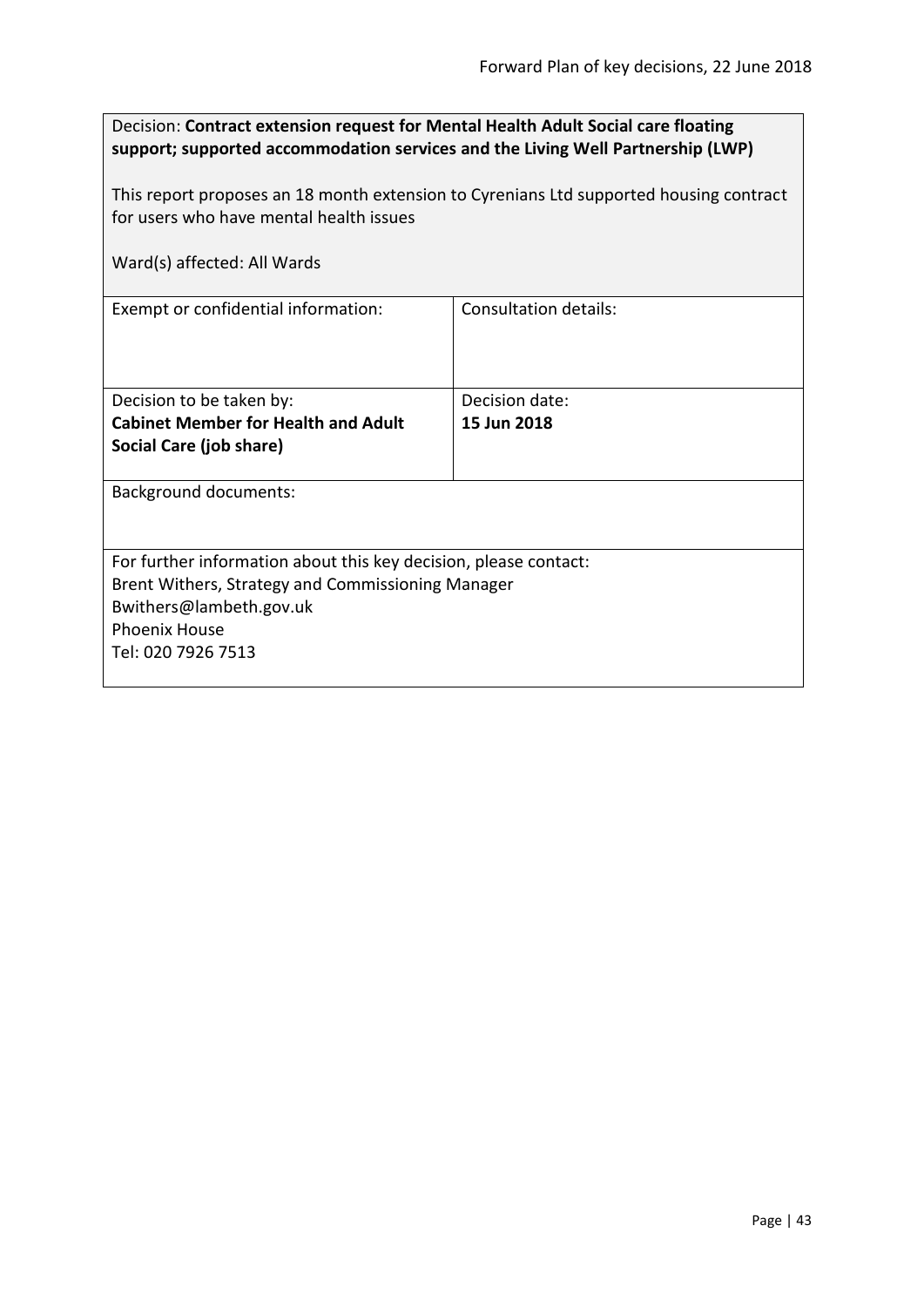Decision: **Contract extension request for Mental Health Adult Social care floating support; supported accommodation services and the Living Well Partnership (LWP)**

This report proposes an 18 month extension to Cyrenians Ltd supported housing contract for users who have mental health issues

Ward(s) affected: All Wards

| | |
|---|---|
| Exempt or confidential information: | Consultation details: |
| Decision to be taken by:<br>**Cabinet Member for Health and Adult Social Care (job share)** | Decision date:<br>**15 Jun 2018** |

Background documents:

For further information about this key decision, please contact:
Brent Withers, Strategy and Commissioning Manager
Bwithers@lambeth.gov.uk
Phoenix House
Tel: 020 7926 7513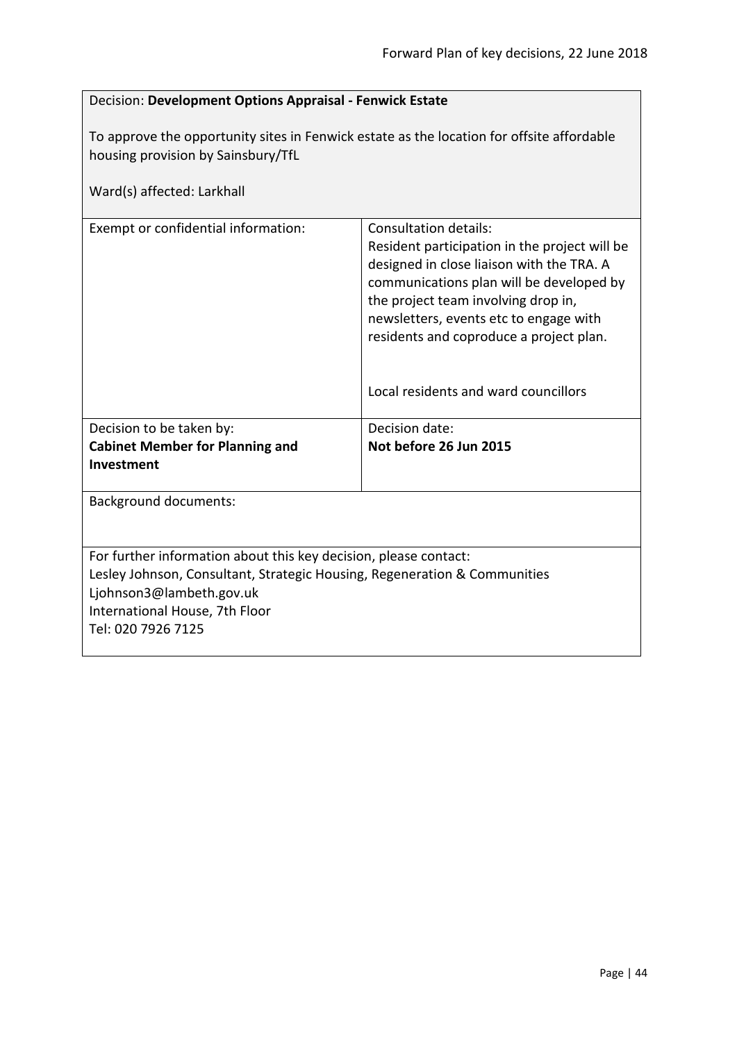Decision: **Development Options Appraisal - Fenwick Estate**

To approve the opportunity sites in Fenwick estate as the location for offsite affordable housing provision by Sainsbury/TfL

Ward(s) affected: Larkhall

| | |
|---|---|
| Exempt or confidential information: | Consultation details:<br>Resident participation in the project will be designed in close liaison with the TRA. A communications plan will be developed by the project team involving drop in, newsletters, events etc to engage with residents and coproduce a project plan.<br><br>Local residents and ward councillors |
| Decision to be taken by:<br>**Cabinet Member for Planning and Investment** | Decision date:<br>**Not before 26 Jun 2015** |

Background documents:

For further information about this key decision, please contact:
Lesley Johnson, Consultant, Strategic Housing, Regeneration & Communities
Ljohnson3@lambeth.gov.uk
International House, 7th Floor
Tel: 020 7926 7125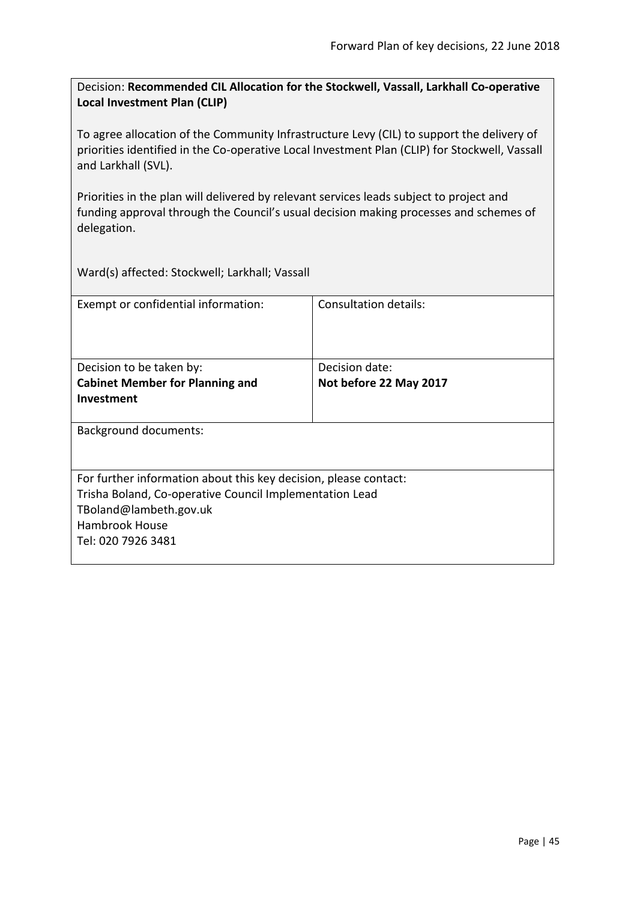Decision: **Recommended CIL Allocation for the Stockwell, Vassall, Larkhall Co-operative Local Investment Plan (CLIP)**

To agree allocation of the Community Infrastructure Levy (CIL) to support the delivery of priorities identified in the Co-operative Local Investment Plan (CLIP) for Stockwell, Vassall and Larkhall (SVL).

Priorities in the plan will delivered by relevant services leads subject to project and funding approval through the Council's usual decision making processes and schemes of delegation.

Ward(s) affected: Stockwell; Larkhall; Vassall

| | |
|---|---|
| Exempt or confidential information: | Consultation details: |
| Decision to be taken by:<br>**Cabinet Member for Planning and Investment** | Decision date:<br>**Not before 22 May 2017** |
| Background documents: | |

For further information about this key decision, please contact:
Trisha Boland, Co-operative Council Implementation Lead
TBoland@lambeth.gov.uk
Hambrook House
Tel: 020 7926 3481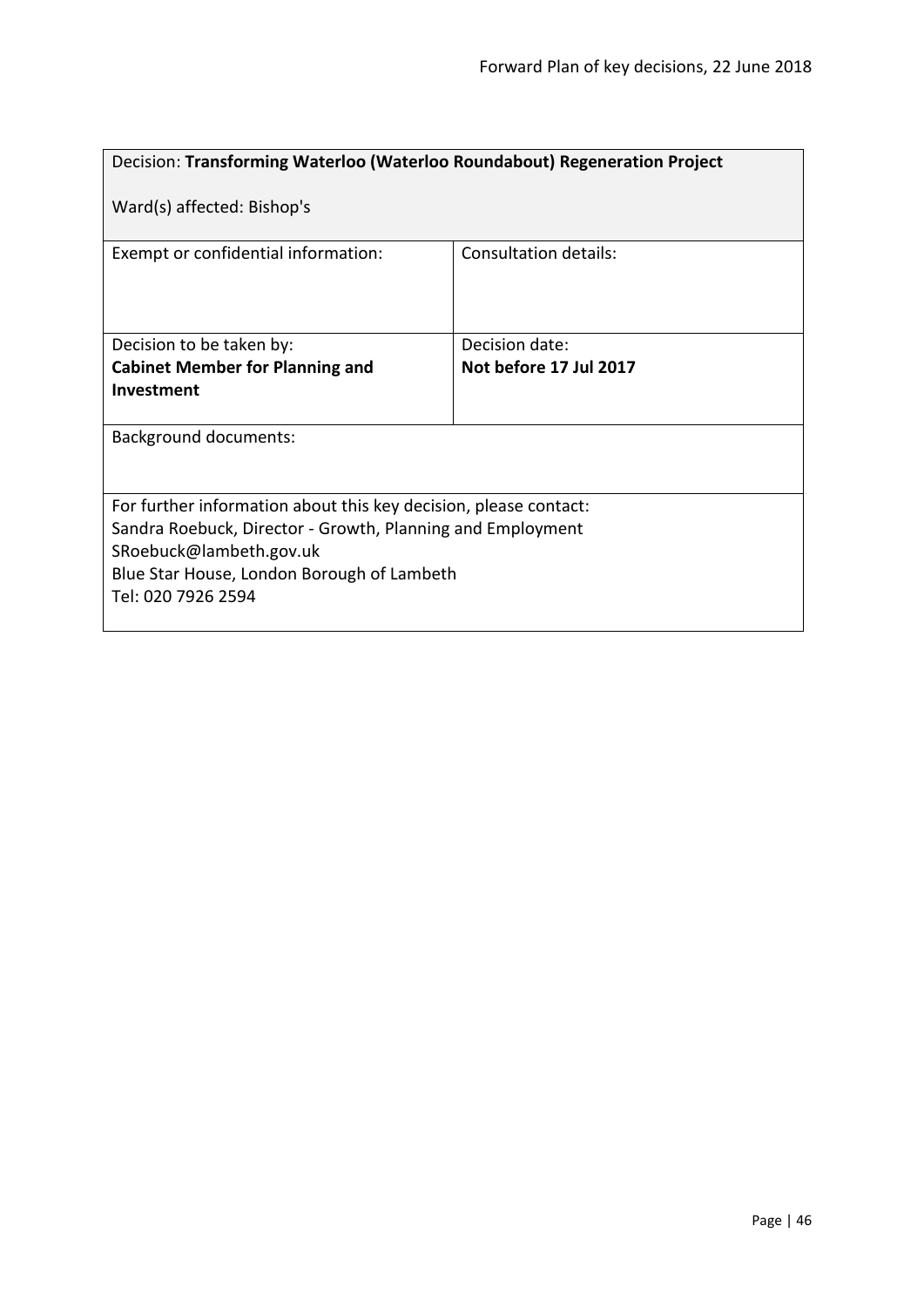| Decision: **Transforming Waterloo (Waterloo Roundabout) Regeneration Project**<br><br>Ward(s) affected: Bishop's | |
| --- | --- |
| Exempt or confidential information: | Consultation details: |
| Decision to be taken by:<br>**Cabinet Member for Planning and Investment** | Decision date:<br>**Not before 17 Jul 2017** |
| Background documents: | |
| For further information about this key decision, please contact:<br>Sandra Roebuck, Director - Growth, Planning and Employment<br>SRoebuck@lambeth.gov.uk<br>Blue Star House, London Borough of Lambeth<br>Tel: 020 7926 2594 | |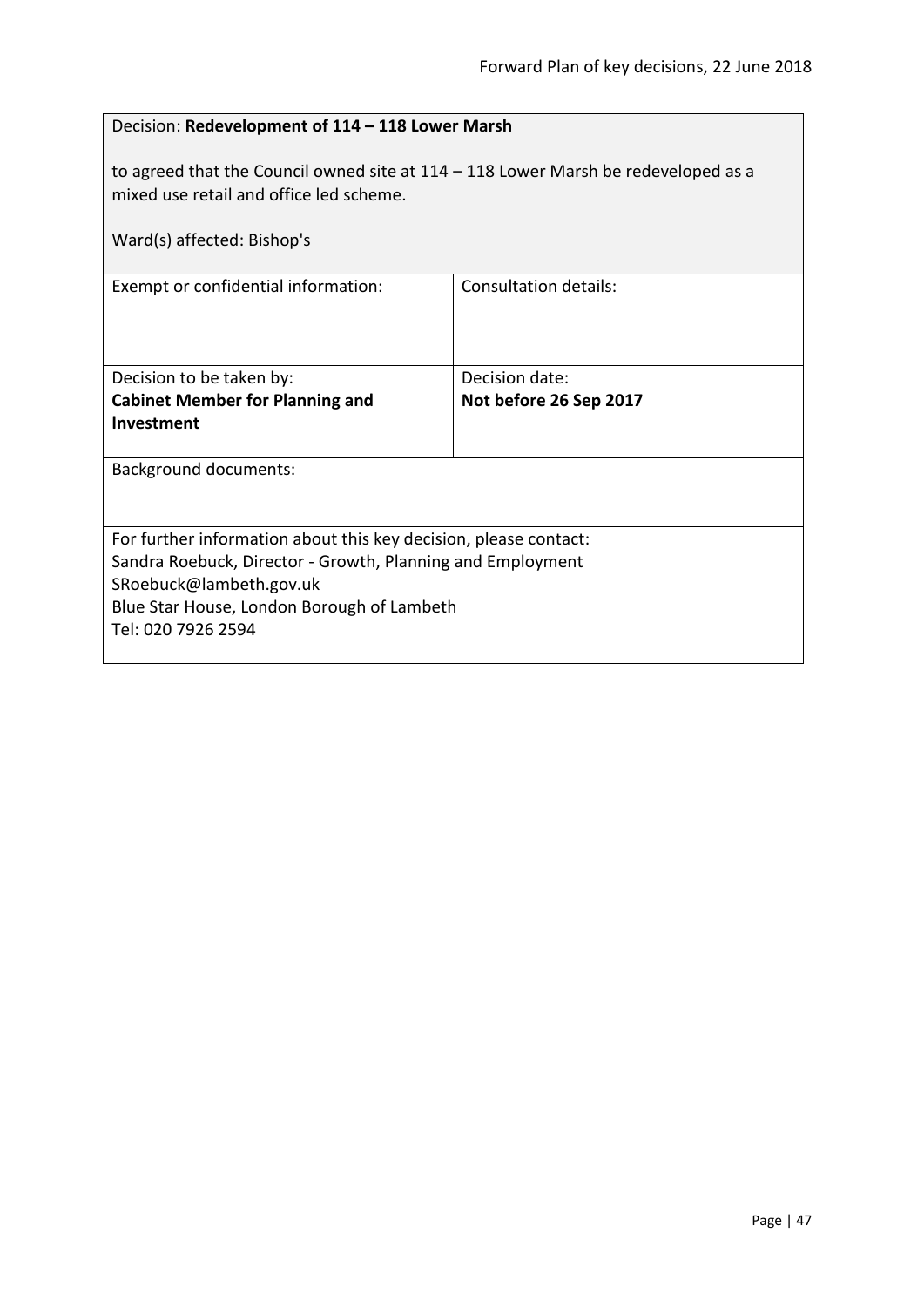Decision: **Redevelopment of 114 – 118 Lower Marsh**

to agreed that the Council owned site at 114 – 118 Lower Marsh be redeveloped as a mixed use retail and office led scheme.

Ward(s) affected: Bishop's

| | |
|---|---|
| Exempt or confidential information: | Consultation details: |
| Decision to be taken by:<br>**Cabinet Member for Planning and Investment** | Decision date:<br>**Not before 26 Sep 2017** |

Background documents:

For further information about this key decision, please contact:
Sandra Roebuck, Director - Growth, Planning and Employment
SRoebuck@lambeth.gov.uk
Blue Star House, London Borough of Lambeth
Tel: 020 7926 2594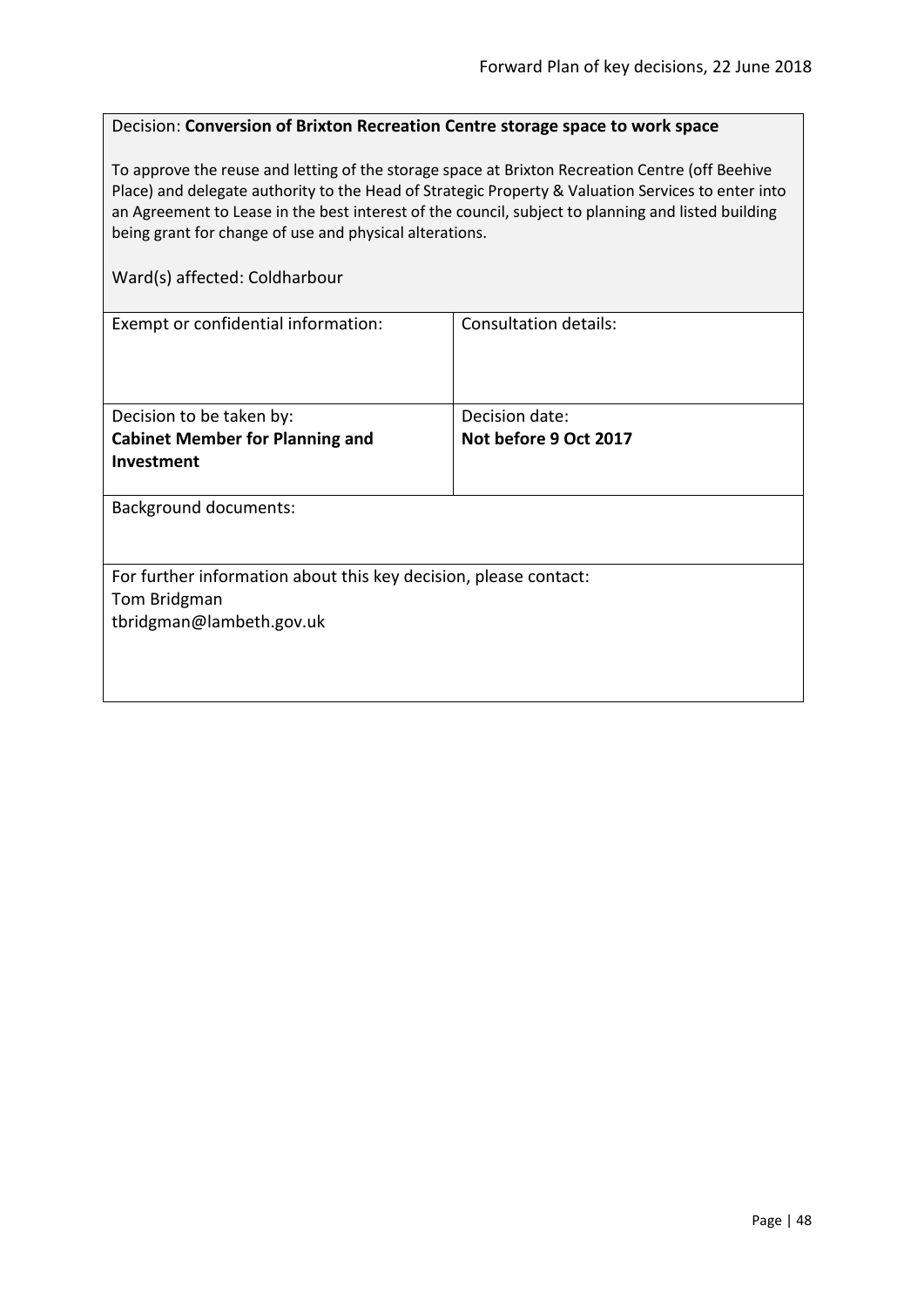Decision: **Conversion of Brixton Recreation Centre storage space to work space**

To approve the reuse and letting of the storage space at Brixton Recreation Centre (off Beehive Place) and delegate authority to the Head of Strategic Property & Valuation Services to enter into an Agreement to Lease in the best interest of the council, subject to planning and listed building being grant for change of use and physical alterations.

Ward(s) affected: Coldharbour

| | |
|---|---|
| Exempt or confidential information: | Consultation details: |
| Decision to be taken by:<br>**Cabinet Member for Planning and Investment** | Decision date:<br>**Not before 9 Oct 2017** |

Background documents:

For further information about this key decision, please contact:
Tom Bridgman
tbridgman@lambeth.gov.uk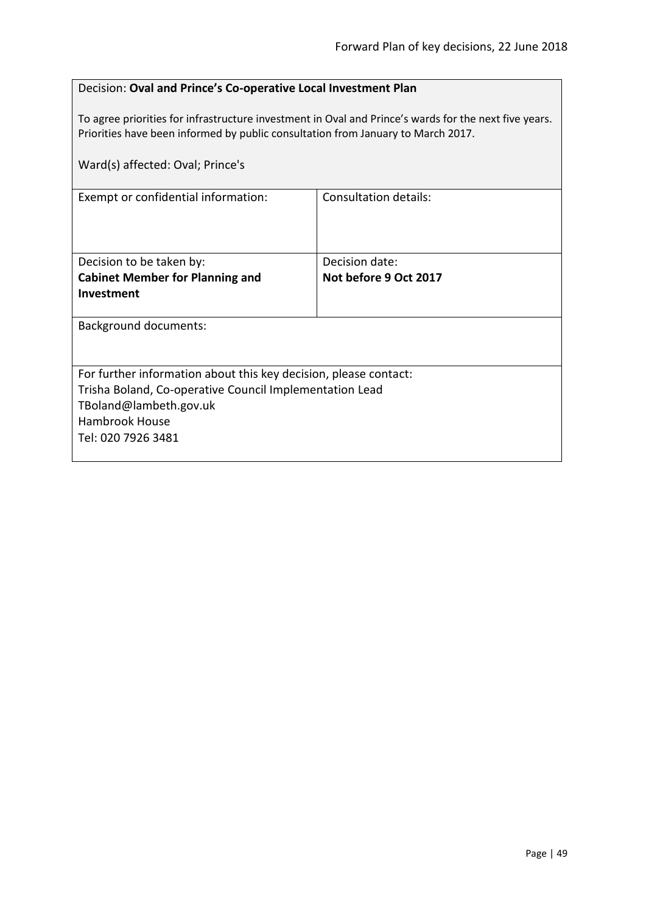Decision: **Oval and Prince's Co-operative Local Investment Plan**

To agree priorities for infrastructure investment in Oval and Prince's wards for the next five years. Priorities have been informed by public consultation from January to March 2017.

Ward(s) affected: Oval; Prince's

| | |
|---|---|
| Exempt or confidential information: | Consultation details: |
| Decision to be taken by:<br>**Cabinet Member for Planning and Investment** | Decision date:<br>**Not before 9 Oct 2017** |

Background documents:

For further information about this key decision, please contact:
Trisha Boland, Co-operative Council Implementation Lead
TBoland@lambeth.gov.uk
Hambrook House
Tel: 020 7926 3481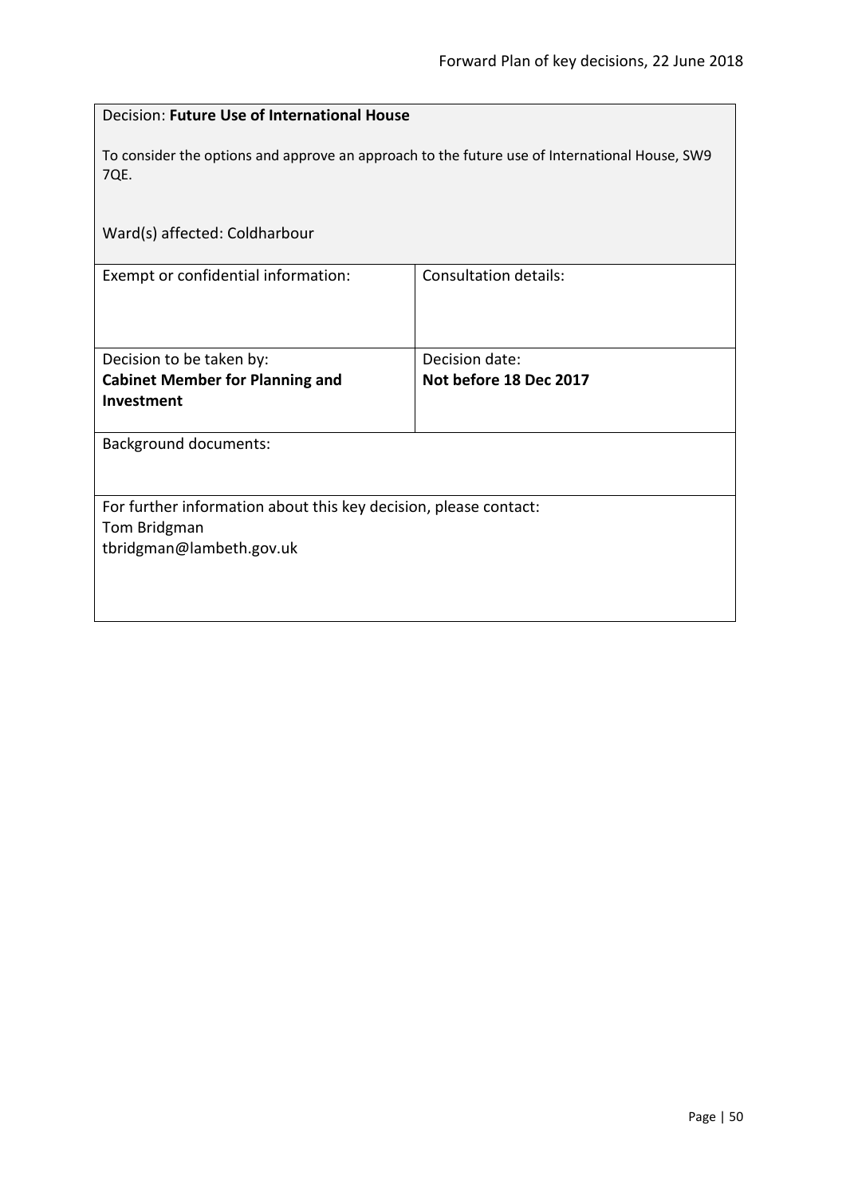Decision: **Future Use of International House**

To consider the options and approve an approach to the future use of International House, SW9 7QE.

Ward(s) affected: Coldharbour

| | |
|---|---|
| Exempt or confidential information: | Consultation details: |
| Decision to be taken by:<br>**Cabinet Member for Planning and Investment** | Decision date:<br>**Not before 18 Dec 2017** |

Background documents:

For further information about this key decision, please contact:
Tom Bridgman
tbridgman@lambeth.gov.uk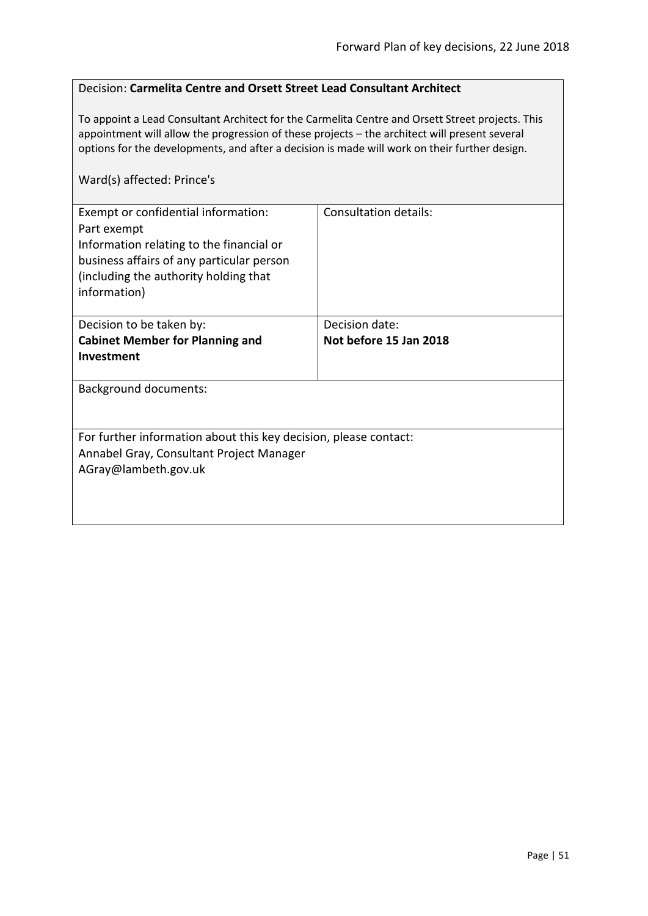Decision: **Carmelita Centre and Orsett Street Lead Consultant Architect**

To appoint a Lead Consultant Architect for the Carmelita Centre and Orsett Street projects. This appointment will allow the progression of these projects – the architect will present several options for the developments, and after a decision is made will work on their further design.

Ward(s) affected: Prince's

| Exempt or confidential information:<br>Part exempt<br>Information relating to the financial or business affairs of any particular person (including the authority holding that information) | Consultation details: |
|---|---|
| Decision to be taken by:<br>**Cabinet Member for Planning and Investment** | Decision date:<br>**Not before 15 Jan 2018** |

Background documents:

For further information about this key decision, please contact:
Annabel Gray, Consultant Project Manager
AGray@lambeth.gov.uk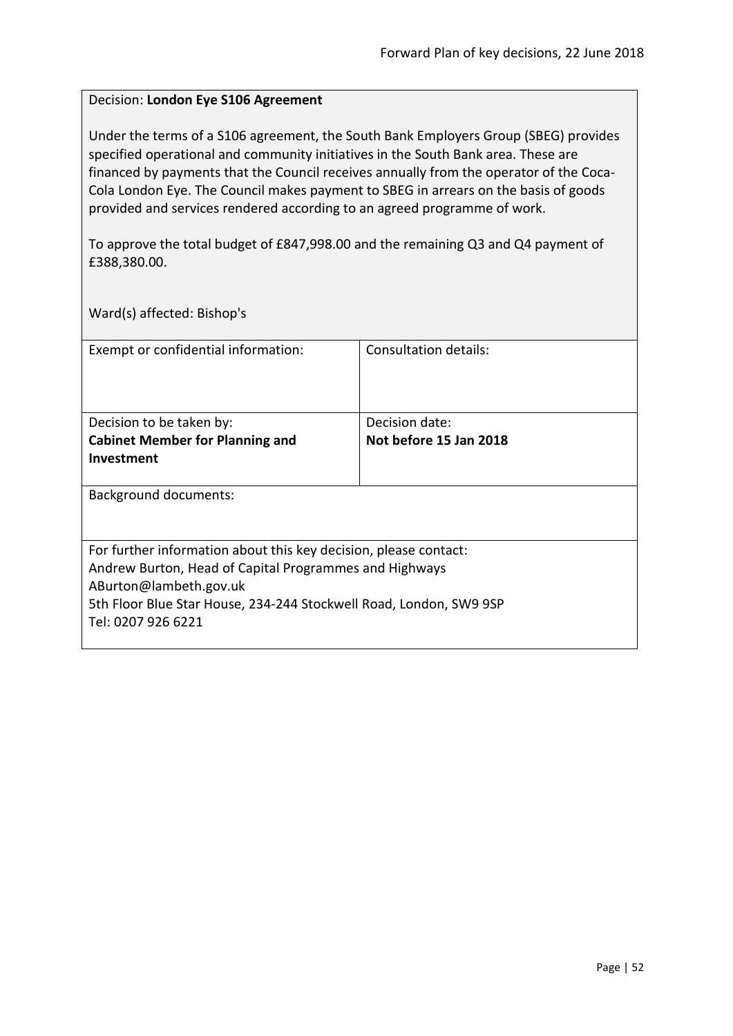Decision: **London Eye S106 Agreement**

Under the terms of a S106 agreement, the South Bank Employers Group (SBEG) provides specified operational and community initiatives in the South Bank area. These are financed by payments that the Council receives annually from the operator of the Coca-Cola London Eye. The Council makes payment to SBEG in arrears on the basis of goods provided and services rendered according to an agreed programme of work.

To approve the total budget of £847,998.00 and the remaining Q3 and Q4 payment of £388,380.00.

Ward(s) affected: Bishop's

| | |
|---|---|
| Exempt or confidential information: | Consultation details: |
| Decision to be taken by:<br>**Cabinet Member for Planning and Investment** | Decision date:<br>**Not before 15 Jan 2018** |

Background documents:

For further information about this key decision, please contact:
Andrew Burton, Head of Capital Programmes and Highways
ABurton@lambeth.gov.uk
5th Floor Blue Star House, 234-244 Stockwell Road, London, SW9 9SP
Tel: 0207 926 6221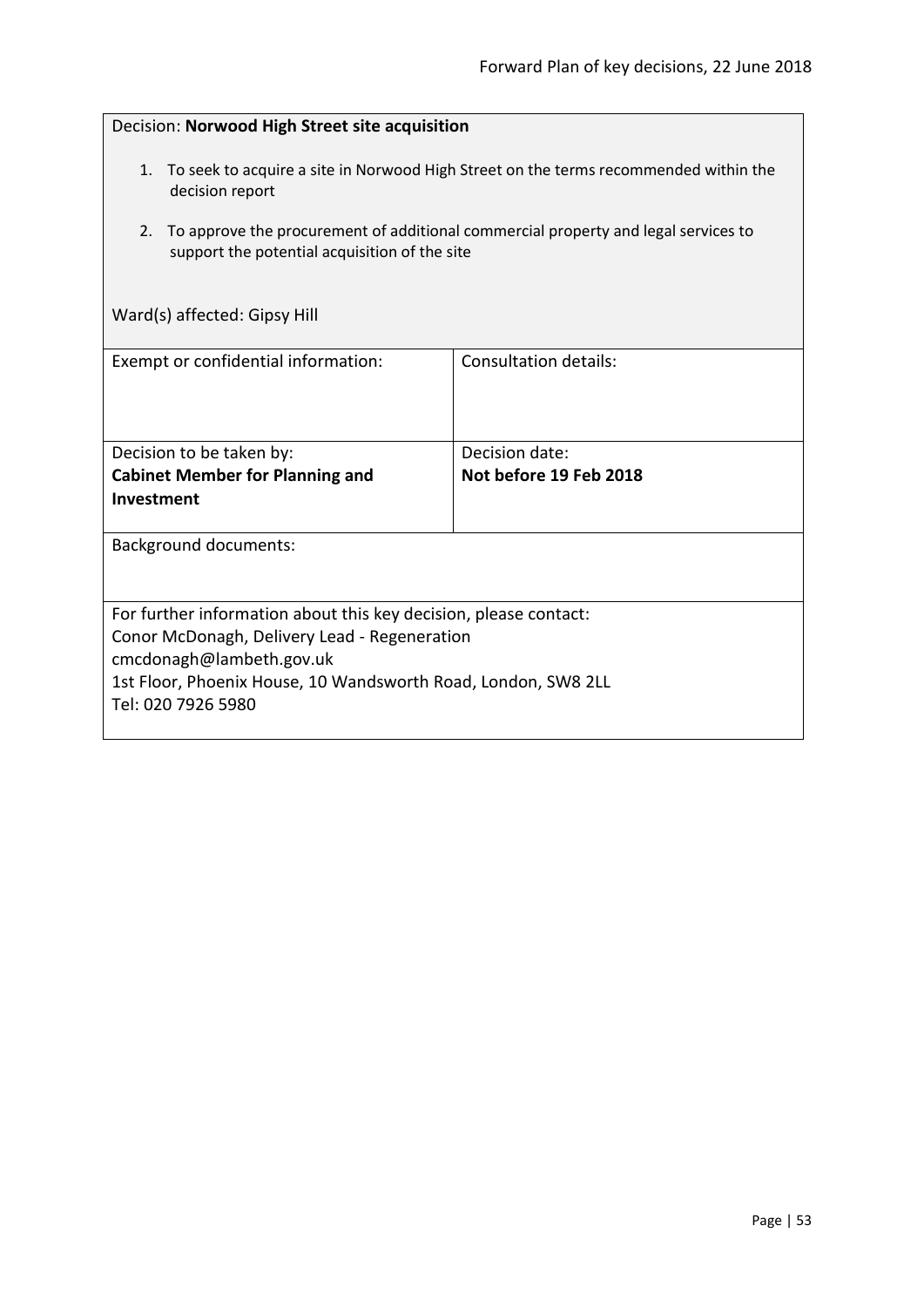Decision: **Norwood High Street site acquisition**

1. To seek to acquire a site in Norwood High Street on the terms recommended within the decision report
2. To approve the procurement of additional commercial property and legal services to support the potential acquisition of the site

Ward(s) affected: Gipsy Hill

| | |
|---|---|
| Exempt or confidential information: | Consultation details: |
| Decision to be taken by:<br>**Cabinet Member for Planning and Investment** | Decision date:<br>**Not before 19 Feb 2018** |

Background documents:

For further information about this key decision, please contact:
Conor McDonagh, Delivery Lead - Regeneration
cmcdonagh@lambeth.gov.uk
1st Floor, Phoenix House, 10 Wandsworth Road, London, SW8 2LL
Tel: 020 7926 5980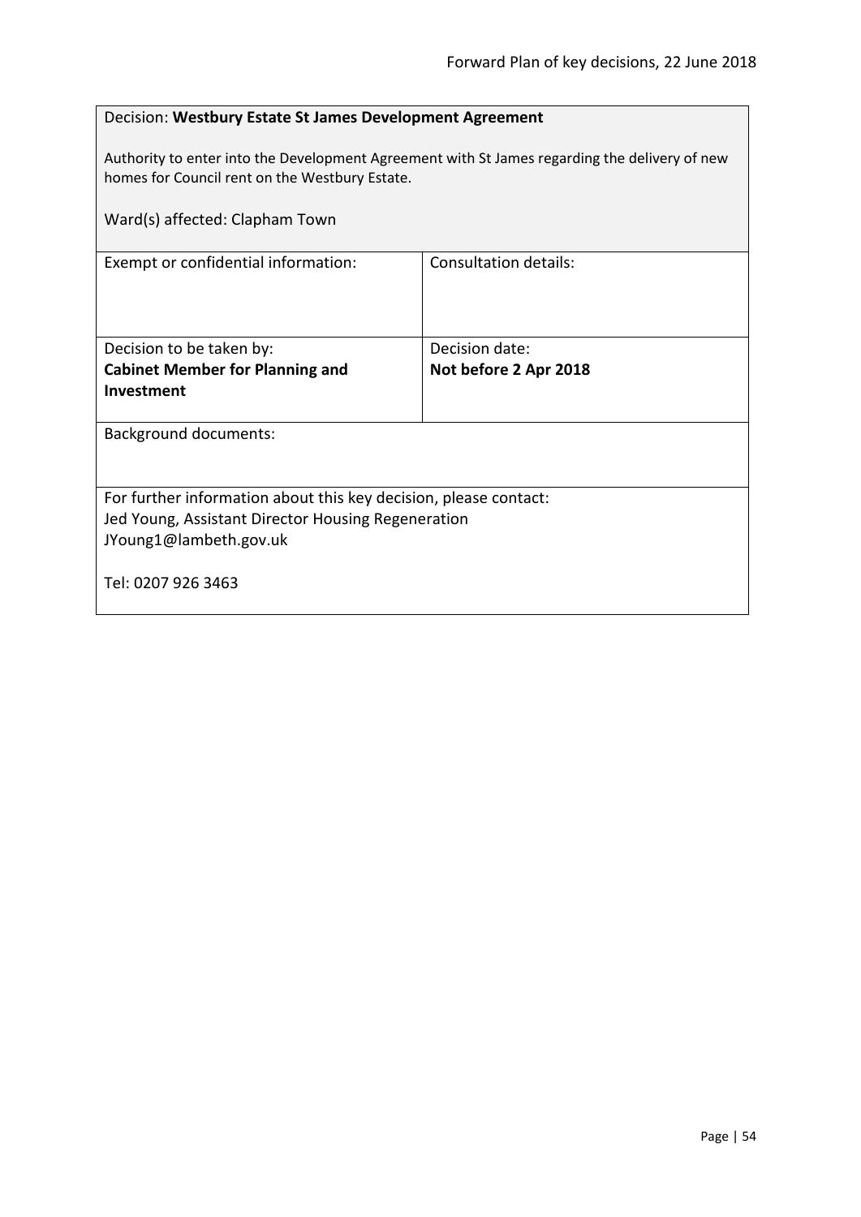Decision: **Westbury Estate St James Development Agreement**

Authority to enter into the Development Agreement with St James regarding the delivery of new homes for Council rent on the Westbury Estate.

Ward(s) affected: Clapham Town

| | |
|---|---|
| Exempt or confidential information: | Consultation details: |
| Decision to be taken by:<br>**Cabinet Member for Planning and Investment** | Decision date:<br>**Not before 2 Apr 2018** |

Background documents:

For further information about this key decision, please contact:
Jed Young, Assistant Director Housing Regeneration
JYoung1@lambeth.gov.uk

Tel: 0207 926 3463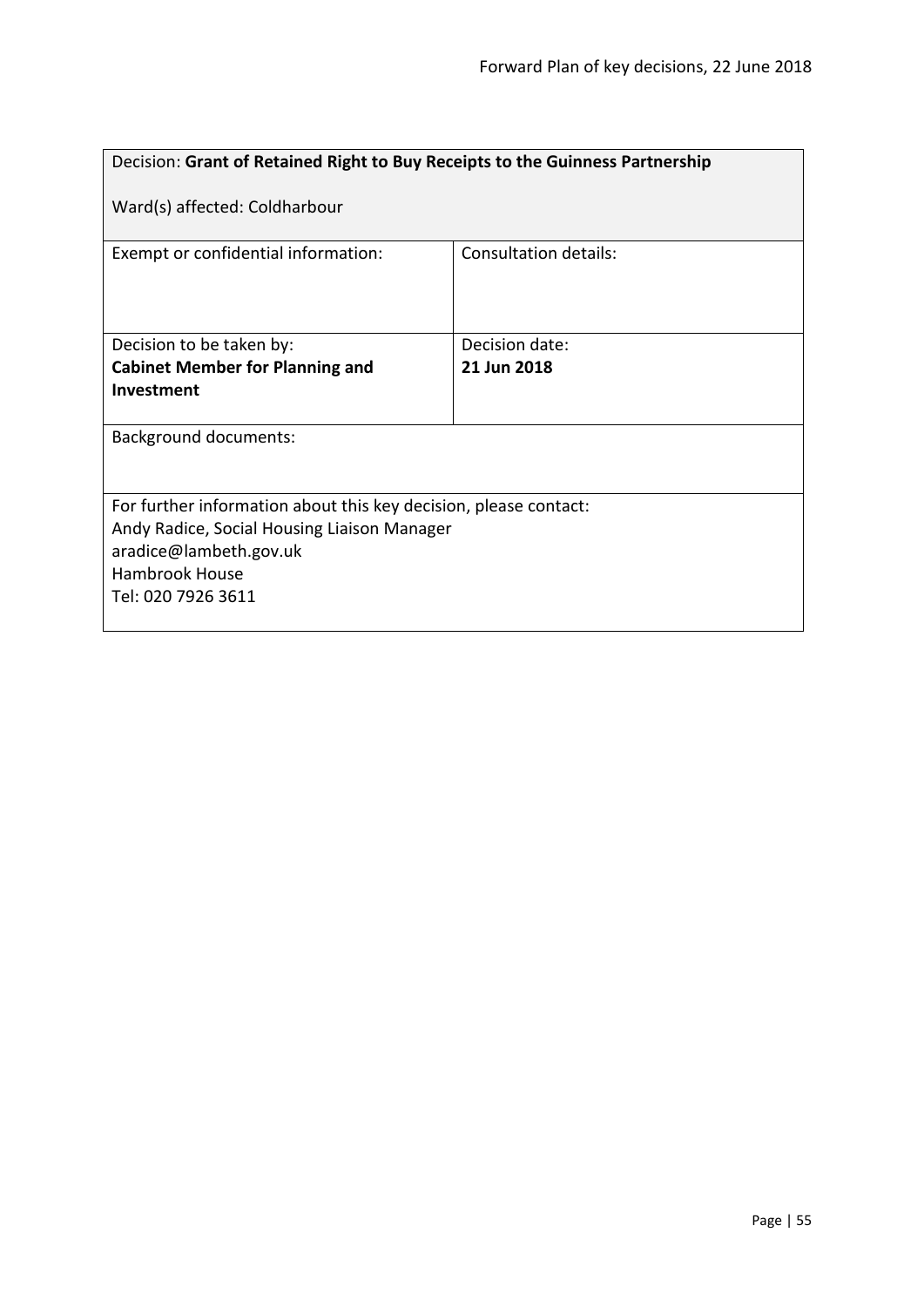| Decision: **Grant of Retained Right to Buy Receipts to the Guinness Partnership**<br><br>Ward(s) affected: Coldharbour | |
|---|---|
| Exempt or confidential information: | Consultation details: |
| Decision to be taken by:<br>**Cabinet Member for Planning and Investment** | Decision date:<br>**21 Jun 2018** |
| Background documents: | |
| For further information about this key decision, please contact:<br>Andy Radice, Social Housing Liaison Manager<br>aradice@lambeth.gov.uk<br>Hambrook House<br>Tel: 020 7926 3611 | |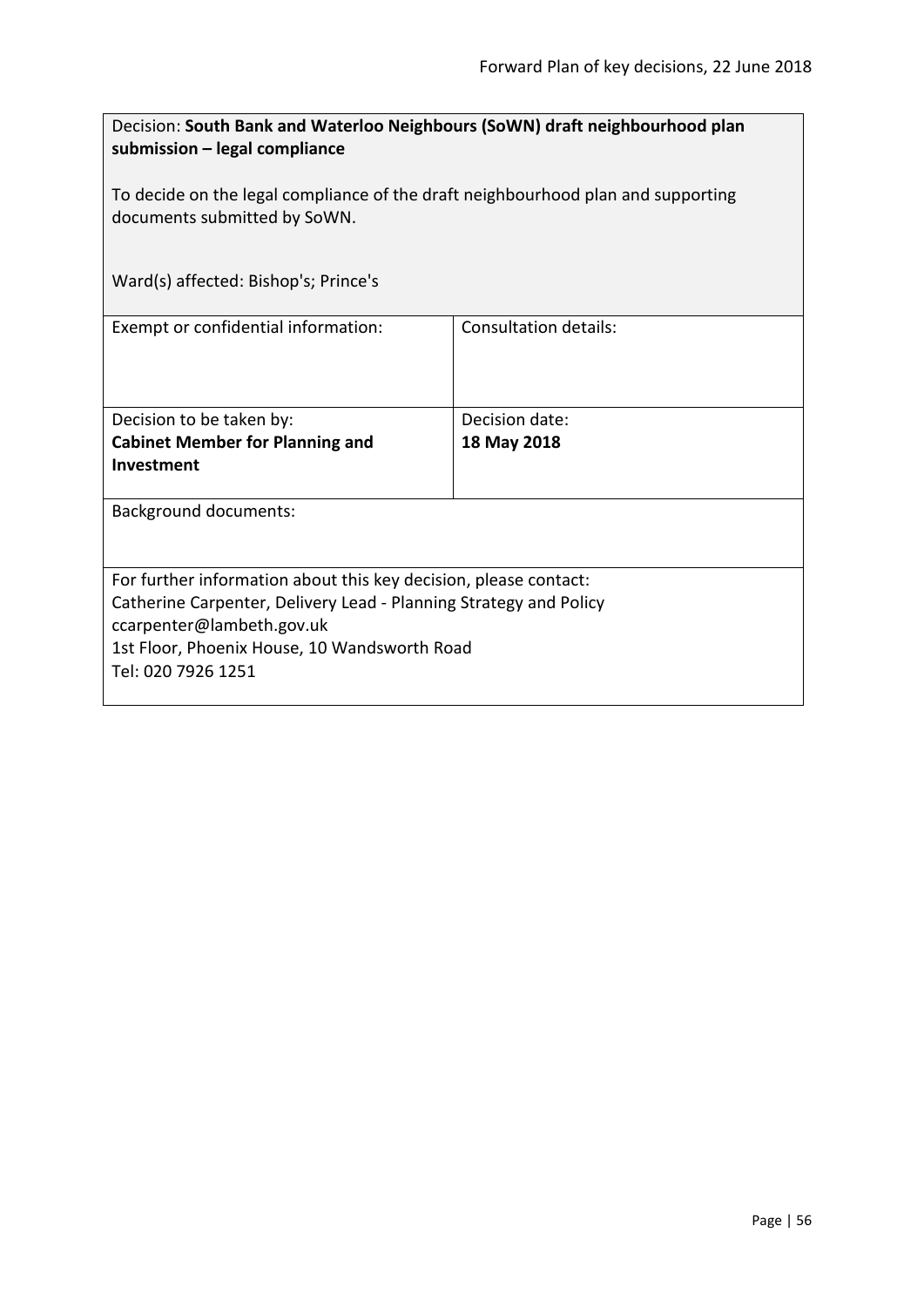Decision: **South Bank and Waterloo Neighbours (SoWN) draft neighbourhood plan submission – legal compliance**

To decide on the legal compliance of the draft neighbourhood plan and supporting documents submitted by SoWN.

Ward(s) affected: Bishop's; Prince's

| | |
|---|---|
| Exempt or confidential information: | Consultation details: |
| Decision to be taken by:<br>**Cabinet Member for Planning and Investment** | Decision date:<br>**18 May 2018** |

Background documents:

For further information about this key decision, please contact:
Catherine Carpenter, Delivery Lead - Planning Strategy and Policy
ccarpenter@lambeth.gov.uk
1st Floor, Phoenix House, 10 Wandsworth Road
Tel: 020 7926 1251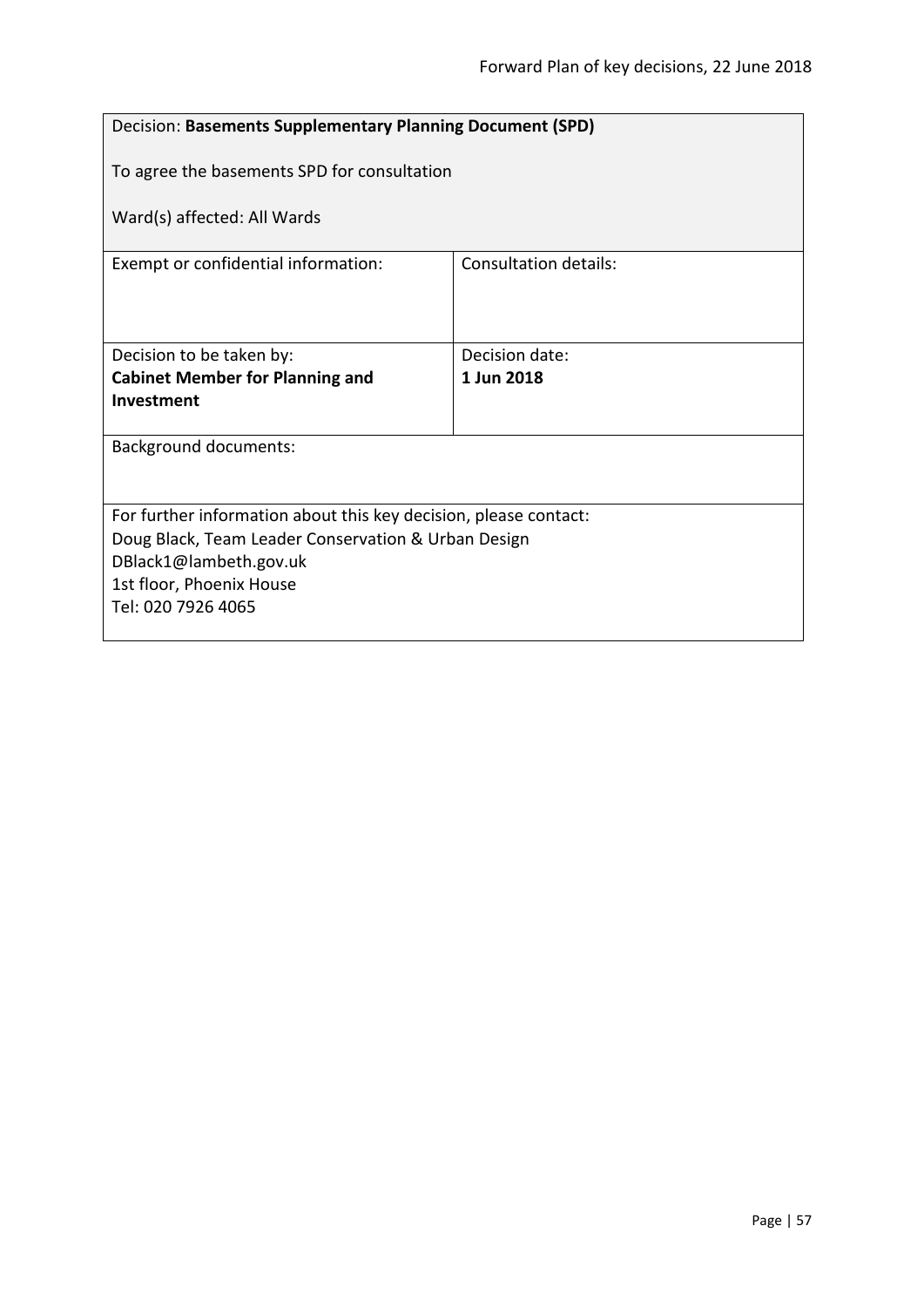| Decision: **Basements Supplementary Planning Document (SPD)**<br><br>To agree the basements SPD for consultation<br><br>Ward(s) affected: All Wards | |
|---|---|
| Exempt or confidential information: | Consultation details: |
| Decision to be taken by:<br>**Cabinet Member for Planning and Investment** | Decision date:<br>**1 Jun 2018** |
| Background documents: | |
| For further information about this key decision, please contact:<br>Doug Black, Team Leader Conservation & Urban Design<br>DBlack1@lambeth.gov.uk<br>1st floor, Phoenix House<br>Tel: 020 7926 4065 | |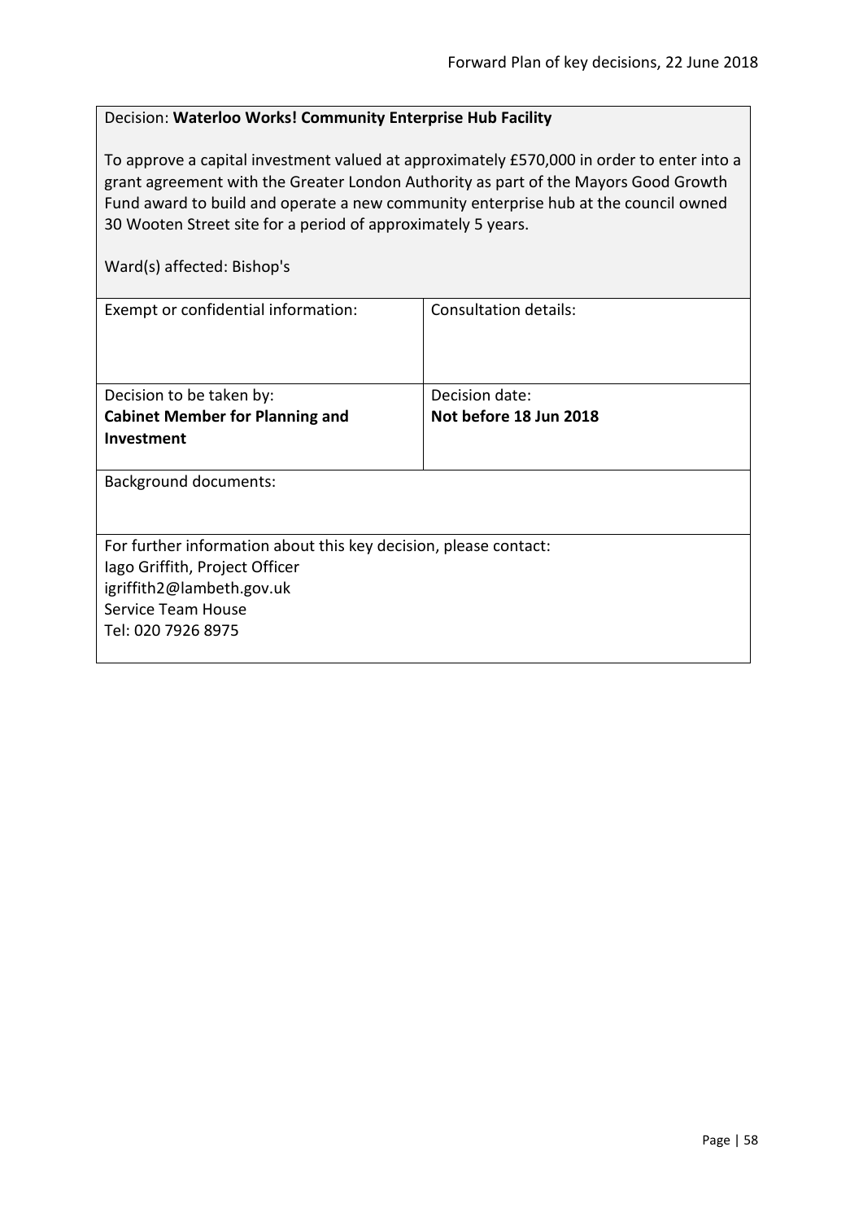Decision: **Waterloo Works! Community Enterprise Hub Facility**

To approve a capital investment valued at approximately £570,000 in order to enter into a grant agreement with the Greater London Authority as part of the Mayors Good Growth Fund award to build and operate a new community enterprise hub at the council owned 30 Wooten Street site for a period of approximately 5 years.

Ward(s) affected: Bishop's

| | |
|---|---|
| Exempt or confidential information: | Consultation details: |
| Decision to be taken by:<br>**Cabinet Member for Planning and Investment** | Decision date:<br>**Not before 18 Jun 2018** |

Background documents:

For further information about this key decision, please contact:
Iago Griffith, Project Officer
igriffith2@lambeth.gov.uk
Service Team House
Tel: 020 7926 8975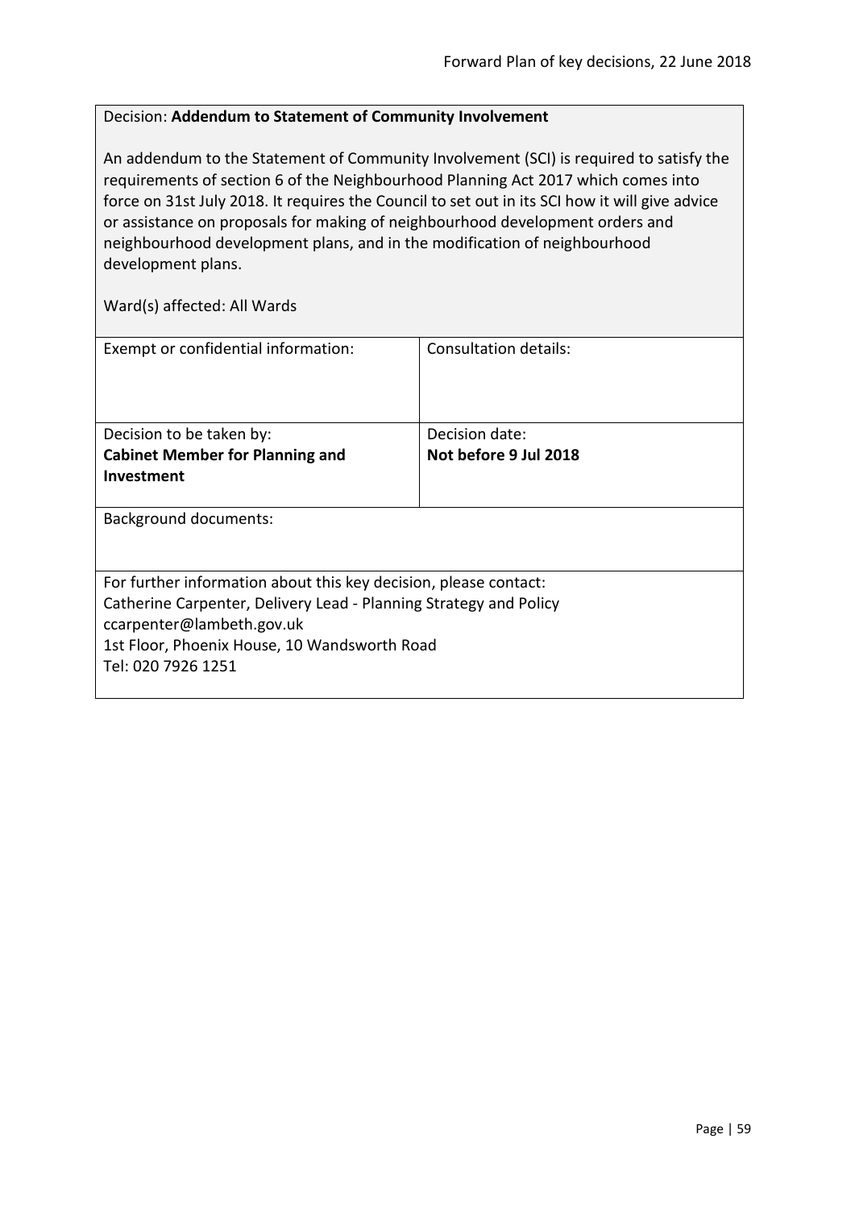Decision: **Addendum to Statement of Community Involvement**

An addendum to the Statement of Community Involvement (SCI) is required to satisfy the requirements of section 6 of the Neighbourhood Planning Act 2017 which comes into force on 31st July 2018. It requires the Council to set out in its SCI how it will give advice or assistance on proposals for making of neighbourhood development orders and neighbourhood development plans, and in the modification of neighbourhood development plans.

Ward(s) affected: All Wards

| | |
|---|---|
| Exempt or confidential information: | Consultation details: |
| Decision to be taken by:<br>**Cabinet Member for Planning and Investment** | Decision date:<br>**Not before 9 Jul 2018** |

Background documents:

For further information about this key decision, please contact:
Catherine Carpenter, Delivery Lead - Planning Strategy and Policy
ccarpenter@lambeth.gov.uk
1st Floor, Phoenix House, 10 Wandsworth Road
Tel: 020 7926 1251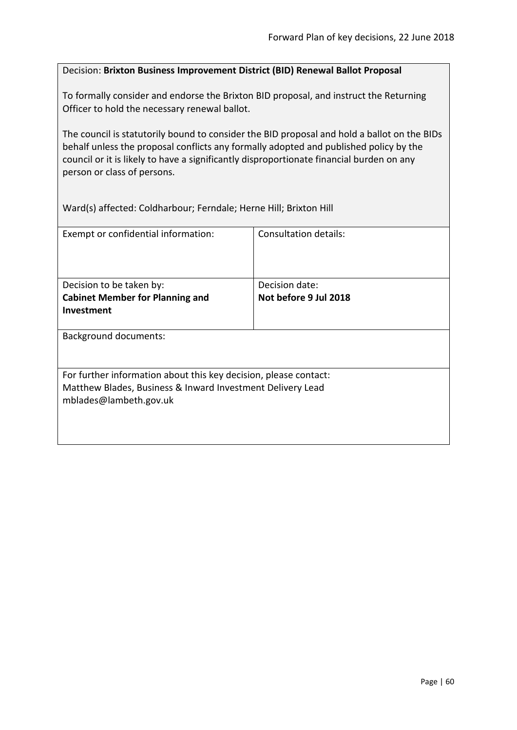Decision: **Brixton Business Improvement District (BID) Renewal Ballot Proposal**

To formally consider and endorse the Brixton BID proposal, and instruct the Returning Officer to hold the necessary renewal ballot.

The council is statutorily bound to consider the BID proposal and hold a ballot on the BIDs behalf unless the proposal conflicts any formally adopted and published policy by the council or it is likely to have a significantly disproportionate financial burden on any person or class of persons.

Ward(s) affected: Coldharbour; Ferndale; Herne Hill; Brixton Hill

| | |
|---|---|
| Exempt or confidential information: | Consultation details: |
| Decision to be taken by:<br>**Cabinet Member for Planning and Investment** | Decision date:<br>**Not before 9 Jul 2018** |

Background documents:

For further information about this key decision, please contact:
Matthew Blades, Business & Inward Investment Delivery Lead
mblades@lambeth.gov.uk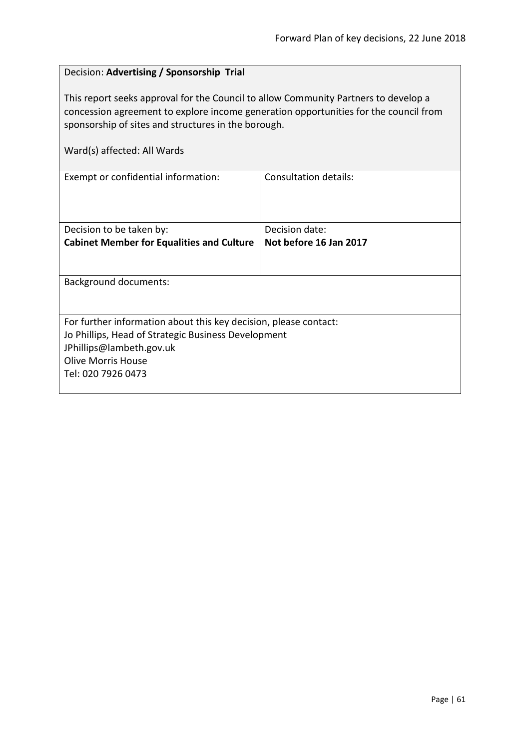Decision: **Advertising / Sponsorship Trial**

This report seeks approval for the Council to allow Community Partners to develop a concession agreement to explore income generation opportunities for the council from sponsorship of sites and structures in the borough.

Ward(s) affected: All Wards

| | |
|---|---|
| Exempt or confidential information: | Consultation details: |
| Decision to be taken by:<br>**Cabinet Member for Equalities and Culture** | Decision date:<br>**Not before 16 Jan 2017** |

Background documents:

For further information about this key decision, please contact:
Jo Phillips, Head of Strategic Business Development
JPhillips@lambeth.gov.uk
Olive Morris House
Tel: 020 7926 0473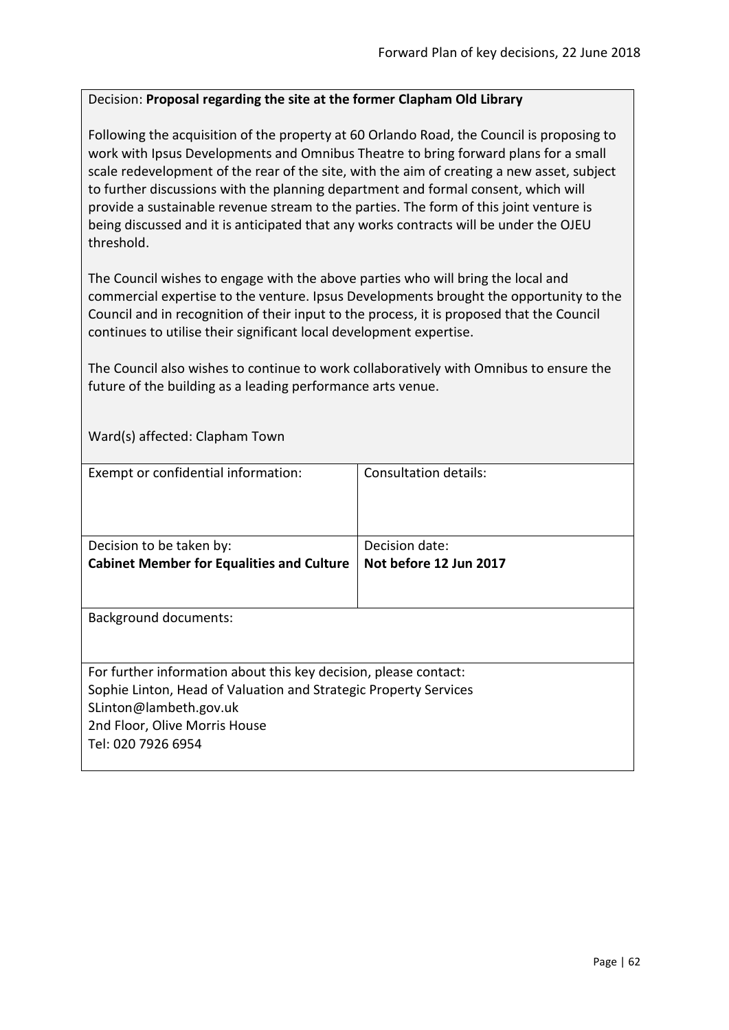Decision: **Proposal regarding the site at the former Clapham Old Library**

Following the acquisition of the property at 60 Orlando Road, the Council is proposing to work with Ipsus Developments and Omnibus Theatre to bring forward plans for a small scale redevelopment of the rear of the site, with the aim of creating a new asset, subject to further discussions with the planning department and formal consent, which will provide a sustainable revenue stream to the parties. The form of this joint venture is being discussed and it is anticipated that any works contracts will be under the OJEU threshold.

The Council wishes to engage with the above parties who will bring the local and commercial expertise to the venture. Ipsus Developments brought the opportunity to the Council and in recognition of their input to the process, it is proposed that the Council continues to utilise their significant local development expertise.

The Council also wishes to continue to work collaboratively with Omnibus to ensure the future of the building as a leading performance arts venue.

Ward(s) affected: Clapham Town

| | |
|---|---|
| Exempt or confidential information: | Consultation details: |
| Decision to be taken by:<br>**Cabinet Member for Equalities and Culture** | Decision date:<br>**Not before 12 Jun 2017** |

Background documents:

For further information about this key decision, please contact:
Sophie Linton, Head of Valuation and Strategic Property Services
SLinton@lambeth.gov.uk
2nd Floor, Olive Morris House
Tel: 020 7926 6954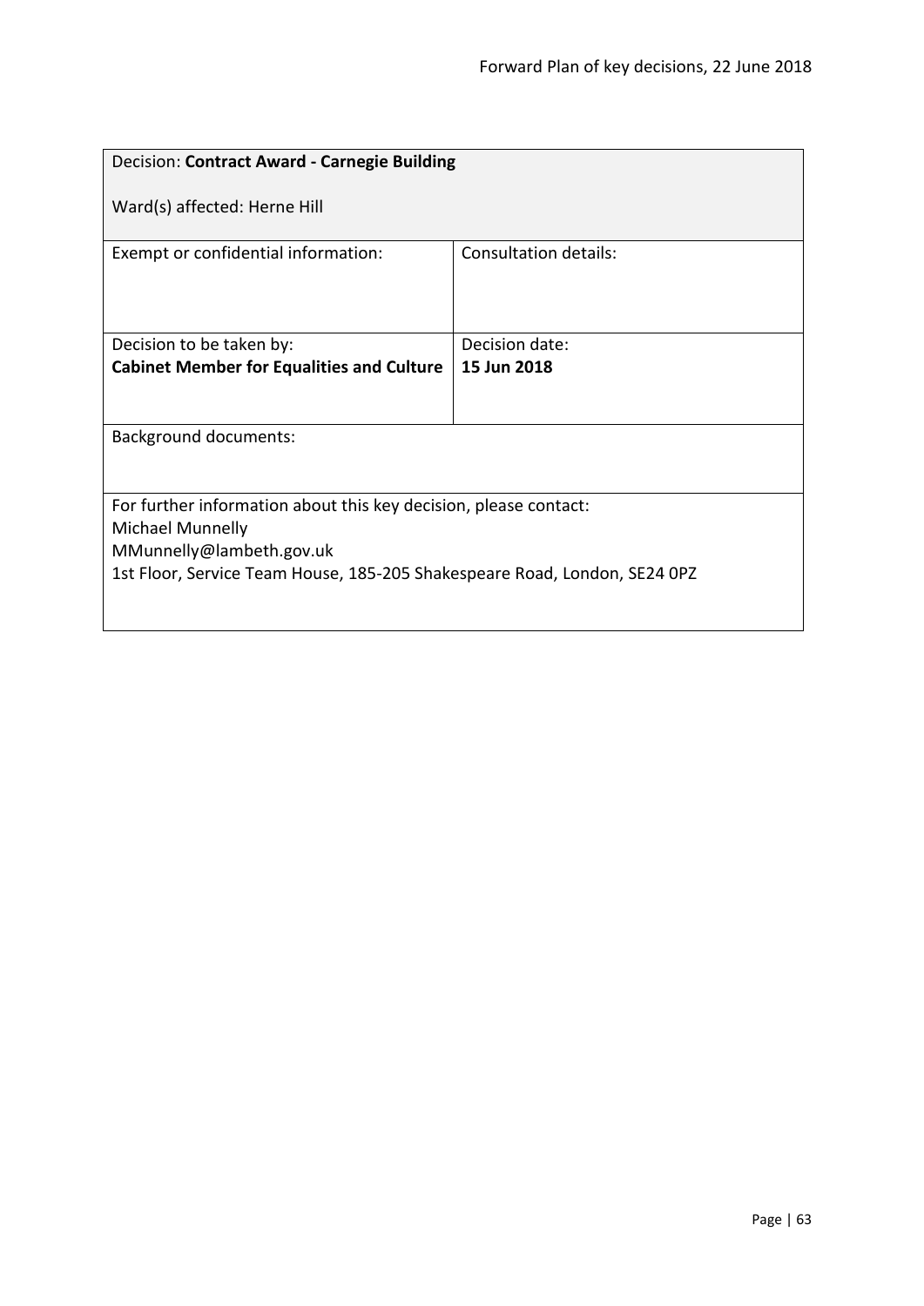| Decision: **Contract Award - Carnegie Building**<br><br>Ward(s) affected: Herne Hill | |
|---|---|
| Exempt or confidential information: | Consultation details: |
| Decision to be taken by:<br>**Cabinet Member for Equalities and Culture** | Decision date:<br>**15 Jun 2018** |
| Background documents: | |
| For further information about this key decision, please contact:<br>Michael Munnelly<br>MMunnelly@lambeth.gov.uk<br>1st Floor, Service Team House, 185-205 Shakespeare Road, London, SE24 0PZ | |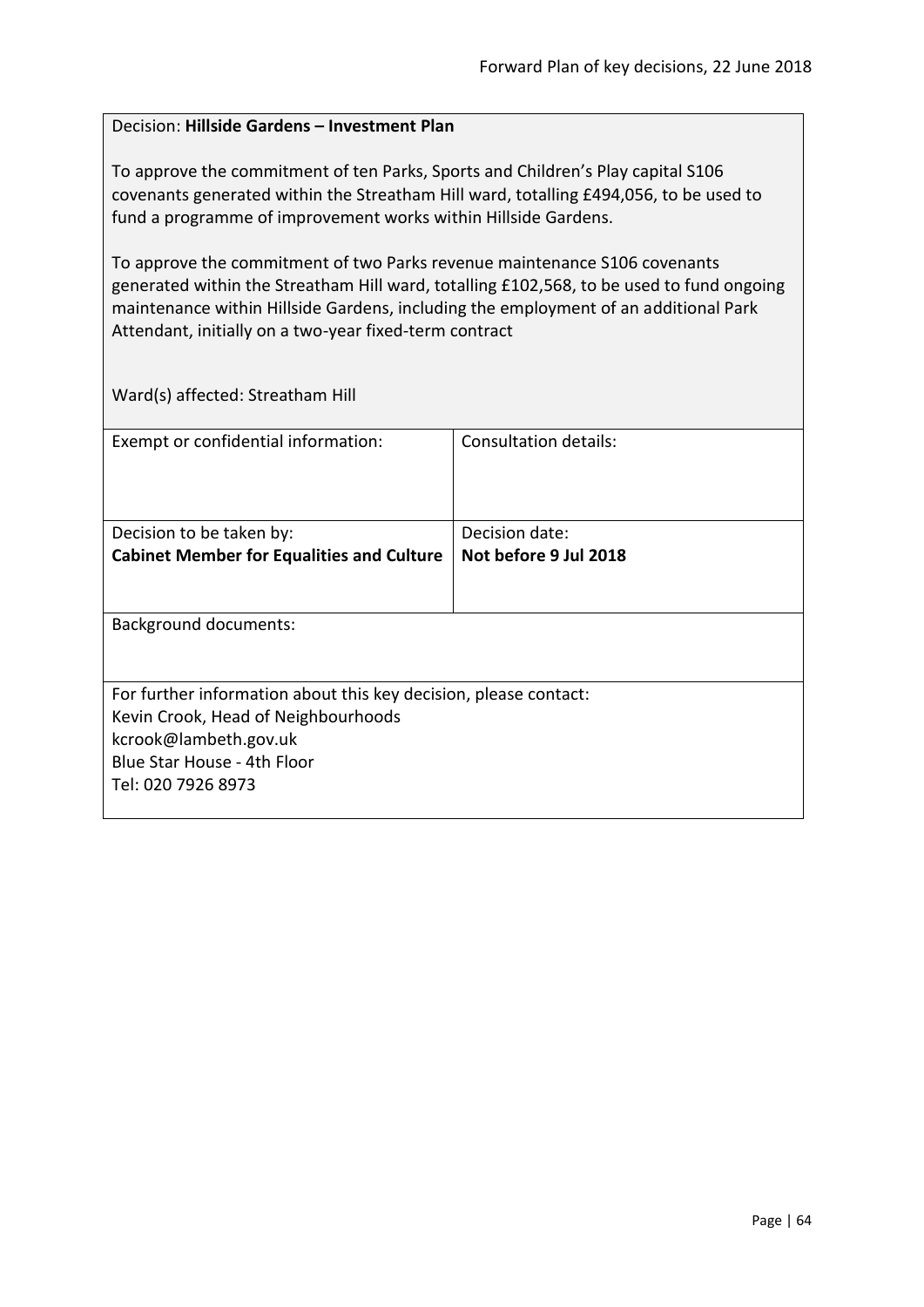Decision: **Hillside Gardens – Investment Plan**

To approve the commitment of ten Parks, Sports and Children's Play capital S106 covenants generated within the Streatham Hill ward, totalling £494,056, to be used to fund a programme of improvement works within Hillside Gardens.

To approve the commitment of two Parks revenue maintenance S106 covenants generated within the Streatham Hill ward, totalling £102,568, to be used to fund ongoing maintenance within Hillside Gardens, including the employment of an additional Park Attendant, initially on a two-year fixed-term contract

Ward(s) affected: Streatham Hill

| | |
|---|---|
| Exempt or confidential information: | Consultation details: |
| Decision to be taken by:<br>**Cabinet Member for Equalities and Culture** | Decision date:<br>**Not before 9 Jul 2018** |

Background documents:

For further information about this key decision, please contact:
Kevin Crook, Head of Neighbourhoods
kcrook@lambeth.gov.uk
Blue Star House - 4th Floor
Tel: 020 7926 8973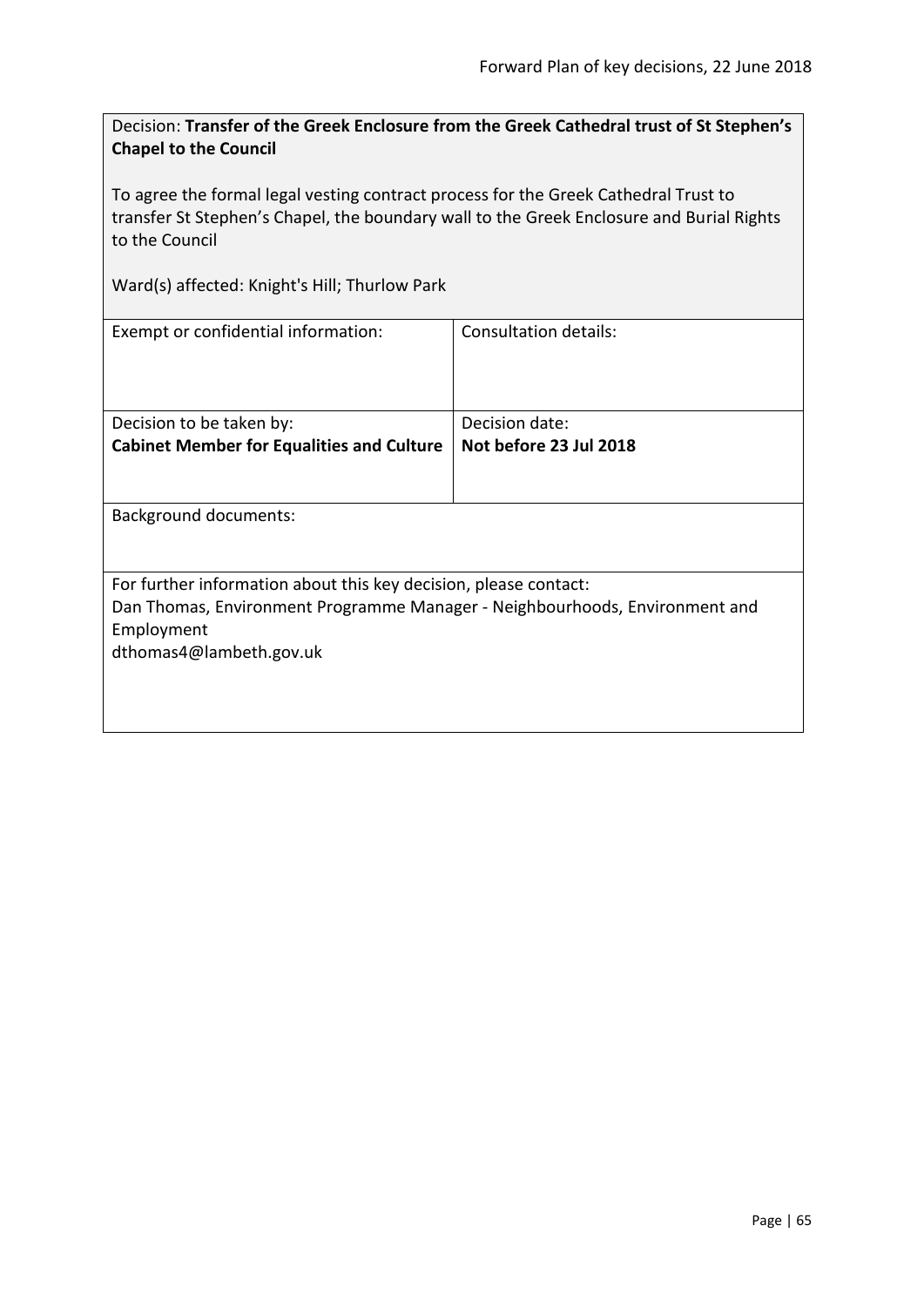Decision: **Transfer of the Greek Enclosure from the Greek Cathedral trust of St Stephen's Chapel to the Council**

To agree the formal legal vesting contract process for the Greek Cathedral Trust to transfer St Stephen's Chapel, the boundary wall to the Greek Enclosure and Burial Rights to the Council

Ward(s) affected: Knight's Hill; Thurlow Park

| | |
|---|---|
| Exempt or confidential information: | Consultation details: |
| Decision to be taken by:<br>**Cabinet Member for Equalities and Culture** | Decision date:<br>**Not before 23 Jul 2018** |

Background documents:

For further information about this key decision, please contact:
Dan Thomas, Environment Programme Manager - Neighbourhoods, Environment and Employment
dthomas4@lambeth.gov.uk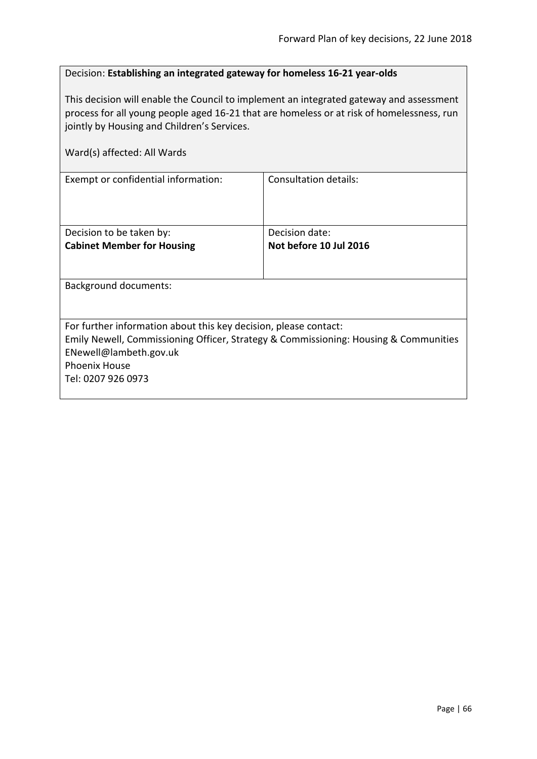Decision: **Establishing an integrated gateway for homeless 16-21 year-olds**

This decision will enable the Council to implement an integrated gateway and assessment process for all young people aged 16-21 that are homeless or at risk of homelessness, run jointly by Housing and Children's Services.

Ward(s) affected: All Wards

| | |
|---|---|
| Exempt or confidential information: | Consultation details: |
| Decision to be taken by:<br>**Cabinet Member for Housing** | Decision date:<br>**Not before 10 Jul 2016** |

Background documents:

For further information about this key decision, please contact:
Emily Newell, Commissioning Officer, Strategy & Commissioning: Housing & Communities
ENewell@lambeth.gov.uk
Phoenix House
Tel: 0207 926 0973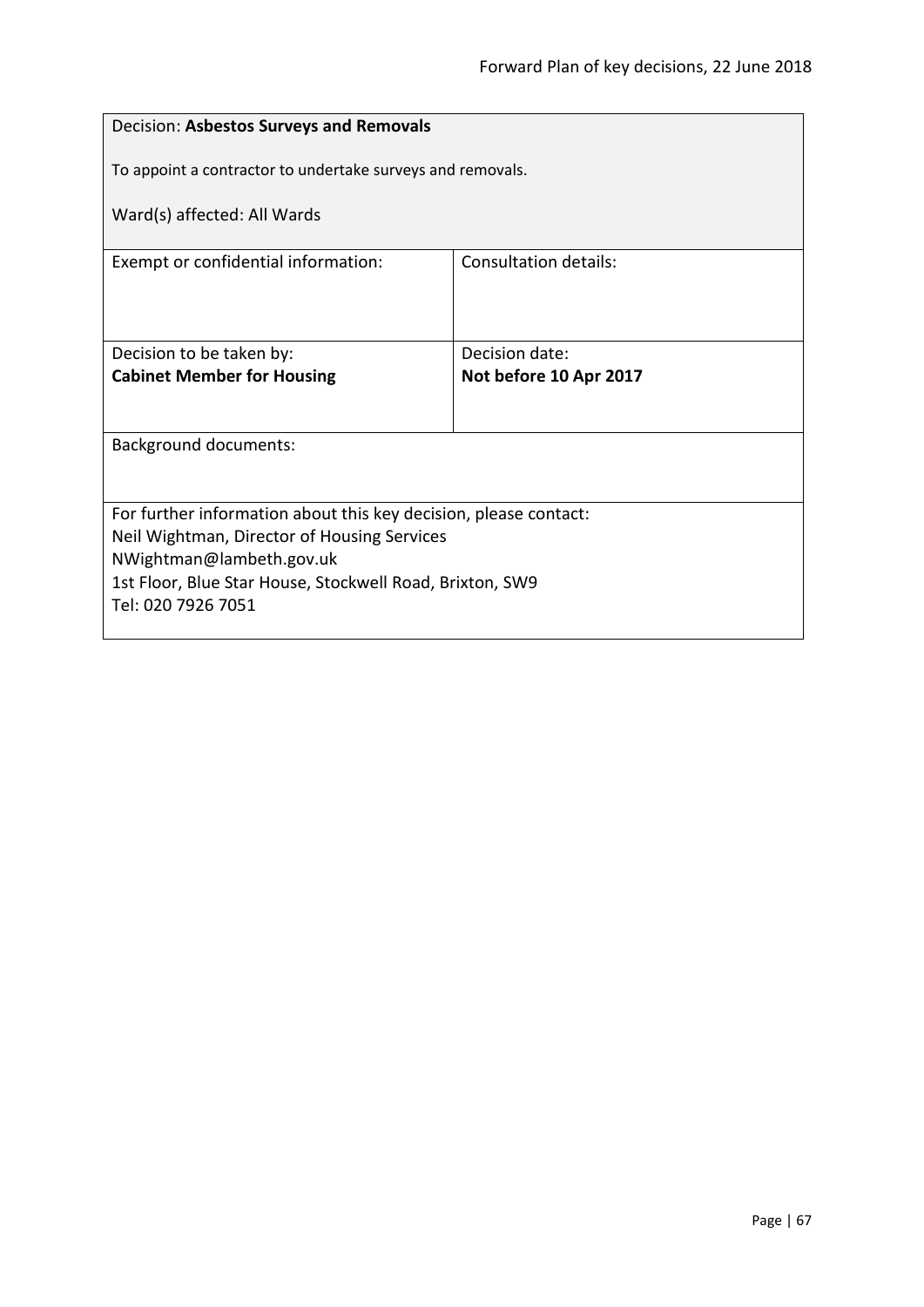Decision: **Asbestos Surveys and Removals**

To appoint a contractor to undertake surveys and removals.

Ward(s) affected: All Wards

| | |
|---|---|
| Exempt or confidential information: | Consultation details: |
| Decision to be taken by:<br>**Cabinet Member for Housing** | Decision date:<br>**Not before 10 Apr 2017** |

Background documents:

For further information about this key decision, please contact:
Neil Wightman, Director of Housing Services
NWightman@lambeth.gov.uk
1st Floor, Blue Star House, Stockwell Road, Brixton, SW9
Tel: 020 7926 7051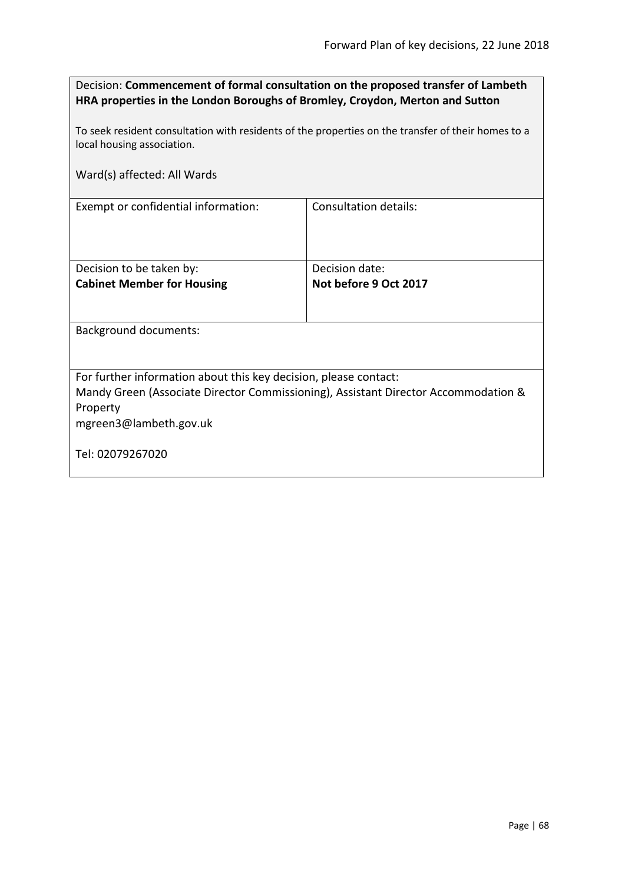Decision: **Commencement of formal consultation on the proposed transfer of Lambeth HRA properties in the London Boroughs of Bromley, Croydon, Merton and Sutton**

To seek resident consultation with residents of the properties on the transfer of their homes to a local housing association.

Ward(s) affected: All Wards

| | |
|---|---|
| Exempt or confidential information: | Consultation details: |
| Decision to be taken by:<br>**Cabinet Member for Housing** | Decision date:<br>**Not before 9 Oct 2017** |

Background documents:

For further information about this key decision, please contact:
Mandy Green (Associate Director Commissioning), Assistant Director Accommodation & Property
mgreen3@lambeth.gov.uk

Tel: 02079267020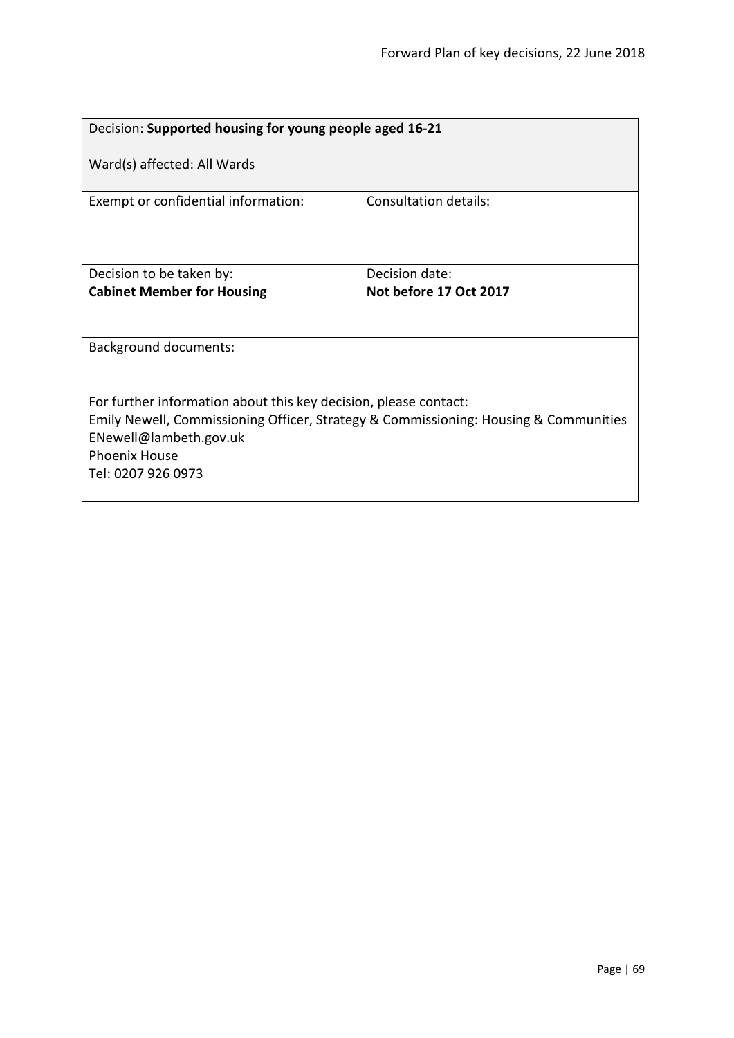| Decision: **Supported housing for young people aged 16-21**<br><br>Ward(s) affected: All Wards | |
|---|---|
| Exempt or confidential information: | Consultation details: |
| Decision to be taken by:<br>**Cabinet Member for Housing** | Decision date:<br>**Not before 17 Oct 2017** |
| Background documents: | |
| For further information about this key decision, please contact:<br>Emily Newell, Commissioning Officer, Strategy & Commissioning: Housing & Communities<br>ENewell@lambeth.gov.uk<br>Phoenix House<br>Tel: 0207 926 0973 | |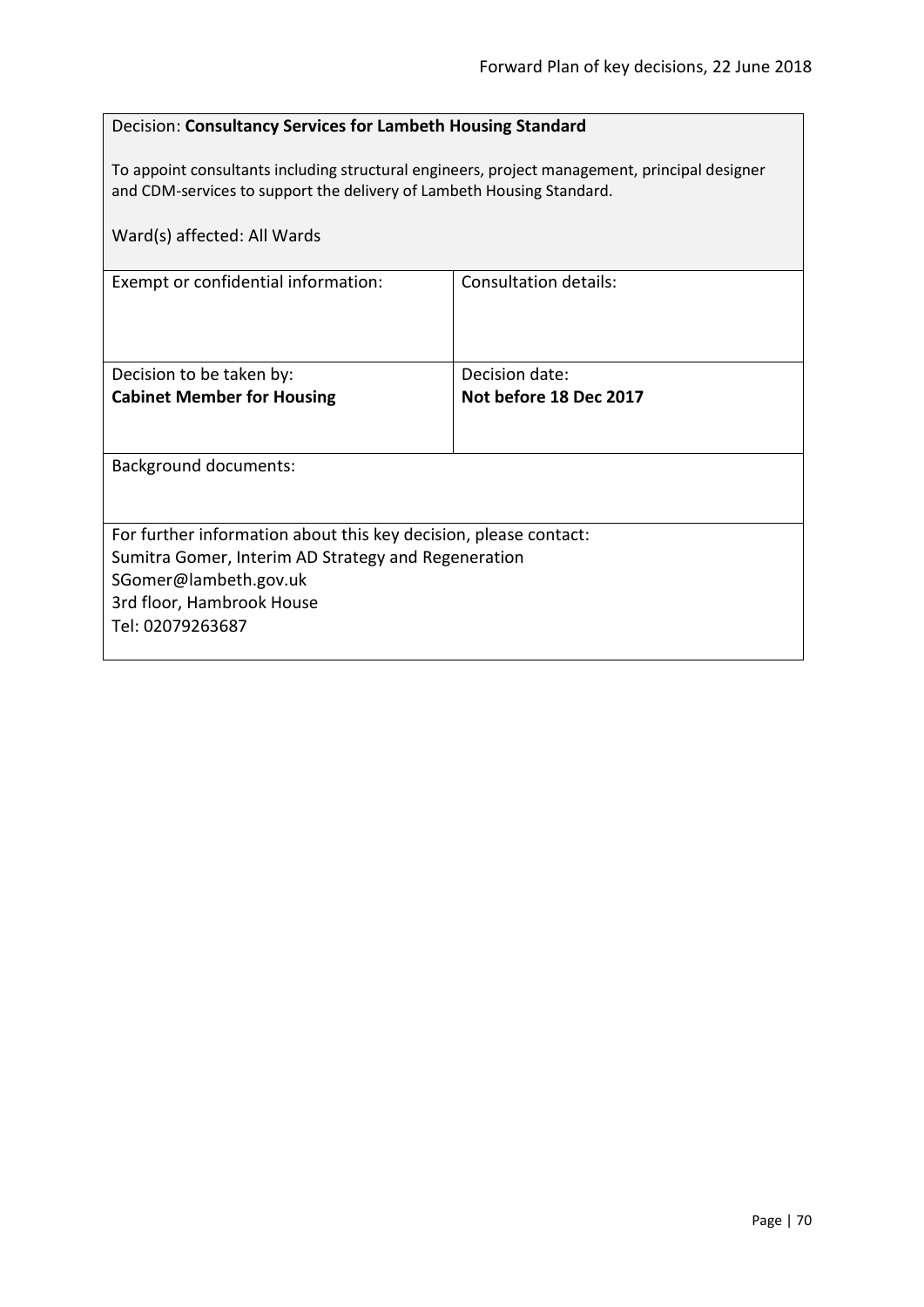Decision: **Consultancy Services for Lambeth Housing Standard**

To appoint consultants including structural engineers, project management, principal designer and CDM-services to support the delivery of Lambeth Housing Standard.

Ward(s) affected: All Wards

| | |
|---|---|
| Exempt or confidential information: | Consultation details: |
| Decision to be taken by:<br>**Cabinet Member for Housing** | Decision date:<br>**Not before 18 Dec 2017** |

Background documents:

For further information about this key decision, please contact:
Sumitra Gomer, Interim AD Strategy and Regeneration
SGomer@lambeth.gov.uk
3rd floor, Hambrook House
Tel: 02079263687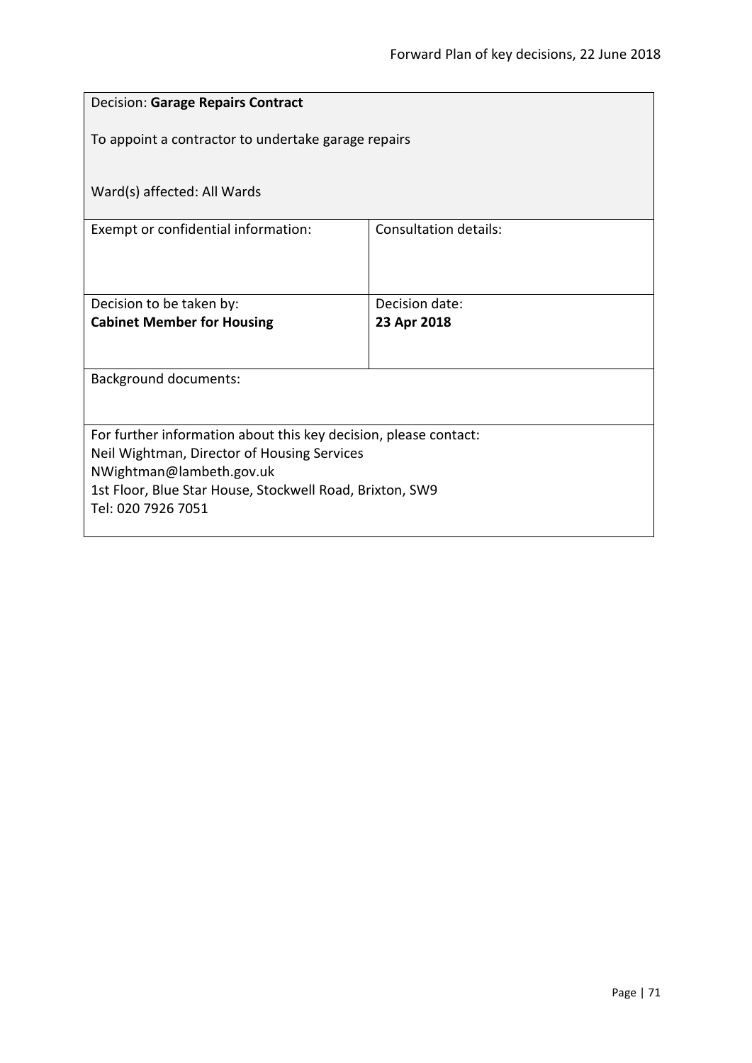| Decision: **Garage Repairs Contract**<br><br>To appoint a contractor to undertake garage repairs<br><br>Ward(s) affected: All Wards | |
|---|---|
| Exempt or confidential information: | Consultation details: |
| Decision to be taken by:<br>**Cabinet Member for Housing** | Decision date:<br>**23 Apr 2018** |
| Background documents: | |
| For further information about this key decision, please contact:<br>Neil Wightman, Director of Housing Services<br>NWightman@lambeth.gov.uk<br>1st Floor, Blue Star House, Stockwell Road, Brixton, SW9<br>Tel: 020 7926 7051 | |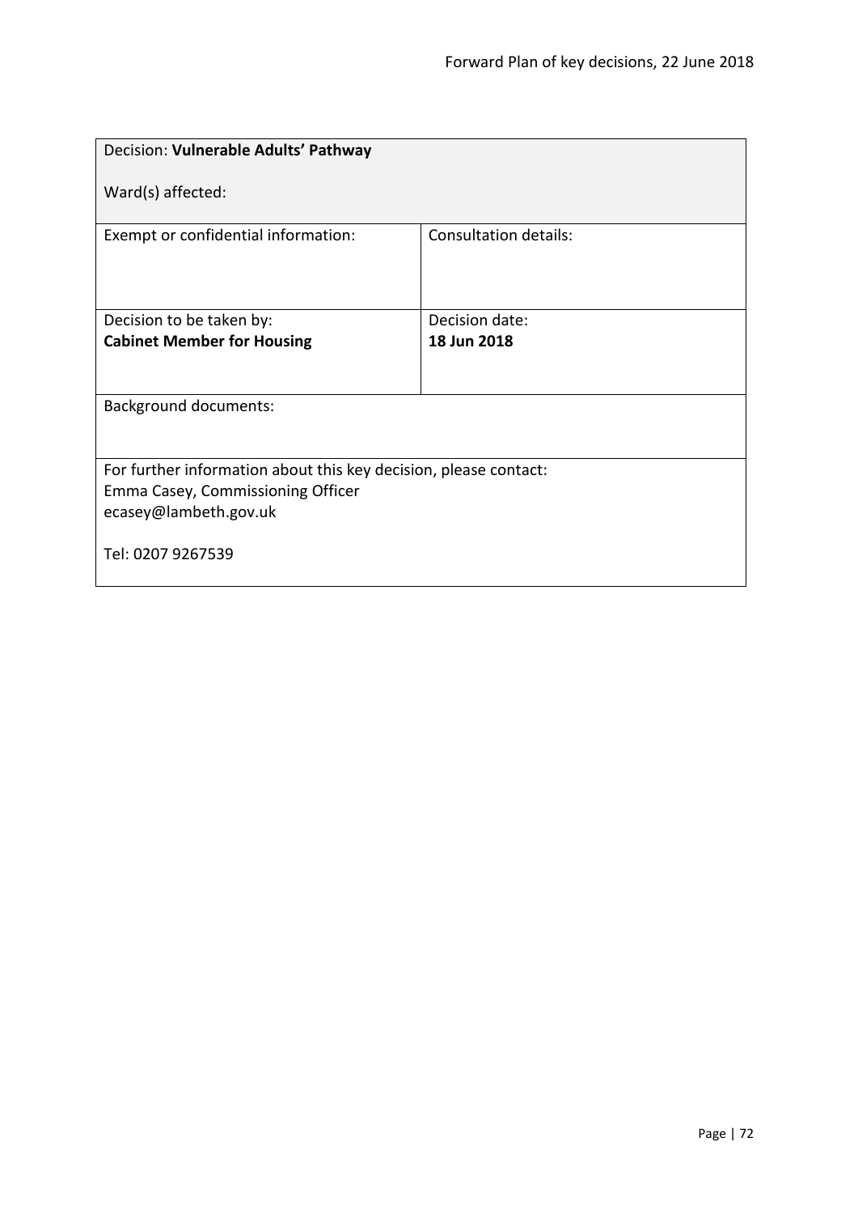| Decision: **Vulnerable Adults' Pathway**<br><br>Ward(s) affected: | |
|---|---|
| Exempt or confidential information: | Consultation details: |
| Decision to be taken by:<br>**Cabinet Member for Housing** | Decision date:<br>**18 Jun 2018** |
| Background documents: | |
| For further information about this key decision, please contact:<br>Emma Casey, Commissioning Officer<br>ecasey@lambeth.gov.uk<br><br>Tel: 0207 9267539 | |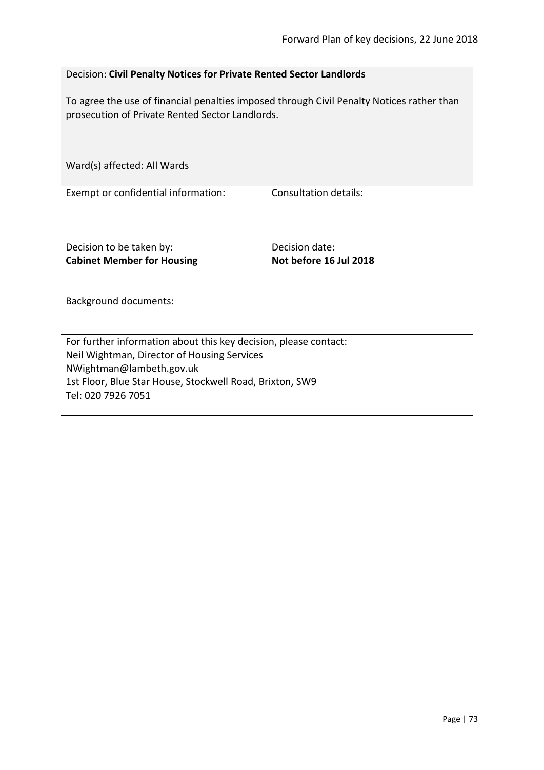Decision: **Civil Penalty Notices for Private Rented Sector Landlords**

To agree the use of financial penalties imposed through Civil Penalty Notices rather than prosecution of Private Rented Sector Landlords.

Ward(s) affected: All Wards

| | |
|---|---|
| Exempt or confidential information: | Consultation details: |
| Decision to be taken by:<br>**Cabinet Member for Housing** | Decision date:<br>**Not before 16 Jul 2018** |

Background documents:

For further information about this key decision, please contact:
Neil Wightman, Director of Housing Services
NWightman@lambeth.gov.uk
1st Floor, Blue Star House, Stockwell Road, Brixton, SW9
Tel: 020 7926 7051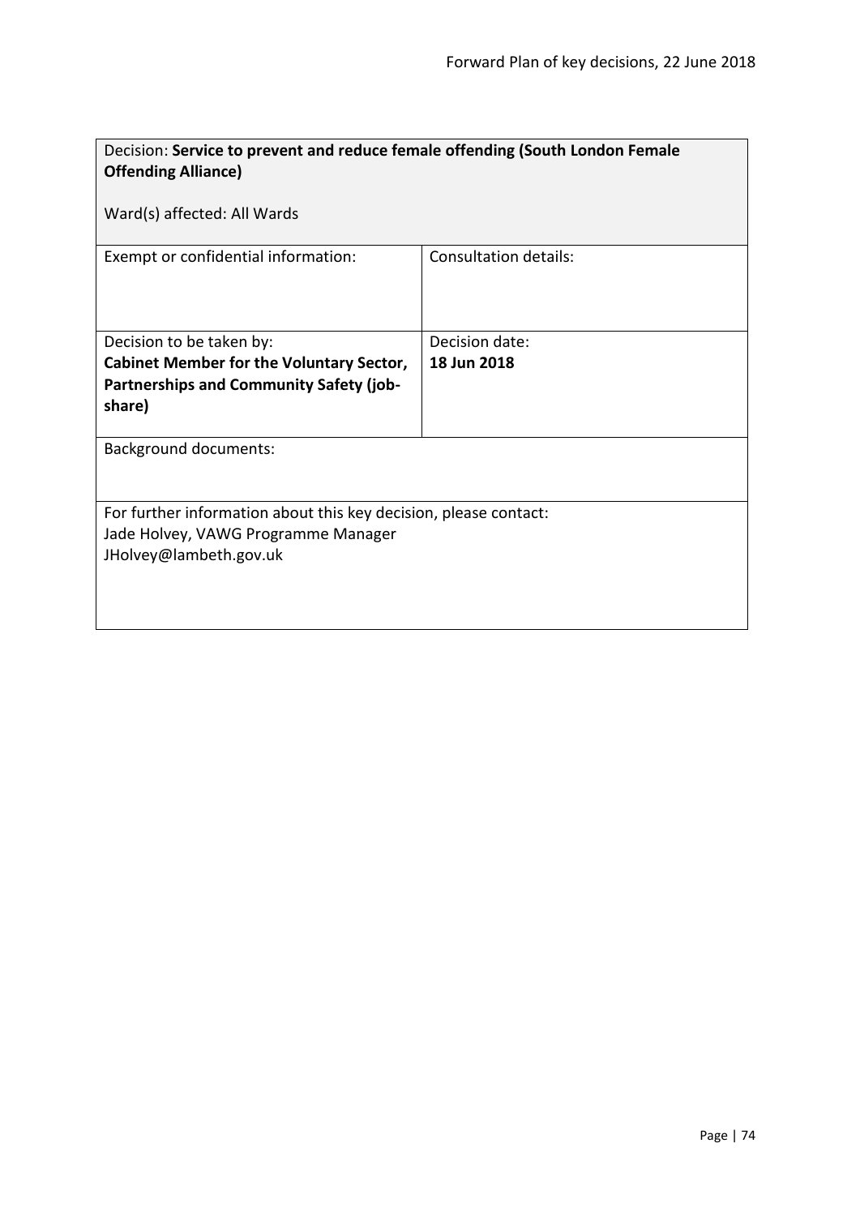Decision: **Service to prevent and reduce female offending (South London Female Offending Alliance)**

Ward(s) affected: All Wards

| | |
|---|---|
| Exempt or confidential information: | Consultation details: |
| Decision to be taken by:<br>**Cabinet Member for the Voluntary Sector, Partnerships and Community Safety (job-share)** | Decision date:<br>**18 Jun 2018** |

Background documents:

For further information about this key decision, please contact:
Jade Holvey, VAWG Programme Manager
JHolvey@lambeth.gov.uk